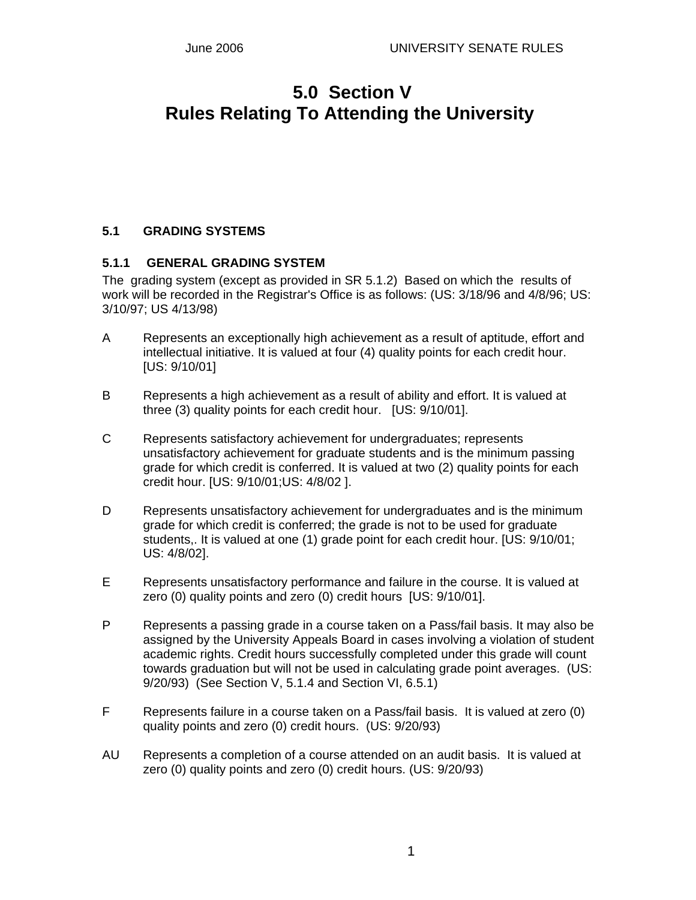# 5.0 Section V
# Rules Relating To Attending the University

## 5.1 GRADING SYSTEMS

### 5.1.1 GENERAL GRADING SYSTEM

The grading system (except as provided in SR 5.1.2) Based on which the results of work will be recorded in the Registrar's Office is as follows: (US: 3/18/96 and 4/8/96; US: 3/10/97; US 4/13/98)

A Represents an exceptionally high achievement as a result of aptitude, effort and intellectual initiative. It is valued at four (4) quality points for each credit hour. [US: 9/10/01]

B Represents a high achievement as a result of ability and effort. It is valued at three (3) quality points for each credit hour. [US: 9/10/01].

C Represents satisfactory achievement for undergraduates; represents unsatisfactory achievement for graduate students and is the minimum passing grade for which credit is conferred. It is valued at two (2) quality points for each credit hour. [US: 9/10/01;US: 4/8/02 ].

D Represents unsatisfactory achievement for undergraduates and is the minimum grade for which credit is conferred; the grade is not to be used for graduate students,. It is valued at one (1) grade point for each credit hour. [US: 9/10/01; US: 4/8/02].

E Represents unsatisfactory performance and failure in the course. It is valued at zero (0) quality points and zero (0) credit hours [US: 9/10/01].

P Represents a passing grade in a course taken on a Pass/fail basis. It may also be assigned by the University Appeals Board in cases involving a violation of student academic rights. Credit hours successfully completed under this grade will count towards graduation but will not be used in calculating grade point averages. (US: 9/20/93) (See Section V, 5.1.4 and Section VI, 6.5.1)

F Represents failure in a course taken on a Pass/fail basis. It is valued at zero (0) quality points and zero (0) credit hours. (US: 9/20/93)

AU Represents a completion of a course attended on an audit basis. It is valued at zero (0) quality points and zero (0) credit hours. (US: 9/20/93)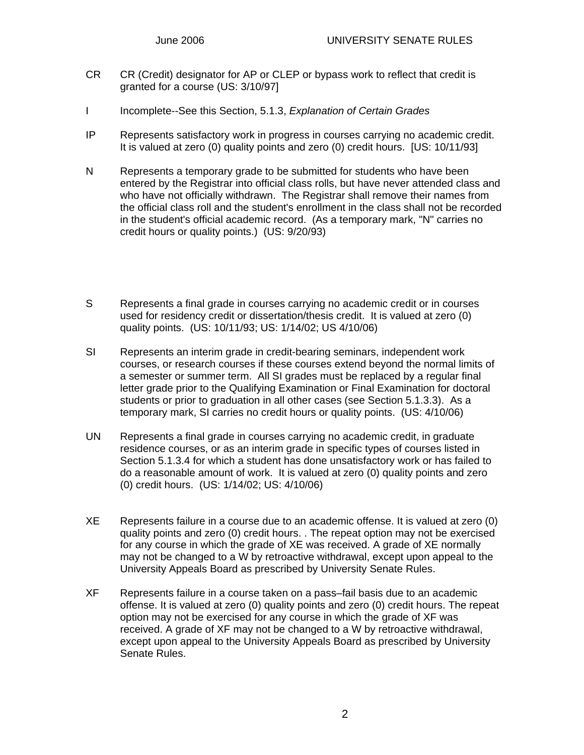CR CR (Credit) designator for AP or CLEP or bypass work to reflect that credit is granted for a course (US: 3/10/97]

I Incomplete--See this Section, 5.1.3, *Explanation of Certain Grades*

IP Represents satisfactory work in progress in courses carrying no academic credit. It is valued at zero (0) quality points and zero (0) credit hours. [US: 10/11/93]

N Represents a temporary grade to be submitted for students who have been entered by the Registrar into official class rolls, but have never attended class and who have not officially withdrawn. The Registrar shall remove their names from the official class roll and the student's enrollment in the class shall not be recorded in the student's official academic record. (As a temporary mark, "N" carries no credit hours or quality points.) (US: 9/20/93)

S Represents a final grade in courses carrying no academic credit or in courses used for residency credit or dissertation/thesis credit. It is valued at zero (0) quality points. (US: 10/11/93; US: 1/14/02; US 4/10/06)

SI Represents an interim grade in credit-bearing seminars, independent work courses, or research courses if these courses extend beyond the normal limits of a semester or summer term. All SI grades must be replaced by a regular final letter grade prior to the Qualifying Examination or Final Examination for doctoral students or prior to graduation in all other cases (see Section 5.1.3.3). As a temporary mark, SI carries no credit hours or quality points. (US: 4/10/06)

UN Represents a final grade in courses carrying no academic credit, in graduate residence courses, or as an interim grade in specific types of courses listed in Section 5.1.3.4 for which a student has done unsatisfactory work or has failed to do a reasonable amount of work. It is valued at zero (0) quality points and zero (0) credit hours. (US: 1/14/02; US: 4/10/06)

XE Represents failure in a course due to an academic offense. It is valued at zero (0) quality points and zero (0) credit hours. . The repeat option may not be exercised for any course in which the grade of XE was received. A grade of XE normally may not be changed to a W by retroactive withdrawal, except upon appeal to the University Appeals Board as prescribed by University Senate Rules.

XF Represents failure in a course taken on a pass–fail basis due to an academic offense. It is valued at zero (0) quality points and zero (0) credit hours. The repeat option may not be exercised for any course in which the grade of XF was received. A grade of XF may not be changed to a W by retroactive withdrawal, except upon appeal to the University Appeals Board as prescribed by University Senate Rules.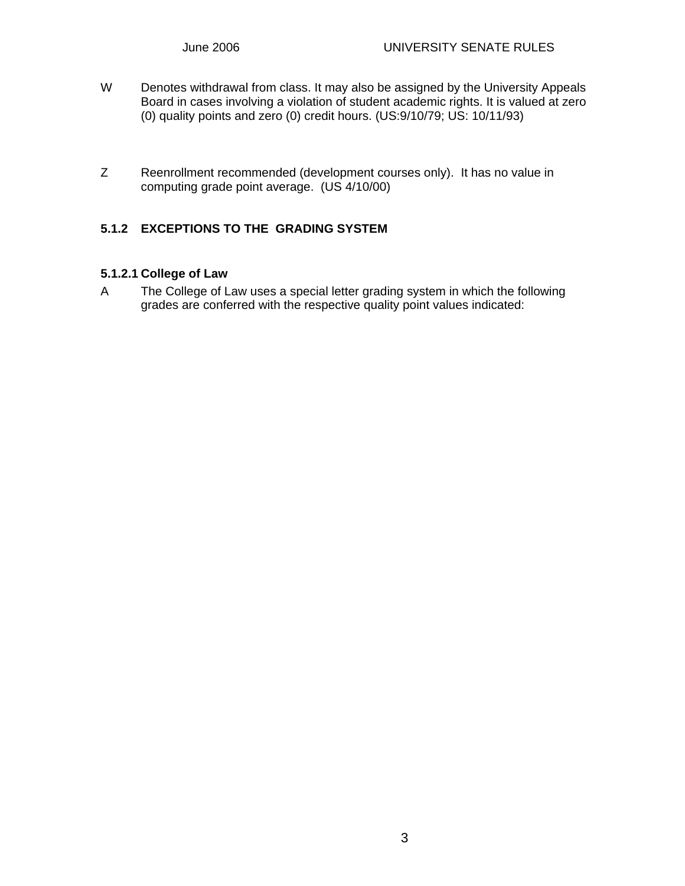W Denotes withdrawal from class. It may also be assigned by the University Appeals Board in cases involving a violation of student academic rights. It is valued at zero (0) quality points and zero (0) credit hours. (US:9/10/79; US: 10/11/93)

Z Reenrollment recommended (development courses only). It has no value in computing grade point average. (US 4/10/00)

### 5.1.2 EXCEPTIONS TO THE GRADING SYSTEM

#### 5.1.2.1 College of Law

A The College of Law uses a special letter grading system in which the following grades are conferred with the respective quality point values indicated: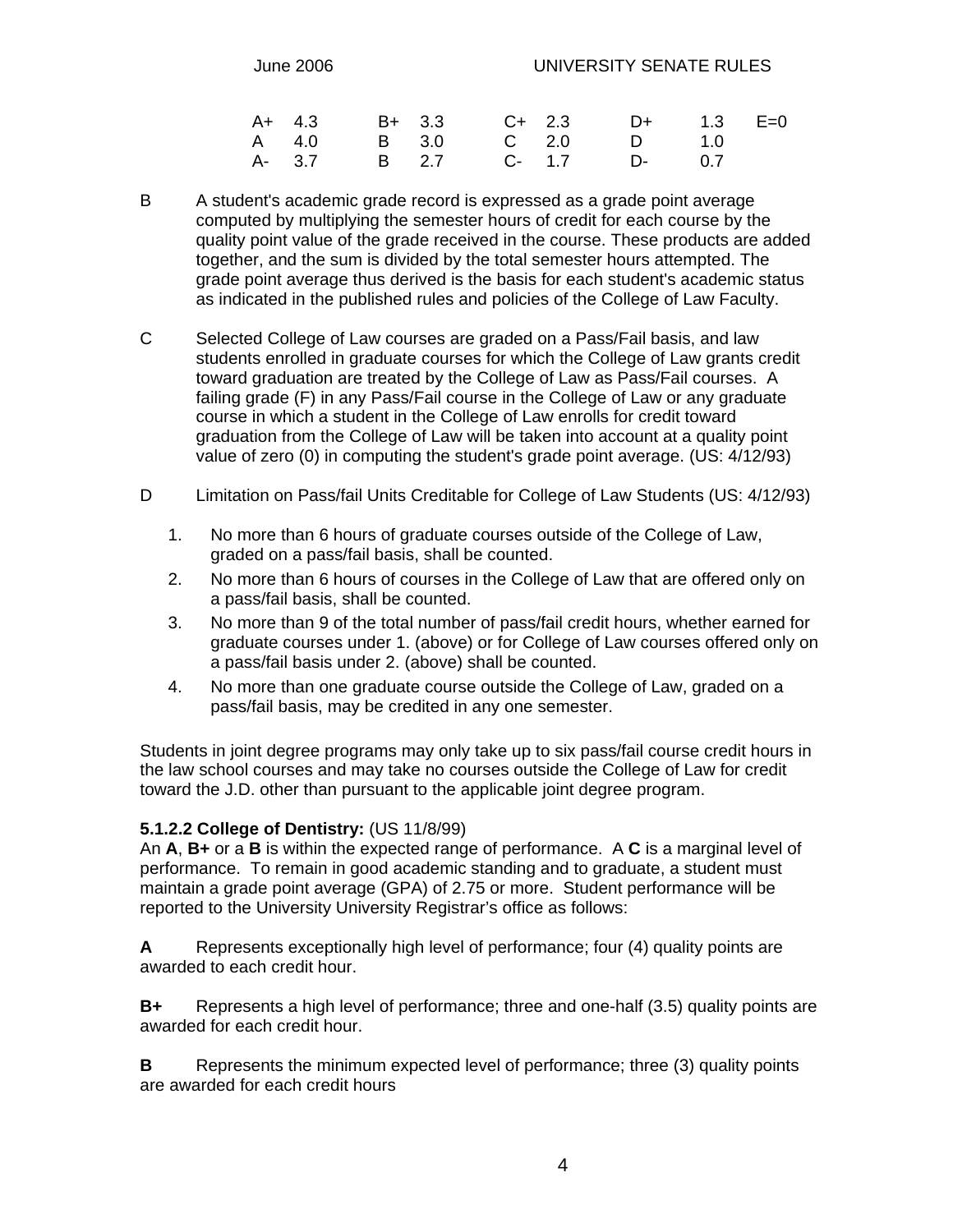| | | | | | | | | |
|---|---|---|---|---|---|---|---|---|
| A+ 4.3 | | B+ 3.3 | | C+ 2.3 | | D+ | 1.3 | E=0 |
| A 4.0 | | B 3.0 | | C 2.0 | | D | 1.0 | |
| A- 3.7 | | B 2.7 | | C- 1.7 | | D- | 0.7 | |

B A student's academic grade record is expressed as a grade point average computed by multiplying the semester hours of credit for each course by the quality point value of the grade received in the course. These products are added together, and the sum is divided by the total semester hours attempted. The grade point average thus derived is the basis for each student's academic status as indicated in the published rules and policies of the College of Law Faculty.

C Selected College of Law courses are graded on a Pass/Fail basis, and law students enrolled in graduate courses for which the College of Law grants credit toward graduation are treated by the College of Law as Pass/Fail courses. A failing grade (F) in any Pass/Fail course in the College of Law or any graduate course in which a student in the College of Law enrolls for credit toward graduation from the College of Law will be taken into account at a quality point value of zero (0) in computing the student's grade point average. (US: 4/12/93)

D Limitation on Pass/fail Units Creditable for College of Law Students (US: 4/12/93)

1. No more than 6 hours of graduate courses outside of the College of Law, graded on a pass/fail basis, shall be counted.
2. No more than 6 hours of courses in the College of Law that are offered only on a pass/fail basis, shall be counted.
3. No more than 9 of the total number of pass/fail credit hours, whether earned for graduate courses under 1. (above) or for College of Law courses offered only on a pass/fail basis under 2. (above) shall be counted.
4. No more than one graduate course outside the College of Law, graded on a pass/fail basis, may be credited in any one semester.

Students in joint degree programs may only take up to six pass/fail course credit hours in the law school courses and may take no courses outside the College of Law for credit toward the J.D. other than pursuant to the applicable joint degree program.

**5.1.2.2 College of Dentistry:** (US 11/8/99)
An **A**, **B+** or a **B** is within the expected range of performance. A **C** is a marginal level of performance. To remain in good academic standing and to graduate, a student must maintain a grade point average (GPA) of 2.75 or more. Student performance will be reported to the University University Registrar's office as follows:

**A** Represents exceptionally high level of performance; four (4) quality points are awarded to each credit hour.

**B+** Represents a high level of performance; three and one-half (3.5) quality points are awarded for each credit hour.

**B** Represents the minimum expected level of performance; three (3) quality points are awarded for each credit hours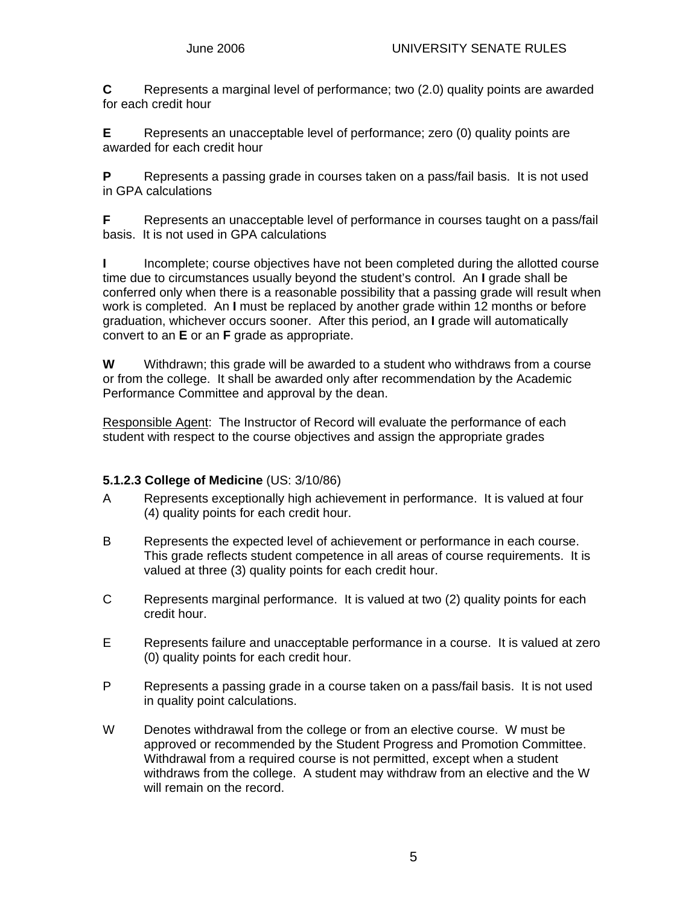**C** Represents a marginal level of performance; two (2.0) quality points are awarded for each credit hour

**E** Represents an unacceptable level of performance; zero (0) quality points are awarded for each credit hour

**P** Represents a passing grade in courses taken on a pass/fail basis. It is not used in GPA calculations

**F** Represents an unacceptable level of performance in courses taught on a pass/fail basis. It is not used in GPA calculations

**I** Incomplete; course objectives have not been completed during the allotted course time due to circumstances usually beyond the student's control. An **I** grade shall be conferred only when there is a reasonable possibility that a passing grade will result when work is completed. An **I** must be replaced by another grade within 12 months or before graduation, whichever occurs sooner. After this period, an **I** grade will automatically convert to an **E** or an **F** grade as appropriate.

**W** Withdrawn; this grade will be awarded to a student who withdraws from a course or from the college. It shall be awarded only after recommendation by the Academic Performance Committee and approval by the dean.

Responsible Agent: The Instructor of Record will evaluate the performance of each student with respect to the course objectives and assign the appropriate grades

#### 5.1.2.3 College of Medicine (US: 3/10/86)

A Represents exceptionally high achievement in performance. It is valued at four (4) quality points for each credit hour.

B Represents the expected level of achievement or performance in each course. This grade reflects student competence in all areas of course requirements. It is valued at three (3) quality points for each credit hour.

C Represents marginal performance. It is valued at two (2) quality points for each credit hour.

E Represents failure and unacceptable performance in a course. It is valued at zero (0) quality points for each credit hour.

P Represents a passing grade in a course taken on a pass/fail basis. It is not used in quality point calculations.

W Denotes withdrawal from the college or from an elective course. W must be approved or recommended by the Student Progress and Promotion Committee. Withdrawal from a required course is not permitted, except when a student withdraws from the college. A student may withdraw from an elective and the W will remain on the record.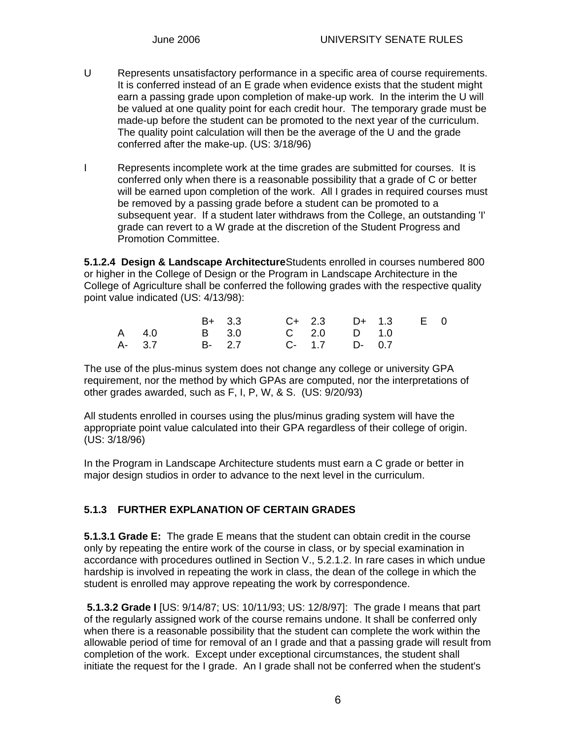U Represents unsatisfactory performance in a specific area of course requirements. It is conferred instead of an E grade when evidence exists that the student might earn a passing grade upon completion of make-up work. In the interim the U will be valued at one quality point for each credit hour. The temporary grade must be made-up before the student can be promoted to the next year of the curriculum. The quality point calculation will then be the average of the U and the grade conferred after the make-up. (US: 3/18/96)

I Represents incomplete work at the time grades are submitted for courses. It is conferred only when there is a reasonable possibility that a grade of C or better will be earned upon completion of the work. All I grades in required courses must be removed by a passing grade before a student can be promoted to a subsequent year. If a student later withdraws from the College, an outstanding 'I' grade can revert to a W grade at the discretion of the Student Progress and Promotion Committee.

**5.1.2.4 Design & Landscape Architecture** Students enrolled in courses numbered 800 or higher in the College of Design or the Program in Landscape Architecture in the College of Agriculture shall be conferred the following grades with the respective quality point value indicated (US: 4/13/98):

| | | | | | | | | | |
|---|---|---|---|---|---|---|---|---|---|
| | | B+ | 3.3 | C+ | 2.3 | D+ | 1.3 | E | 0 |
| A | 4.0 | B | 3.0 | C | 2.0 | D | 1.0 | | |
| A- | 3.7 | B- | 2.7 | C- | 1.7 | D- | 0.7 | | |

The use of the plus-minus system does not change any college or university GPA requirement, nor the method by which GPAs are computed, nor the interpretations of other grades awarded, such as F, I, P, W, & S. (US: 9/20/93)

All students enrolled in courses using the plus/minus grading system will have the appropriate point value calculated into their GPA regardless of their college of origin. (US: 3/18/96)

In the Program in Landscape Architecture students must earn a C grade or better in major design studios in order to advance to the next level in the curriculum.

### 5.1.3 FURTHER EXPLANATION OF CERTAIN GRADES

**5.1.3.1 Grade E:** The grade E means that the student can obtain credit in the course only by repeating the entire work of the course in class, or by special examination in accordance with procedures outlined in Section V., 5.2.1.2. In rare cases in which undue hardship is involved in repeating the work in class, the dean of the college in which the student is enrolled may approve repeating the work by correspondence.

**5.1.3.2 Grade I** [US: 9/14/87; US: 10/11/93; US: 12/8/97]: The grade I means that part of the regularly assigned work of the course remains undone. It shall be conferred only when there is a reasonable possibility that the student can complete the work within the allowable period of time for removal of an I grade and that a passing grade will result from completion of the work. Except under exceptional circumstances, the student shall initiate the request for the I grade. An I grade shall not be conferred when the student's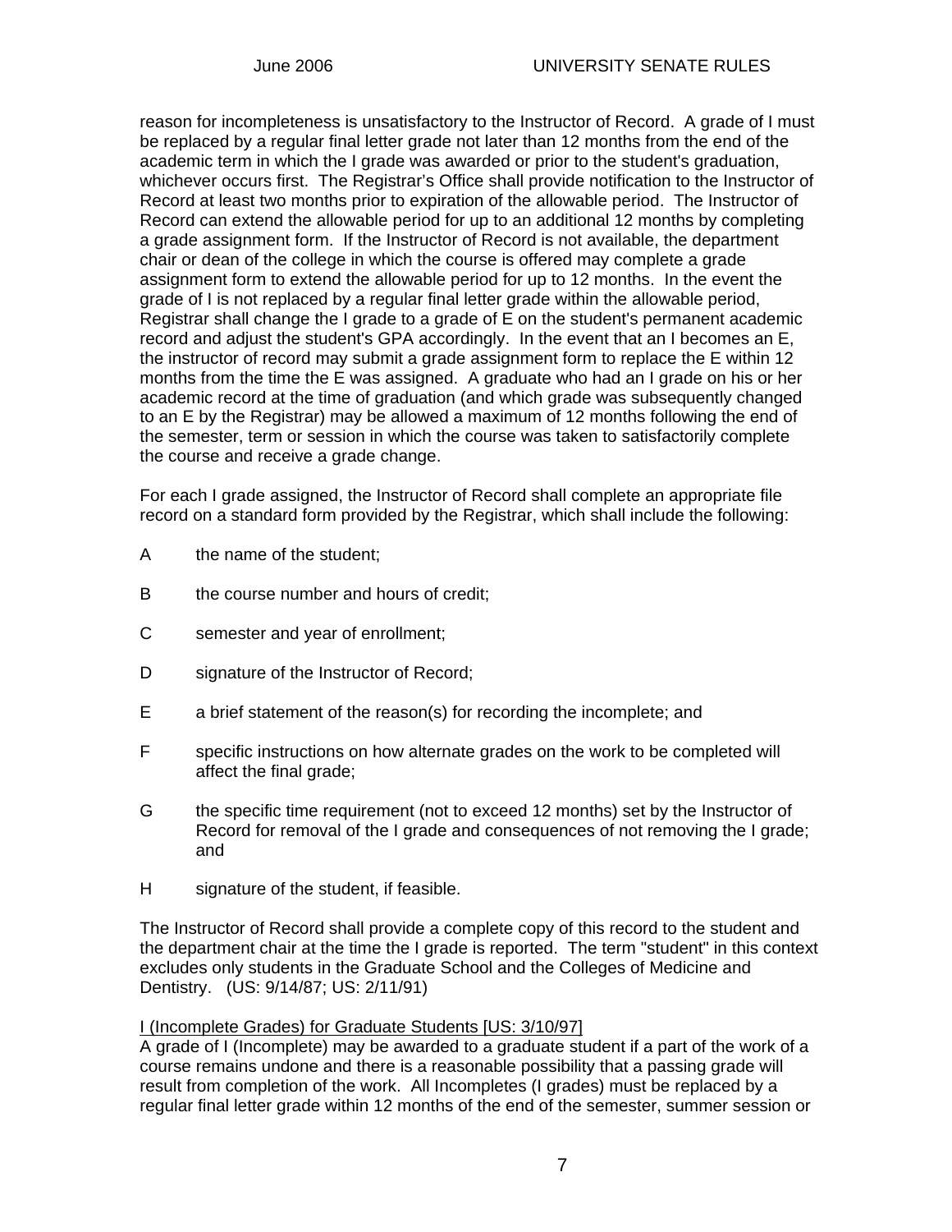reason for incompleteness is unsatisfactory to the Instructor of Record. A grade of I must be replaced by a regular final letter grade not later than 12 months from the end of the academic term in which the I grade was awarded or prior to the student's graduation, whichever occurs first. The Registrar's Office shall provide notification to the Instructor of Record at least two months prior to expiration of the allowable period. The Instructor of Record can extend the allowable period for up to an additional 12 months by completing a grade assignment form. If the Instructor of Record is not available, the department chair or dean of the college in which the course is offered may complete a grade assignment form to extend the allowable period for up to 12 months. In the event the grade of I is not replaced by a regular final letter grade within the allowable period, Registrar shall change the I grade to a grade of E on the student's permanent academic record and adjust the student's GPA accordingly. In the event that an I becomes an E, the instructor of record may submit a grade assignment form to replace the E within 12 months from the time the E was assigned. A graduate who had an I grade on his or her academic record at the time of graduation (and which grade was subsequently changed to an E by the Registrar) may be allowed a maximum of 12 months following the end of the semester, term or session in which the course was taken to satisfactorily complete the course and receive a grade change.

For each I grade assigned, the Instructor of Record shall complete an appropriate file record on a standard form provided by the Registrar, which shall include the following:

A the name of the student;

B the course number and hours of credit;

C semester and year of enrollment;

D signature of the Instructor of Record;

E a brief statement of the reason(s) for recording the incomplete; and

F specific instructions on how alternate grades on the work to be completed will affect the final grade;

G the specific time requirement (not to exceed 12 months) set by the Instructor of Record for removal of the I grade and consequences of not removing the I grade; and

H signature of the student, if feasible.

The Instructor of Record shall provide a complete copy of this record to the student and the department chair at the time the I grade is reported. The term "student" in this context excludes only students in the Graduate School and the Colleges of Medicine and Dentistry. (US: 9/14/87; US: 2/11/91)

<u>I (Incomplete Grades) for Graduate Students [US: 3/10/97]</u>
A grade of I (Incomplete) may be awarded to a graduate student if a part of the work of a course remains undone and there is a reasonable possibility that a passing grade will result from completion of the work. All Incompletes (I grades) must be replaced by a regular final letter grade within 12 months of the end of the semester, summer session or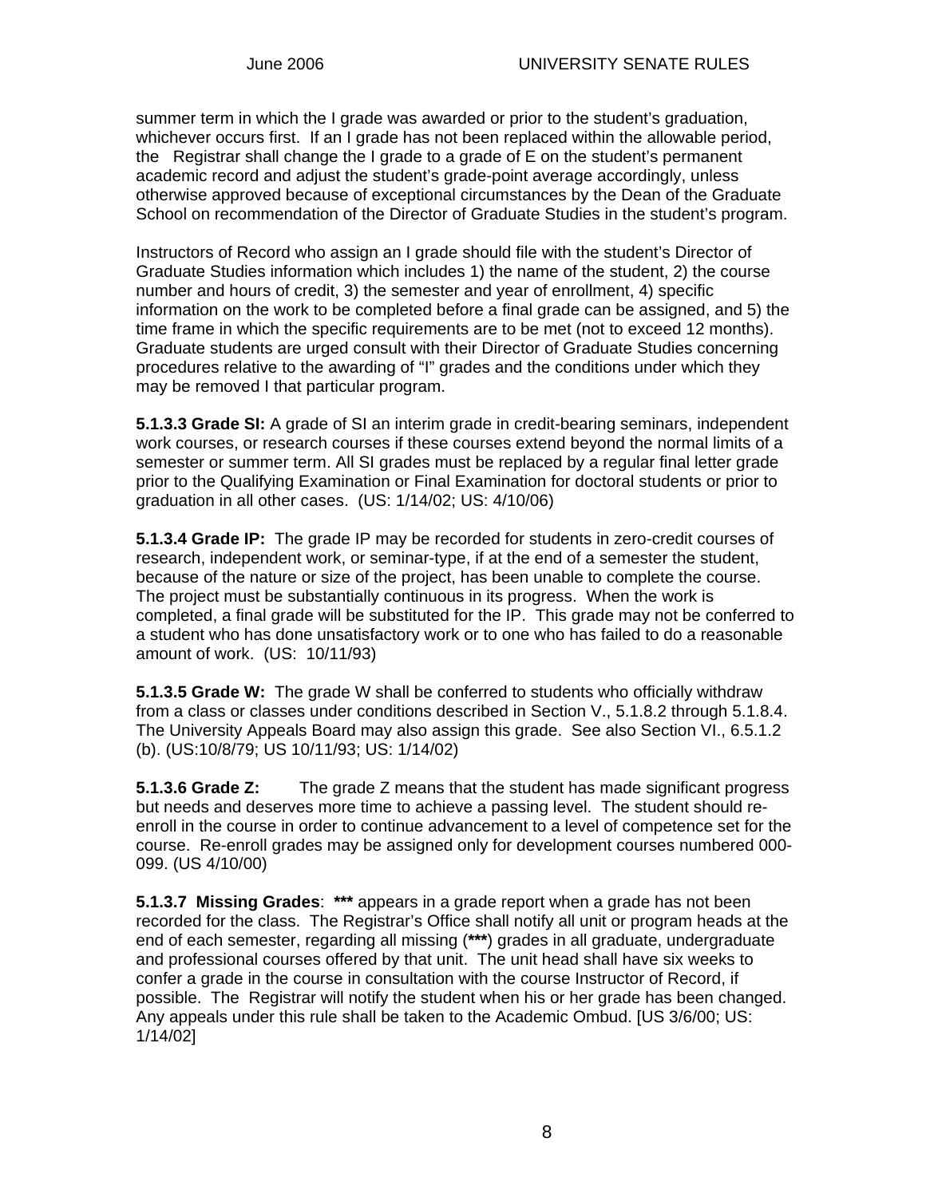summer term in which the I grade was awarded or prior to the student's graduation, whichever occurs first. If an I grade has not been replaced within the allowable period, the Registrar shall change the I grade to a grade of E on the student's permanent academic record and adjust the student's grade-point average accordingly, unless otherwise approved because of exceptional circumstances by the Dean of the Graduate School on recommendation of the Director of Graduate Studies in the student's program.

Instructors of Record who assign an I grade should file with the student's Director of Graduate Studies information which includes 1) the name of the student, 2) the course number and hours of credit, 3) the semester and year of enrollment, 4) specific information on the work to be completed before a final grade can be assigned, and 5) the time frame in which the specific requirements are to be met (not to exceed 12 months). Graduate students are urged consult with their Director of Graduate Studies concerning procedures relative to the awarding of "I" grades and the conditions under which they may be removed I that particular program.

**5.1.3.3 Grade SI:** A grade of SI an interim grade in credit-bearing seminars, independent work courses, or research courses if these courses extend beyond the normal limits of a semester or summer term. All SI grades must be replaced by a regular final letter grade prior to the Qualifying Examination or Final Examination for doctoral students or prior to graduation in all other cases. (US: 1/14/02; US: 4/10/06)

**5.1.3.4 Grade IP:** The grade IP may be recorded for students in zero-credit courses of research, independent work, or seminar-type, if at the end of a semester the student, because of the nature or size of the project, has been unable to complete the course. The project must be substantially continuous in its progress. When the work is completed, a final grade will be substituted for the IP. This grade may not be conferred to a student who has done unsatisfactory work or to one who has failed to do a reasonable amount of work. (US: 10/11/93)

**5.1.3.5 Grade W:** The grade W shall be conferred to students who officially withdraw from a class or classes under conditions described in Section V., 5.1.8.2 through 5.1.8.4. The University Appeals Board may also assign this grade. See also Section VI., 6.5.1.2 (b). (US:10/8/79; US 10/11/93; US: 1/14/02)

**5.1.3.6 Grade Z:** The grade Z means that the student has made significant progress but needs and deserves more time to achieve a passing level. The student should re-enroll in the course in order to continue advancement to a level of competence set for the course. Re-enroll grades may be assigned only for development courses numbered 000-099. (US 4/10/00)

**5.1.3.7 Missing Grades**: **\*\*\*** appears in a grade report when a grade has not been recorded for the class. The Registrar's Office shall notify all unit or program heads at the end of each semester, regarding all missing (**\*\*\***) grades in all graduate, undergraduate and professional courses offered by that unit. The unit head shall have six weeks to confer a grade in the course in consultation with the course Instructor of Record, if possible. The Registrar will notify the student when his or her grade has been changed. Any appeals under this rule shall be taken to the Academic Ombud. [US 3/6/00; US: 1/14/02]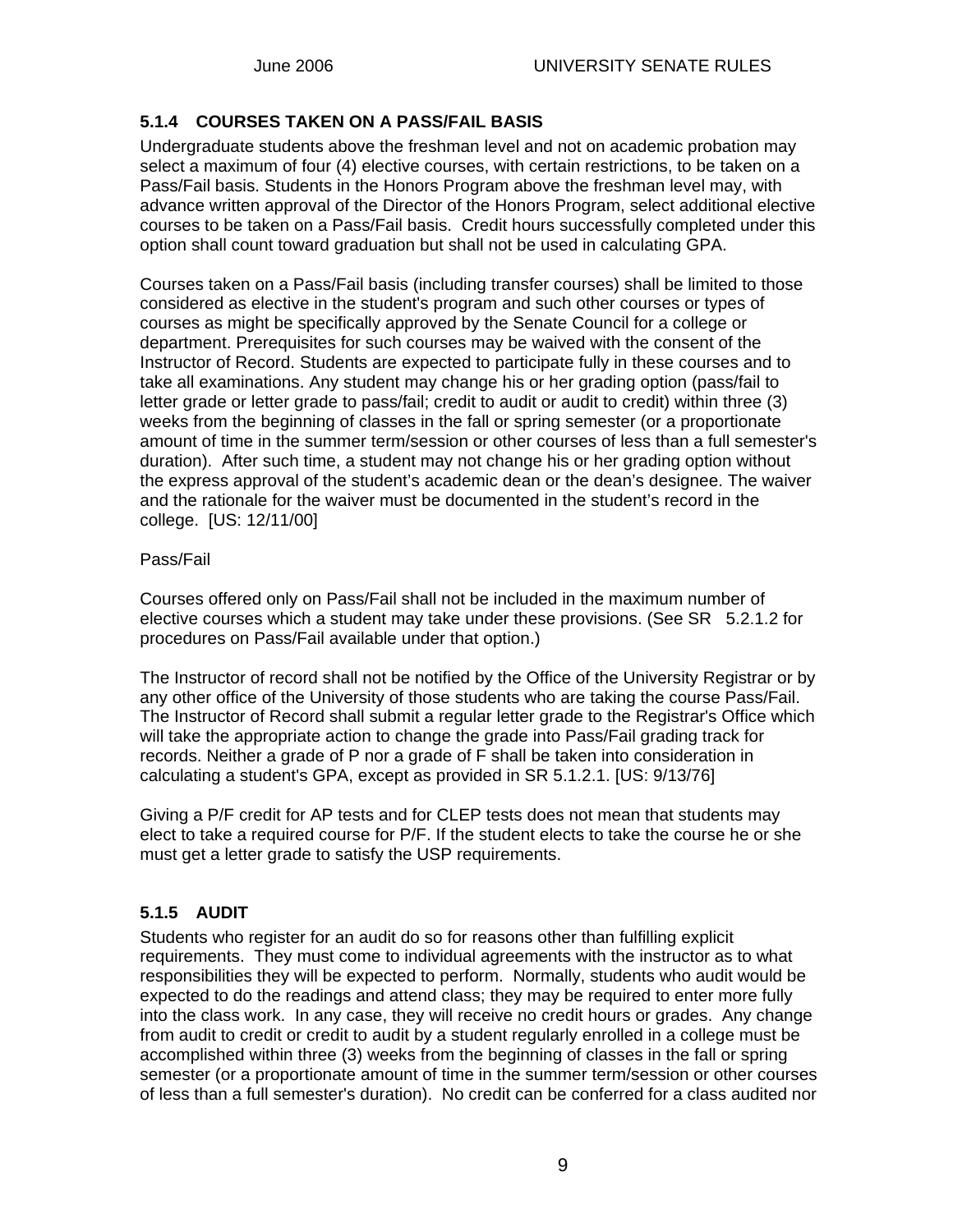### 5.1.4 COURSES TAKEN ON A PASS/FAIL BASIS

Undergraduate students above the freshman level and not on academic probation may select a maximum of four (4) elective courses, with certain restrictions, to be taken on a Pass/Fail basis. Students in the Honors Program above the freshman level may, with advance written approval of the Director of the Honors Program, select additional elective courses to be taken on a Pass/Fail basis. Credit hours successfully completed under this option shall count toward graduation but shall not be used in calculating GPA.

Courses taken on a Pass/Fail basis (including transfer courses) shall be limited to those considered as elective in the student's program and such other courses or types of courses as might be specifically approved by the Senate Council for a college or department. Prerequisites for such courses may be waived with the consent of the Instructor of Record. Students are expected to participate fully in these courses and to take all examinations. Any student may change his or her grading option (pass/fail to letter grade or letter grade to pass/fail; credit to audit or audit to credit) within three (3) weeks from the beginning of classes in the fall or spring semester (or a proportionate amount of time in the summer term/session or other courses of less than a full semester's duration). After such time, a student may not change his or her grading option without the express approval of the student's academic dean or the dean's designee. The waiver and the rationale for the waiver must be documented in the student's record in the college. [US: 12/11/00]

Pass/Fail

Courses offered only on Pass/Fail shall not be included in the maximum number of elective courses which a student may take under these provisions. (See SR 5.2.1.2 for procedures on Pass/Fail available under that option.)

The Instructor of record shall not be notified by the Office of the University Registrar or by any other office of the University of those students who are taking the course Pass/Fail. The Instructor of Record shall submit a regular letter grade to the Registrar's Office which will take the appropriate action to change the grade into Pass/Fail grading track for records. Neither a grade of P nor a grade of F shall be taken into consideration in calculating a student's GPA, except as provided in SR 5.1.2.1. [US: 9/13/76]

Giving a P/F credit for AP tests and for CLEP tests does not mean that students may elect to take a required course for P/F. If the student elects to take the course he or she must get a letter grade to satisfy the USP requirements.

### 5.1.5 AUDIT

Students who register for an audit do so for reasons other than fulfilling explicit requirements. They must come to individual agreements with the instructor as to what responsibilities they will be expected to perform. Normally, students who audit would be expected to do the readings and attend class; they may be required to enter more fully into the class work. In any case, they will receive no credit hours or grades. Any change from audit to credit or credit to audit by a student regularly enrolled in a college must be accomplished within three (3) weeks from the beginning of classes in the fall or spring semester (or a proportionate amount of time in the summer term/session or other courses of less than a full semester's duration). No credit can be conferred for a class audited nor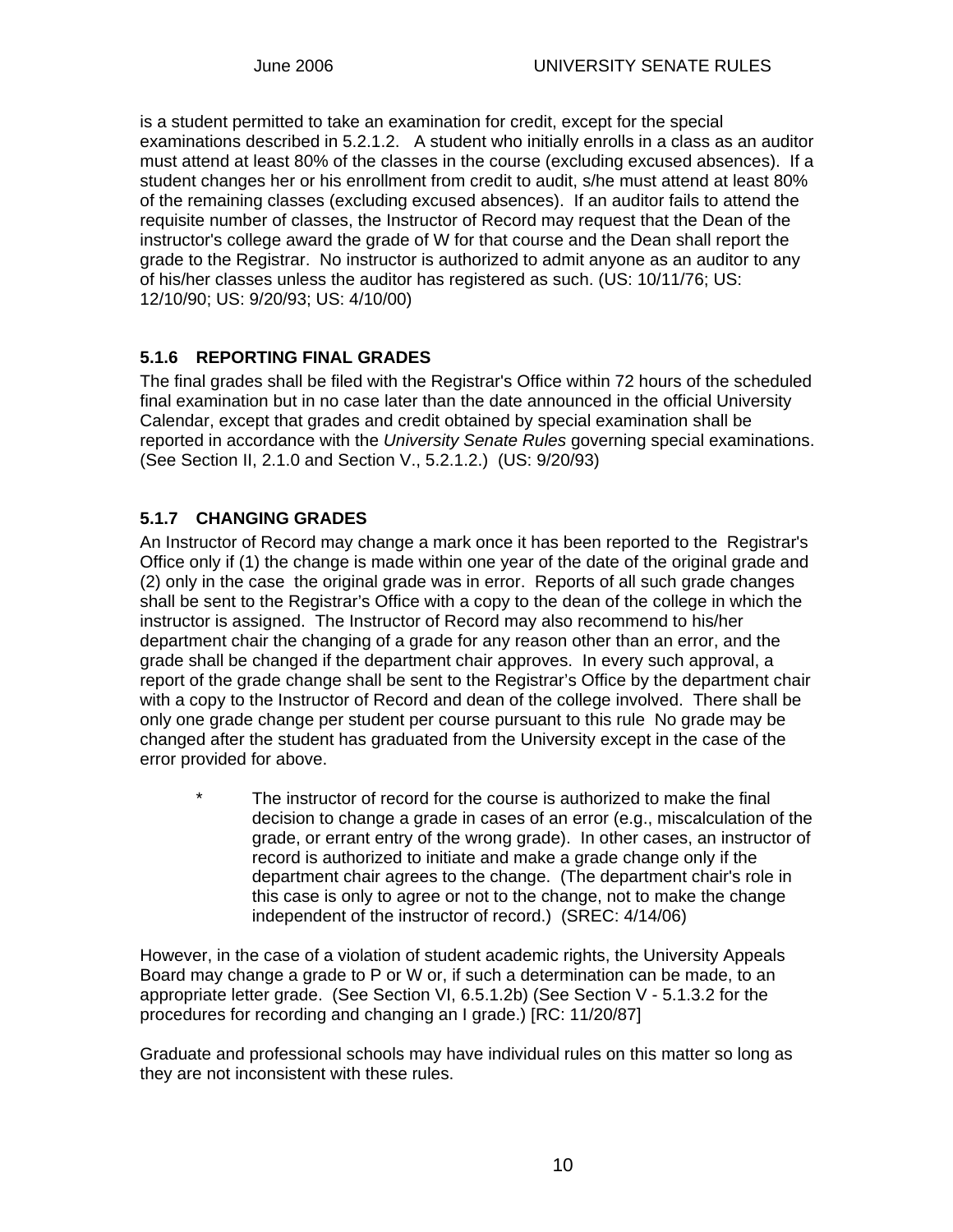is a student permitted to take an examination for credit, except for the special examinations described in 5.2.1.2. A student who initially enrolls in a class as an auditor must attend at least 80% of the classes in the course (excluding excused absences). If a student changes her or his enrollment from credit to audit, s/he must attend at least 80% of the remaining classes (excluding excused absences). If an auditor fails to attend the requisite number of classes, the Instructor of Record may request that the Dean of the instructor's college award the grade of W for that course and the Dean shall report the grade to the Registrar. No instructor is authorized to admit anyone as an auditor to any of his/her classes unless the auditor has registered as such. (US: 10/11/76; US: 12/10/90; US: 9/20/93; US: 4/10/00)

### 5.1.6 REPORTING FINAL GRADES

The final grades shall be filed with the Registrar's Office within 72 hours of the scheduled final examination but in no case later than the date announced in the official University Calendar, except that grades and credit obtained by special examination shall be reported in accordance with the *University Senate Rules* governing special examinations. (See Section II, 2.1.0 and Section V., 5.2.1.2.) (US: 9/20/93)

### 5.1.7 CHANGING GRADES

An Instructor of Record may change a mark once it has been reported to the Registrar's Office only if (1) the change is made within one year of the date of the original grade and (2) only in the case the original grade was in error. Reports of all such grade changes shall be sent to the Registrar's Office with a copy to the dean of the college in which the instructor is assigned. The Instructor of Record may also recommend to his/her department chair the changing of a grade for any reason other than an error, and the grade shall be changed if the department chair approves. In every such approval, a report of the grade change shall be sent to the Registrar's Office by the department chair with a copy to the Instructor of Record and dean of the college involved. There shall be only one grade change per student per course pursuant to this rule No grade may be changed after the student has graduated from the University except in the case of the error provided for above.

> * The instructor of record for the course is authorized to make the final decision to change a grade in cases of an error (e.g., miscalculation of the grade, or errant entry of the wrong grade). In other cases, an instructor of record is authorized to initiate and make a grade change only if the department chair agrees to the change. (The department chair's role in this case is only to agree or not to the change, not to make the change independent of the instructor of record.) (SREC: 4/14/06)

However, in the case of a violation of student academic rights, the University Appeals Board may change a grade to P or W or, if such a determination can be made, to an appropriate letter grade. (See Section VI, 6.5.1.2b) (See Section V - 5.1.3.2 for the procedures for recording and changing an I grade.) [RC: 11/20/87]

Graduate and professional schools may have individual rules on this matter so long as they are not inconsistent with these rules.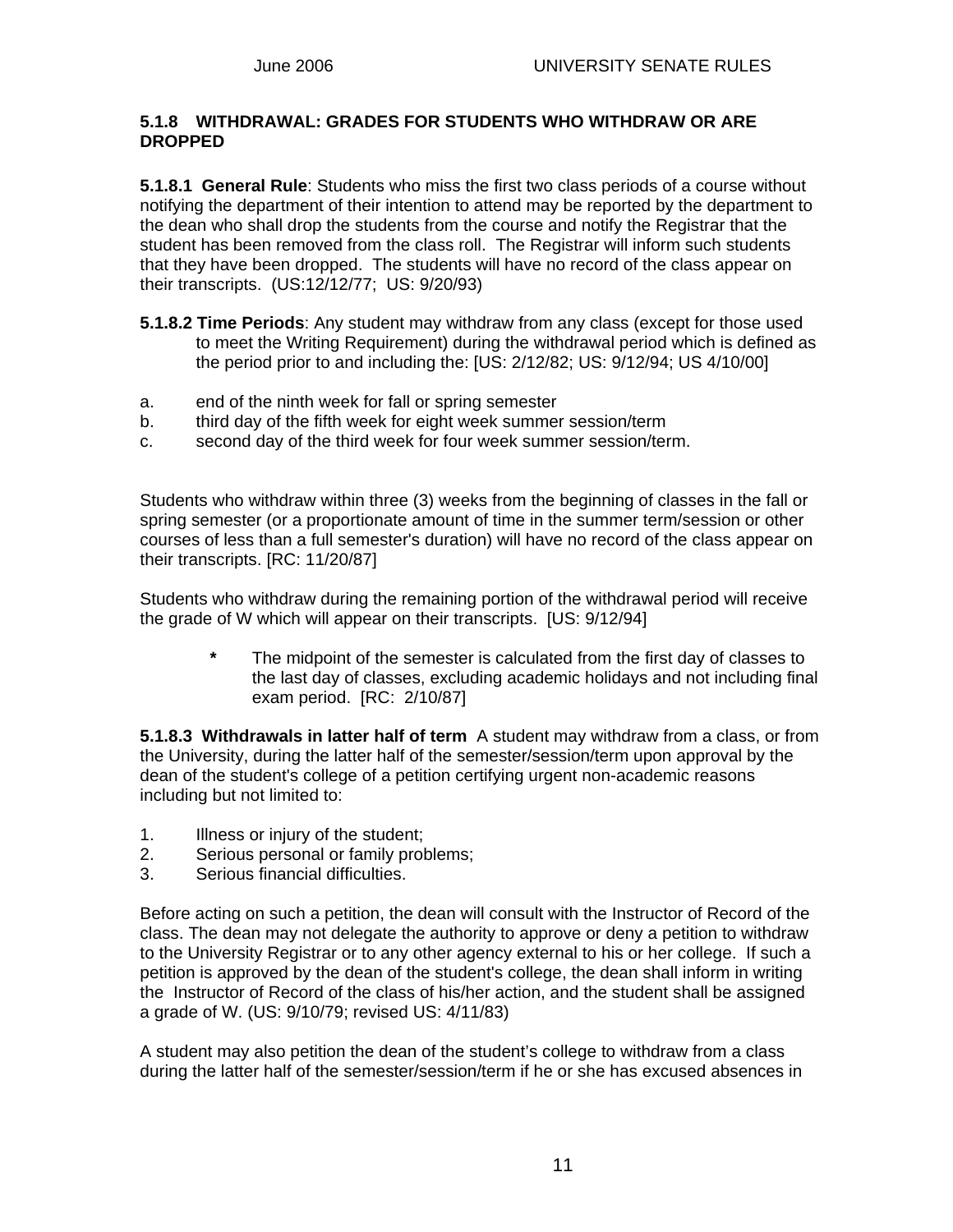### 5.1.8 WITHDRAWAL: GRADES FOR STUDENTS WHO WITHDRAW OR ARE DROPPED

**5.1.8.1 General Rule**: Students who miss the first two class periods of a course without notifying the department of their intention to attend may be reported by the department to the dean who shall drop the students from the course and notify the Registrar that the student has been removed from the class roll. The Registrar will inform such students that they have been dropped. The students will have no record of the class appear on their transcripts. (US:12/12/77; US: 9/20/93)

**5.1.8.2 Time Periods**: Any student may withdraw from any class (except for those used to meet the Writing Requirement) during the withdrawal period which is defined as the period prior to and including the: [US: 2/12/82; US: 9/12/94; US 4/10/00]

a. end of the ninth week for fall or spring semester
b. third day of the fifth week for eight week summer session/term
c. second day of the third week for four week summer session/term.

Students who withdraw within three (3) weeks from the beginning of classes in the fall or spring semester (or a proportionate amount of time in the summer term/session or other courses of less than a full semester's duration) will have no record of the class appear on their transcripts. [RC: 11/20/87]

Students who withdraw during the remaining portion of the withdrawal period will receive the grade of W which will appear on their transcripts. [US: 9/12/94]

> **\*** The midpoint of the semester is calculated from the first day of classes to the last day of classes, excluding academic holidays and not including final exam period. [RC: 2/10/87]

**5.1.8.3 Withdrawals in latter half of term** A student may withdraw from a class, or from the University, during the latter half of the semester/session/term upon approval by the dean of the student's college of a petition certifying urgent non-academic reasons including but not limited to:

1. Illness or injury of the student;
2. Serious personal or family problems;
3. Serious financial difficulties.

Before acting on such a petition, the dean will consult with the Instructor of Record of the class. The dean may not delegate the authority to approve or deny a petition to withdraw to the University Registrar or to any other agency external to his or her college. If such a petition is approved by the dean of the student's college, the dean shall inform in writing the Instructor of Record of the class of his/her action, and the student shall be assigned a grade of W. (US: 9/10/79; revised US: 4/11/83)

A student may also petition the dean of the student's college to withdraw from a class during the latter half of the semester/session/term if he or she has excused absences in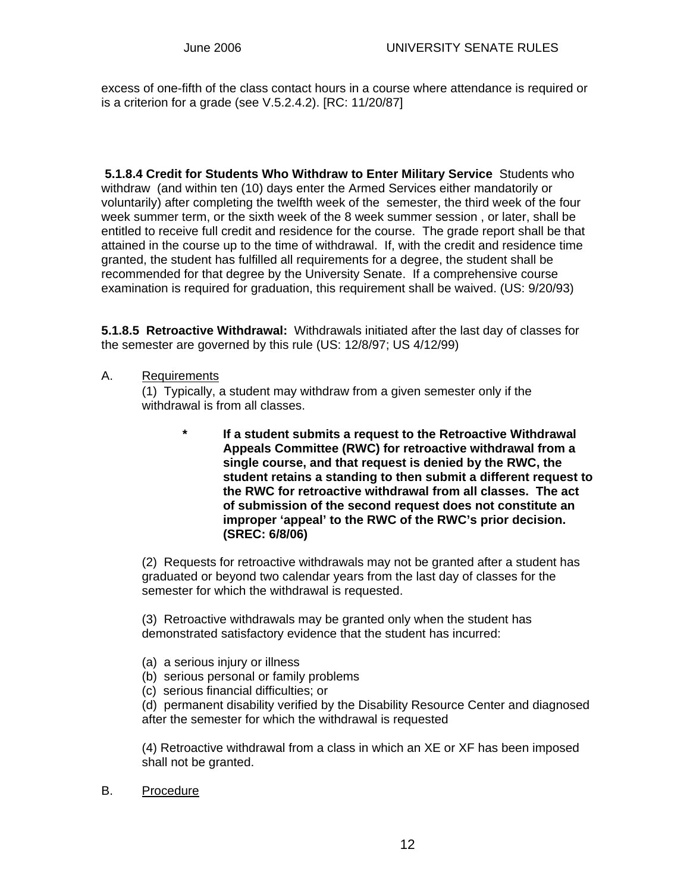excess of one-fifth of the class contact hours in a course where attendance is required or is a criterion for a grade (see V.5.2.4.2). [RC: 11/20/87]

**5.1.8.4 Credit for Students Who Withdraw to Enter Military Service** Students who withdraw (and within ten (10) days enter the Armed Services either mandatorily or voluntarily) after completing the twelfth week of the semester, the third week of the four week summer term, or the sixth week of the 8 week summer session , or later, shall be entitled to receive full credit and residence for the course. The grade report shall be that attained in the course up to the time of withdrawal. If, with the credit and residence time granted, the student has fulfilled all requirements for a degree, the student shall be recommended for that degree by the University Senate. If a comprehensive course examination is required for graduation, this requirement shall be waived. (US: 9/20/93)

**5.1.8.5 Retroactive Withdrawal:** Withdrawals initiated after the last day of classes for the semester are governed by this rule (US: 12/8/97; US 4/12/99)

A. Requirements

(1) Typically, a student may withdraw from a given semester only if the withdrawal is from all classes.

- **If a student submits a request to the Retroactive Withdrawal Appeals Committee (RWC) for retroactive withdrawal from a single course, and that request is denied by the RWC, the student retains a standing to then submit a different request to the RWC for retroactive withdrawal from all classes. The act of submission of the second request does not constitute an improper 'appeal' to the RWC of the RWC's prior decision. (SREC: 6/8/06)**

(2) Requests for retroactive withdrawals may not be granted after a student has graduated or beyond two calendar years from the last day of classes for the semester for which the withdrawal is requested.

(3) Retroactive withdrawals may be granted only when the student has demonstrated satisfactory evidence that the student has incurred:

(a) a serious injury or illness
(b) serious personal or family problems
(c) serious financial difficulties; or
(d) permanent disability verified by the Disability Resource Center and diagnosed after the semester for which the withdrawal is requested

(4) Retroactive withdrawal from a class in which an XE or XF has been imposed shall not be granted.

B. Procedure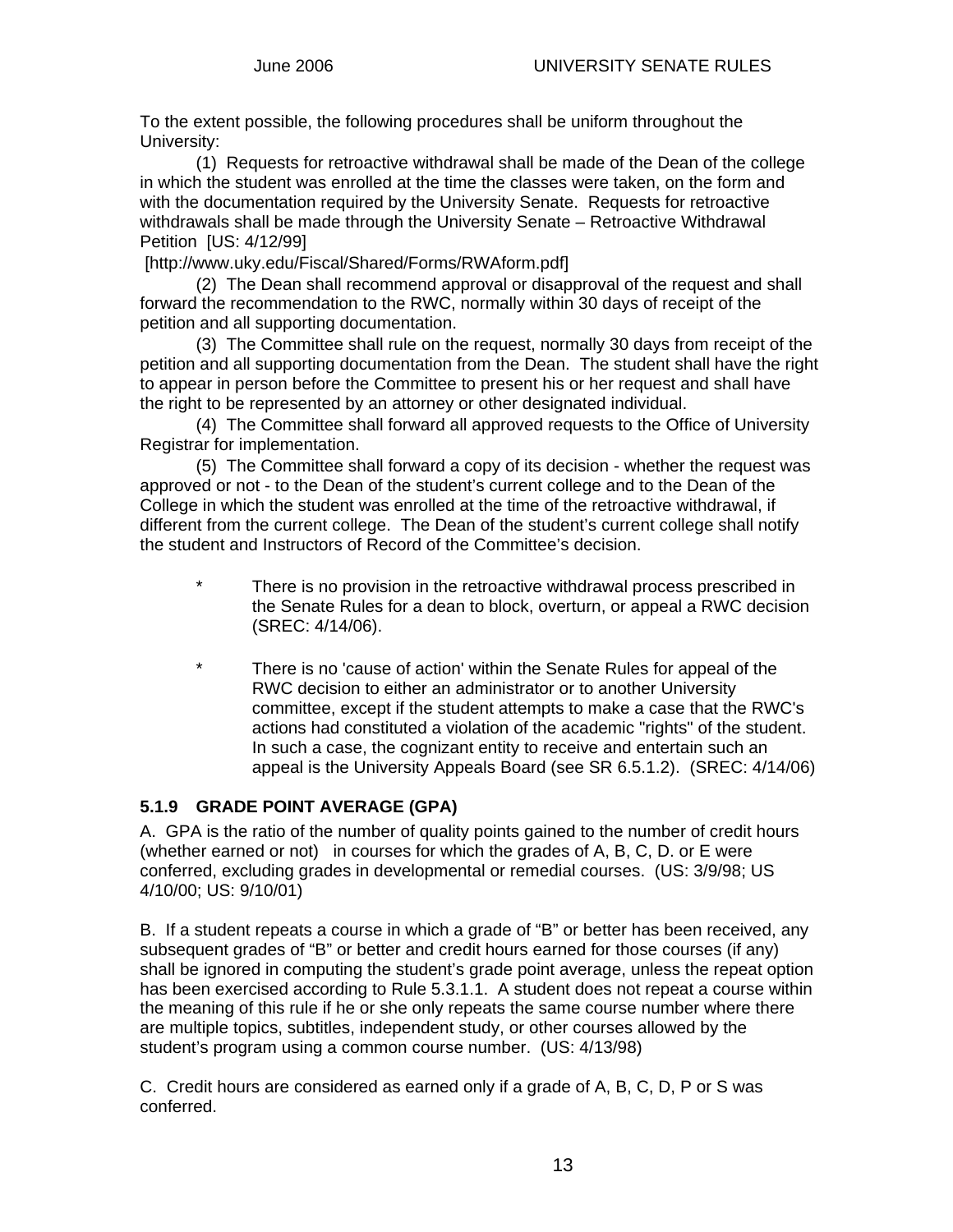To the extent possible, the following procedures shall be uniform throughout the University:

(1) Requests for retroactive withdrawal shall be made of the Dean of the college in which the student was enrolled at the time the classes were taken, on the form and with the documentation required by the University Senate. Requests for retroactive withdrawals shall be made through the University Senate – Retroactive Withdrawal Petition [US: 4/12/99] [http://www.uky.edu/Fiscal/Shared/Forms/RWAform.pdf]

(2) The Dean shall recommend approval or disapproval of the request and shall forward the recommendation to the RWC, normally within 30 days of receipt of the petition and all supporting documentation.

(3) The Committee shall rule on the request, normally 30 days from receipt of the petition and all supporting documentation from the Dean. The student shall have the right to appear in person before the Committee to present his or her request and shall have the right to be represented by an attorney or other designated individual.

(4) The Committee shall forward all approved requests to the Office of University Registrar for implementation.

(5) The Committee shall forward a copy of its decision - whether the request was approved or not - to the Dean of the student's current college and to the Dean of the College in which the student was enrolled at the time of the retroactive withdrawal, if different from the current college. The Dean of the student's current college shall notify the student and Instructors of Record of the Committee's decision.

\* There is no provision in the retroactive withdrawal process prescribed in the Senate Rules for a dean to block, overturn, or appeal a RWC decision (SREC: 4/14/06).

\* There is no 'cause of action' within the Senate Rules for appeal of the RWC decision to either an administrator or to another University committee, except if the student attempts to make a case that the RWC's actions had constituted a violation of the academic "rights" of the student. In such a case, the cognizant entity to receive and entertain such an appeal is the University Appeals Board (see SR 6.5.1.2). (SREC: 4/14/06)

### 5.1.9 GRADE POINT AVERAGE (GPA)

A. GPA is the ratio of the number of quality points gained to the number of credit hours (whether earned or not) in courses for which the grades of A, B, C, D. or E were conferred, excluding grades in developmental or remedial courses. (US: 3/9/98; US 4/10/00; US: 9/10/01)

B. If a student repeats a course in which a grade of "B" or better has been received, any subsequent grades of "B" or better and credit hours earned for those courses (if any) shall be ignored in computing the student's grade point average, unless the repeat option has been exercised according to Rule 5.3.1.1. A student does not repeat a course within the meaning of this rule if he or she only repeats the same course number where there are multiple topics, subtitles, independent study, or other courses allowed by the student's program using a common course number. (US: 4/13/98)

C. Credit hours are considered as earned only if a grade of A, B, C, D, P or S was conferred.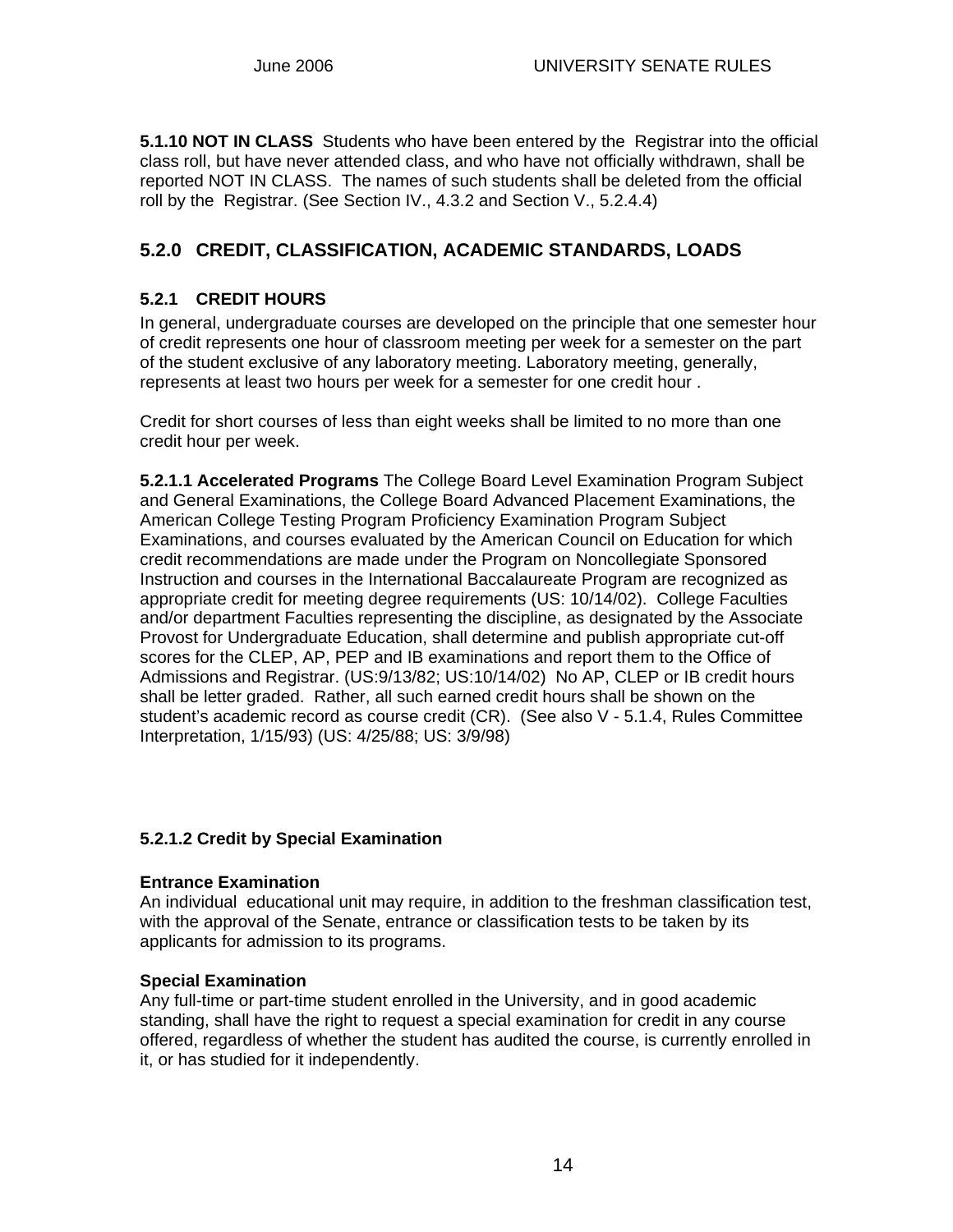**5.1.10 NOT IN CLASS** Students who have been entered by the Registrar into the official class roll, but have never attended class, and who have not officially withdrawn, shall be reported NOT IN CLASS. The names of such students shall be deleted from the official roll by the Registrar. (See Section IV., 4.3.2 and Section V., 5.2.4.4)

## 5.2.0 CREDIT, CLASSIFICATION, ACADEMIC STANDARDS, LOADS

### 5.2.1 CREDIT HOURS

In general, undergraduate courses are developed on the principle that one semester hour of credit represents one hour of classroom meeting per week for a semester on the part of the student exclusive of any laboratory meeting. Laboratory meeting, generally, represents at least two hours per week for a semester for one credit hour .

Credit for short courses of less than eight weeks shall be limited to no more than one credit hour per week.

**5.2.1.1 Accelerated Programs** The College Board Level Examination Program Subject and General Examinations, the College Board Advanced Placement Examinations, the American College Testing Program Proficiency Examination Program Subject Examinations, and courses evaluated by the American Council on Education for which credit recommendations are made under the Program on Noncollegiate Sponsored Instruction and courses in the International Baccalaureate Program are recognized as appropriate credit for meeting degree requirements (US: 10/14/02). College Faculties and/or department Faculties representing the discipline, as designated by the Associate Provost for Undergraduate Education, shall determine and publish appropriate cut-off scores for the CLEP, AP, PEP and IB examinations and report them to the Office of Admissions and Registrar. (US:9/13/82; US:10/14/02) No AP, CLEP or IB credit hours shall be letter graded. Rather, all such earned credit hours shall be shown on the student's academic record as course credit (CR). (See also V - 5.1.4, Rules Committee Interpretation, 1/15/93) (US: 4/25/88; US: 3/9/98)

**5.2.1.2 Credit by Special Examination**

**Entrance Examination**
An individual educational unit may require, in addition to the freshman classification test, with the approval of the Senate, entrance or classification tests to be taken by its applicants for admission to its programs.

**Special Examination**
Any full-time or part-time student enrolled in the University, and in good academic standing, shall have the right to request a special examination for credit in any course offered, regardless of whether the student has audited the course, is currently enrolled in it, or has studied for it independently.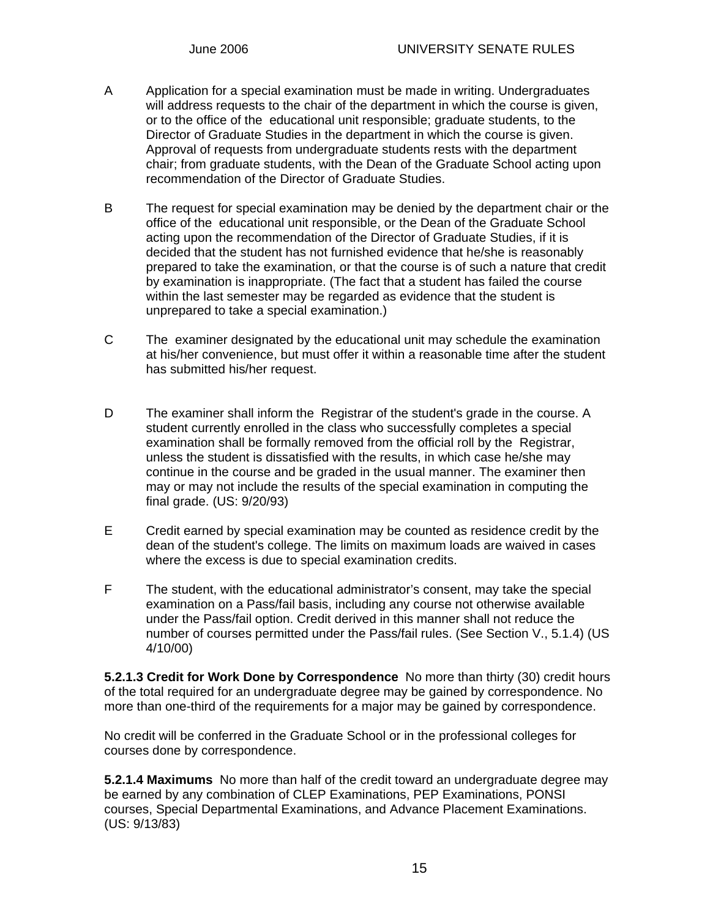A Application for a special examination must be made in writing. Undergraduates will address requests to the chair of the department in which the course is given, or to the office of the educational unit responsible; graduate students, to the Director of Graduate Studies in the department in which the course is given. Approval of requests from undergraduate students rests with the department chair; from graduate students, with the Dean of the Graduate School acting upon recommendation of the Director of Graduate Studies.

B The request for special examination may be denied by the department chair or the office of the educational unit responsible, or the Dean of the Graduate School acting upon the recommendation of the Director of Graduate Studies, if it is decided that the student has not furnished evidence that he/she is reasonably prepared to take the examination, or that the course is of such a nature that credit by examination is inappropriate. (The fact that a student has failed the course within the last semester may be regarded as evidence that the student is unprepared to take a special examination.)

C The examiner designated by the educational unit may schedule the examination at his/her convenience, but must offer it within a reasonable time after the student has submitted his/her request.

D The examiner shall inform the Registrar of the student's grade in the course. A student currently enrolled in the class who successfully completes a special examination shall be formally removed from the official roll by the Registrar, unless the student is dissatisfied with the results, in which case he/she may continue in the course and be graded in the usual manner. The examiner then may or may not include the results of the special examination in computing the final grade. (US: 9/20/93)

E Credit earned by special examination may be counted as residence credit by the dean of the student's college. The limits on maximum loads are waived in cases where the excess is due to special examination credits.

F The student, with the educational administrator's consent, may take the special examination on a Pass/fail basis, including any course not otherwise available under the Pass/fail option. Credit derived in this manner shall not reduce the number of courses permitted under the Pass/fail rules. (See Section V., 5.1.4) (US 4/10/00)

**5.2.1.3 Credit for Work Done by Correspondence** No more than thirty (30) credit hours of the total required for an undergraduate degree may be gained by correspondence. No more than one-third of the requirements for a major may be gained by correspondence.

No credit will be conferred in the Graduate School or in the professional colleges for courses done by correspondence.

**5.2.1.4 Maximums** No more than half of the credit toward an undergraduate degree may be earned by any combination of CLEP Examinations, PEP Examinations, PONSI courses, Special Departmental Examinations, and Advance Placement Examinations. (US: 9/13/83)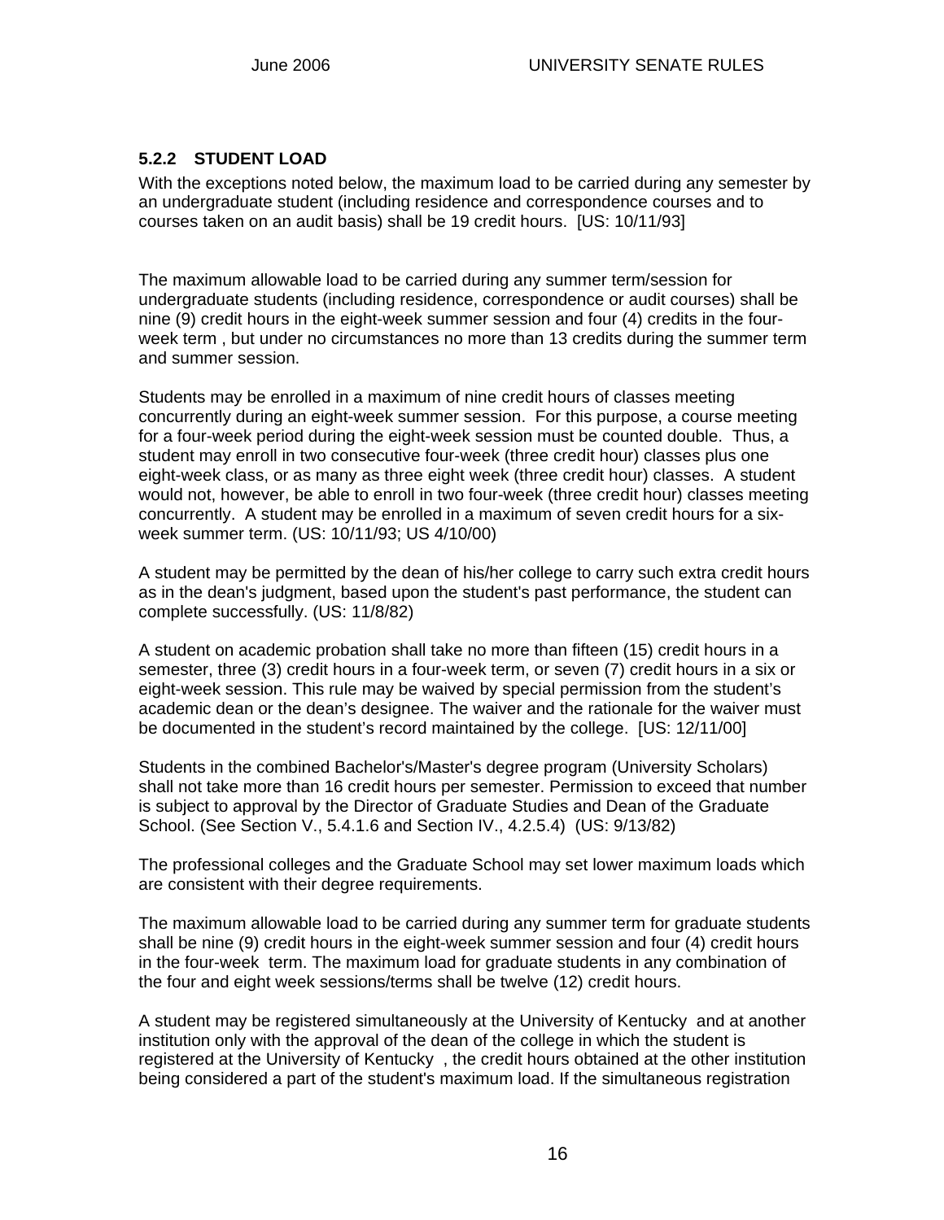### 5.2.2 STUDENT LOAD

With the exceptions noted below, the maximum load to be carried during any semester by an undergraduate student (including residence and correspondence courses and to courses taken on an audit basis) shall be 19 credit hours. [US: 10/11/93]

The maximum allowable load to be carried during any summer term/session for undergraduate students (including residence, correspondence or audit courses) shall be nine (9) credit hours in the eight-week summer session and four (4) credits in the four-week term , but under no circumstances no more than 13 credits during the summer term and summer session.

Students may be enrolled in a maximum of nine credit hours of classes meeting concurrently during an eight-week summer session. For this purpose, a course meeting for a four-week period during the eight-week session must be counted double. Thus, a student may enroll in two consecutive four-week (three credit hour) classes plus one eight-week class, or as many as three eight week (three credit hour) classes. A student would not, however, be able to enroll in two four-week (three credit hour) classes meeting concurrently. A student may be enrolled in a maximum of seven credit hours for a six-week summer term. (US: 10/11/93; US 4/10/00)

A student may be permitted by the dean of his/her college to carry such extra credit hours as in the dean's judgment, based upon the student's past performance, the student can complete successfully. (US: 11/8/82)

A student on academic probation shall take no more than fifteen (15) credit hours in a semester, three (3) credit hours in a four-week term, or seven (7) credit hours in a six or eight-week session. This rule may be waived by special permission from the student's academic dean or the dean's designee. The waiver and the rationale for the waiver must be documented in the student's record maintained by the college. [US: 12/11/00]

Students in the combined Bachelor's/Master's degree program (University Scholars) shall not take more than 16 credit hours per semester. Permission to exceed that number is subject to approval by the Director of Graduate Studies and Dean of the Graduate School. (See Section V., 5.4.1.6 and Section IV., 4.2.5.4) (US: 9/13/82)

The professional colleges and the Graduate School may set lower maximum loads which are consistent with their degree requirements.

The maximum allowable load to be carried during any summer term for graduate students shall be nine (9) credit hours in the eight-week summer session and four (4) credit hours in the four-week term. The maximum load for graduate students in any combination of the four and eight week sessions/terms shall be twelve (12) credit hours.

A student may be registered simultaneously at the University of Kentucky and at another institution only with the approval of the dean of the college in which the student is registered at the University of Kentucky , the credit hours obtained at the other institution being considered a part of the student's maximum load. If the simultaneous registration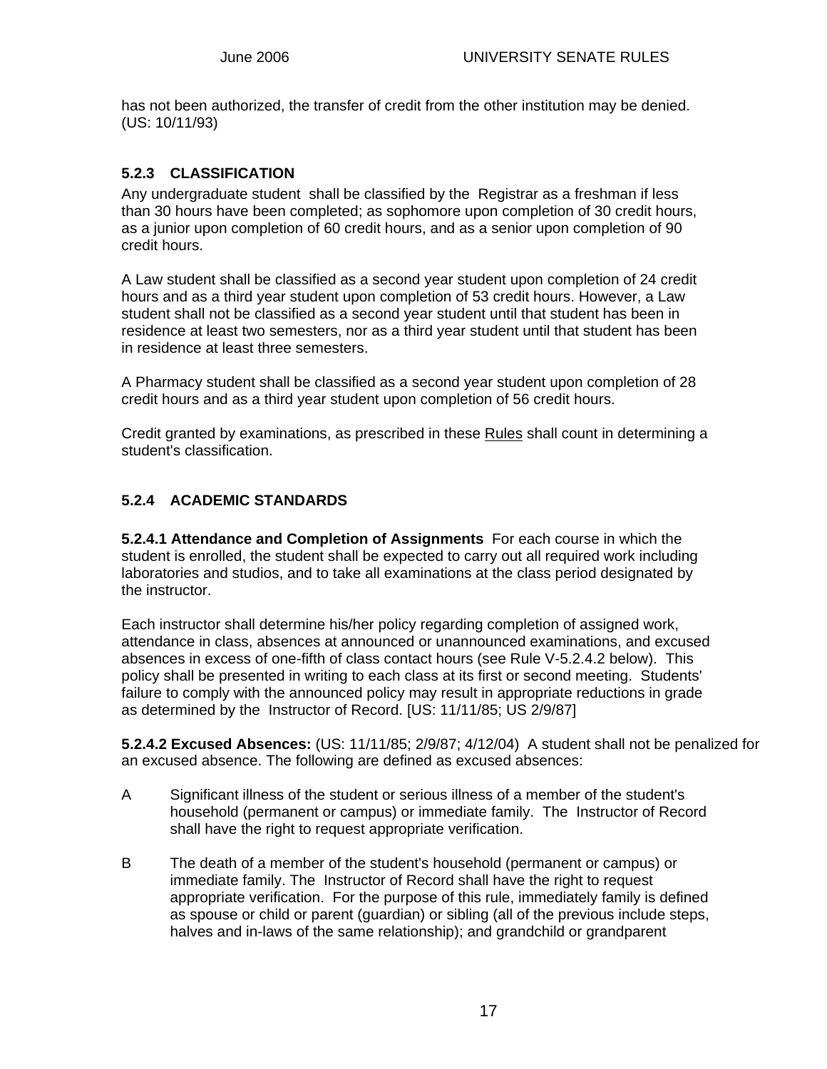has not been authorized, the transfer of credit from the other institution may be denied. (US: 10/11/93)

### 5.2.3 CLASSIFICATION

Any undergraduate student shall be classified by the Registrar as a freshman if less than 30 hours have been completed; as sophomore upon completion of 30 credit hours, as a junior upon completion of 60 credit hours, and as a senior upon completion of 90 credit hours.

A Law student shall be classified as a second year student upon completion of 24 credit hours and as a third year student upon completion of 53 credit hours. However, a Law student shall not be classified as a second year student until that student has been in residence at least two semesters, nor as a third year student until that student has been in residence at least three semesters.

A Pharmacy student shall be classified as a second year student upon completion of 28 credit hours and as a third year student upon completion of 56 credit hours.

Credit granted by examinations, as prescribed in these Rules shall count in determining a student's classification.

### 5.2.4 ACADEMIC STANDARDS

**5.2.4.1 Attendance and Completion of Assignments** For each course in which the student is enrolled, the student shall be expected to carry out all required work including laboratories and studios, and to take all examinations at the class period designated by the instructor.

Each instructor shall determine his/her policy regarding completion of assigned work, attendance in class, absences at announced or unannounced examinations, and excused absences in excess of one-fifth of class contact hours (see Rule V-5.2.4.2 below). This policy shall be presented in writing to each class at its first or second meeting. Students' failure to comply with the announced policy may result in appropriate reductions in grade as determined by the Instructor of Record. [US: 11/11/85; US 2/9/87]

**5.2.4.2 Excused Absences:** (US: 11/11/85; 2/9/87; 4/12/04) A student shall not be penalized for an excused absence. The following are defined as excused absences:

A Significant illness of the student or serious illness of a member of the student's household (permanent or campus) or immediate family. The Instructor of Record shall have the right to request appropriate verification.

B The death of a member of the student's household (permanent or campus) or immediate family. The Instructor of Record shall have the right to request appropriate verification. For the purpose of this rule, immediately family is defined as spouse or child or parent (guardian) or sibling (all of the previous include steps, halves and in-laws of the same relationship); and grandchild or grandparent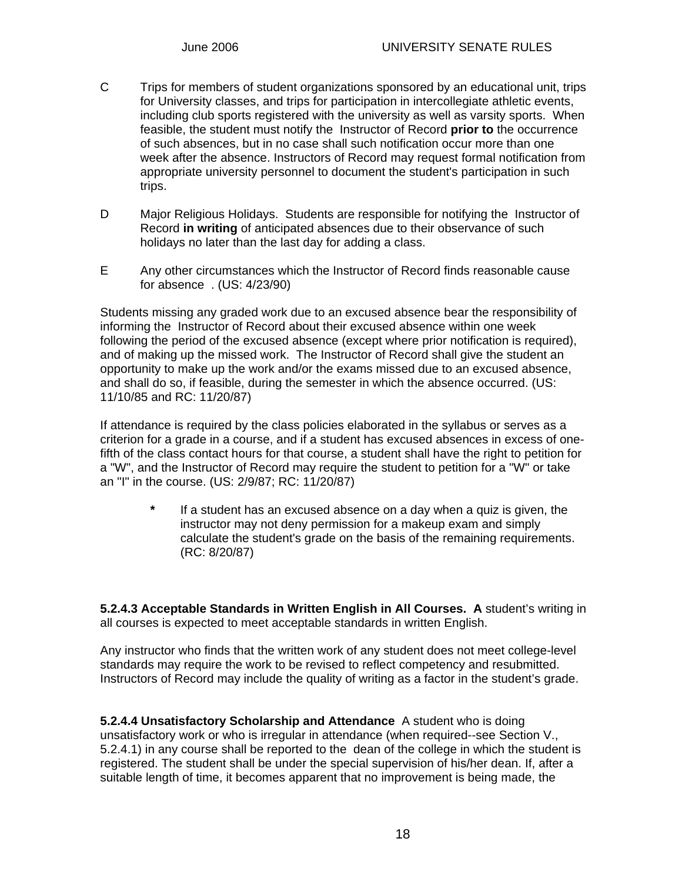C Trips for members of student organizations sponsored by an educational unit, trips for University classes, and trips for participation in intercollegiate athletic events, including club sports registered with the university as well as varsity sports. When feasible, the student must notify the Instructor of Record **prior to** the occurrence of such absences, but in no case shall such notification occur more than one week after the absence. Instructors of Record may request formal notification from appropriate university personnel to document the student's participation in such trips.

D Major Religious Holidays. Students are responsible for notifying the Instructor of Record **in writing** of anticipated absences due to their observance of such holidays no later than the last day for adding a class.

E Any other circumstances which the Instructor of Record finds reasonable cause for absence . (US: 4/23/90)

Students missing any graded work due to an excused absence bear the responsibility of informing the Instructor of Record about their excused absence within one week following the period of the excused absence (except where prior notification is required), and of making up the missed work. The Instructor of Record shall give the student an opportunity to make up the work and/or the exams missed due to an excused absence, and shall do so, if feasible, during the semester in which the absence occurred. (US: 11/10/85 and RC: 11/20/87)

If attendance is required by the class policies elaborated in the syllabus or serves as a criterion for a grade in a course, and if a student has excused absences in excess of one-fifth of the class contact hours for that course, a student shall have the right to petition for a "W", and the Instructor of Record may require the student to petition for a "W" or take an "I" in the course. (US: 2/9/87; RC: 11/20/87)

> **\*** If a student has an excused absence on a day when a quiz is given, the instructor may not deny permission for a makeup exam and simply calculate the student's grade on the basis of the remaining requirements. (RC: 8/20/87)

**5.2.4.3 Acceptable Standards in Written English in All Courses. A** student's writing in all courses is expected to meet acceptable standards in written English.

Any instructor who finds that the written work of any student does not meet college-level standards may require the work to be revised to reflect competency and resubmitted. Instructors of Record may include the quality of writing as a factor in the student's grade.

**5.2.4.4 Unsatisfactory Scholarship and Attendance** A student who is doing unsatisfactory work or who is irregular in attendance (when required--see Section V., 5.2.4.1) in any course shall be reported to the dean of the college in which the student is registered. The student shall be under the special supervision of his/her dean. If, after a suitable length of time, it becomes apparent that no improvement is being made, the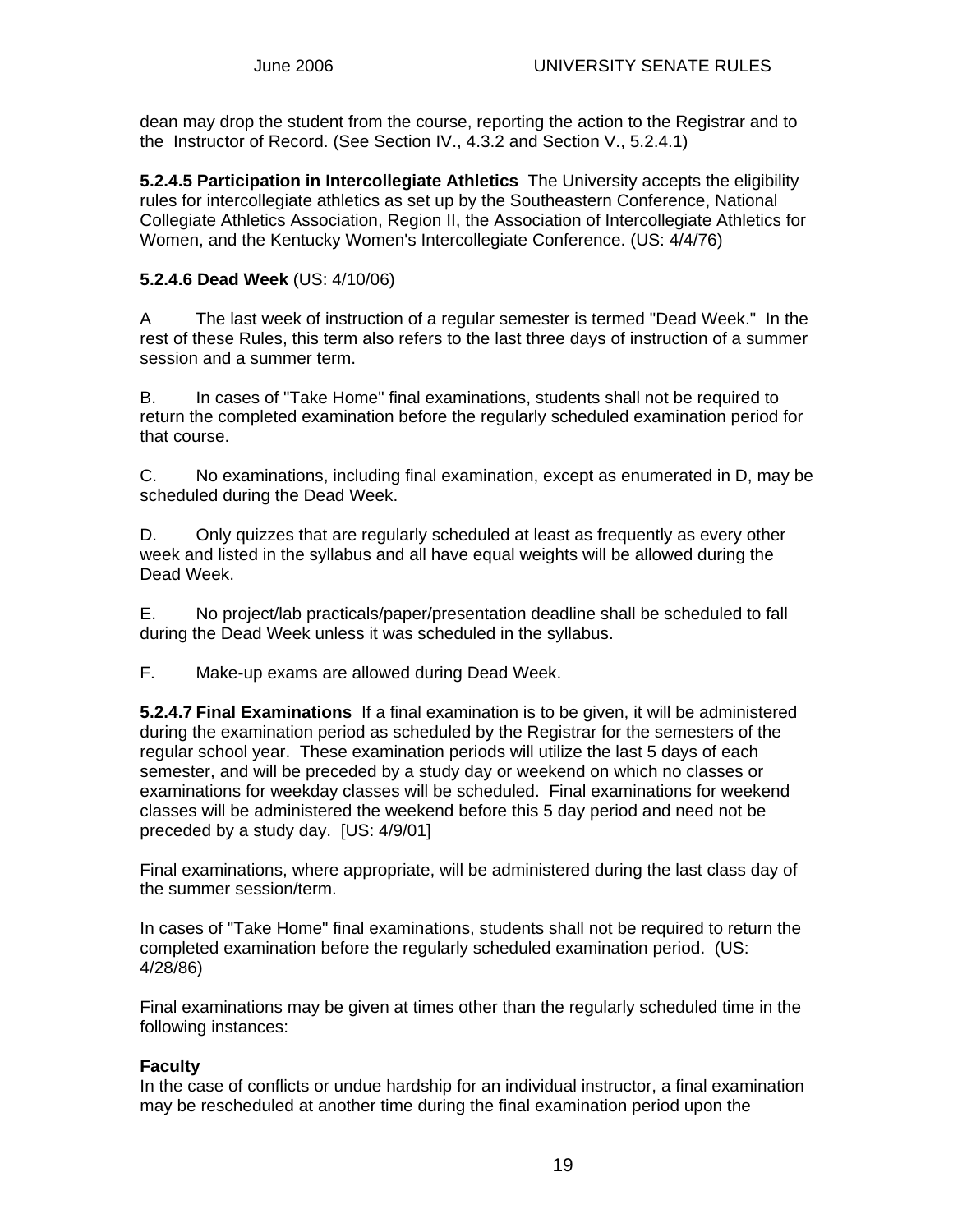dean may drop the student from the course, reporting the action to the Registrar and to the Instructor of Record. (See Section IV., 4.3.2 and Section V., 5.2.4.1)

**5.2.4.5 Participation in Intercollegiate Athletics** The University accepts the eligibility rules for intercollegiate athletics as set up by the Southeastern Conference, National Collegiate Athletics Association, Region II, the Association of Intercollegiate Athletics for Women, and the Kentucky Women's Intercollegiate Conference. (US: 4/4/76)

**5.2.4.6 Dead Week** (US: 4/10/06)

A The last week of instruction of a regular semester is termed "Dead Week." In the rest of these Rules, this term also refers to the last three days of instruction of a summer session and a summer term.

B. In cases of "Take Home" final examinations, students shall not be required to return the completed examination before the regularly scheduled examination period for that course.

C. No examinations, including final examination, except as enumerated in D, may be scheduled during the Dead Week.

D. Only quizzes that are regularly scheduled at least as frequently as every other week and listed in the syllabus and all have equal weights will be allowed during the Dead Week.

E. No project/lab practicals/paper/presentation deadline shall be scheduled to fall during the Dead Week unless it was scheduled in the syllabus.

F. Make-up exams are allowed during Dead Week.

**5.2.4.7 Final Examinations** If a final examination is to be given, it will be administered during the examination period as scheduled by the Registrar for the semesters of the regular school year. These examination periods will utilize the last 5 days of each semester, and will be preceded by a study day or weekend on which no classes or examinations for weekday classes will be scheduled. Final examinations for weekend classes will be administered the weekend before this 5 day period and need not be preceded by a study day. [US: 4/9/01]

Final examinations, where appropriate, will be administered during the last class day of the summer session/term.

In cases of "Take Home" final examinations, students shall not be required to return the completed examination before the regularly scheduled examination period. (US: 4/28/86)

Final examinations may be given at times other than the regularly scheduled time in the following instances:

**Faculty**
In the case of conflicts or undue hardship for an individual instructor, a final examination may be rescheduled at another time during the final examination period upon the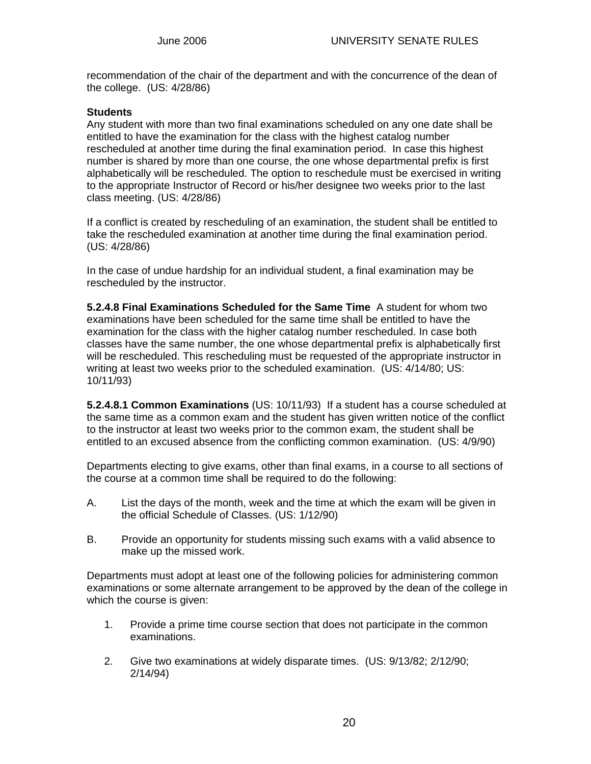recommendation of the chair of the department and with the concurrence of the dean of the college. (US: 4/28/86)

**Students**

Any student with more than two final examinations scheduled on any one date shall be entitled to have the examination for the class with the highest catalog number rescheduled at another time during the final examination period. In case this highest number is shared by more than one course, the one whose departmental prefix is first alphabetically will be rescheduled. The option to reschedule must be exercised in writing to the appropriate Instructor of Record or his/her designee two weeks prior to the last class meeting. (US: 4/28/86)

If a conflict is created by rescheduling of an examination, the student shall be entitled to take the rescheduled examination at another time during the final examination period. (US: 4/28/86)

In the case of undue hardship for an individual student, a final examination may be rescheduled by the instructor.

**5.2.4.8 Final Examinations Scheduled for the Same Time** A student for whom two examinations have been scheduled for the same time shall be entitled to have the examination for the class with the higher catalog number rescheduled. In case both classes have the same number, the one whose departmental prefix is alphabetically first will be rescheduled. This rescheduling must be requested of the appropriate instructor in writing at least two weeks prior to the scheduled examination. (US: 4/14/80; US: 10/11/93)

**5.2.4.8.1 Common Examinations** (US: 10/11/93) If a student has a course scheduled at the same time as a common exam and the student has given written notice of the conflict to the instructor at least two weeks prior to the common exam, the student shall be entitled to an excused absence from the conflicting common examination. (US: 4/9/90)

Departments electing to give exams, other than final exams, in a course to all sections of the course at a common time shall be required to do the following:

A. List the days of the month, week and the time at which the exam will be given in the official Schedule of Classes. (US: 1/12/90)

B. Provide an opportunity for students missing such exams with a valid absence to make up the missed work.

Departments must adopt at least one of the following policies for administering common examinations or some alternate arrangement to be approved by the dean of the college in which the course is given:

1. Provide a prime time course section that does not participate in the common examinations.

2. Give two examinations at widely disparate times. (US: 9/13/82; 2/12/90; 2/14/94)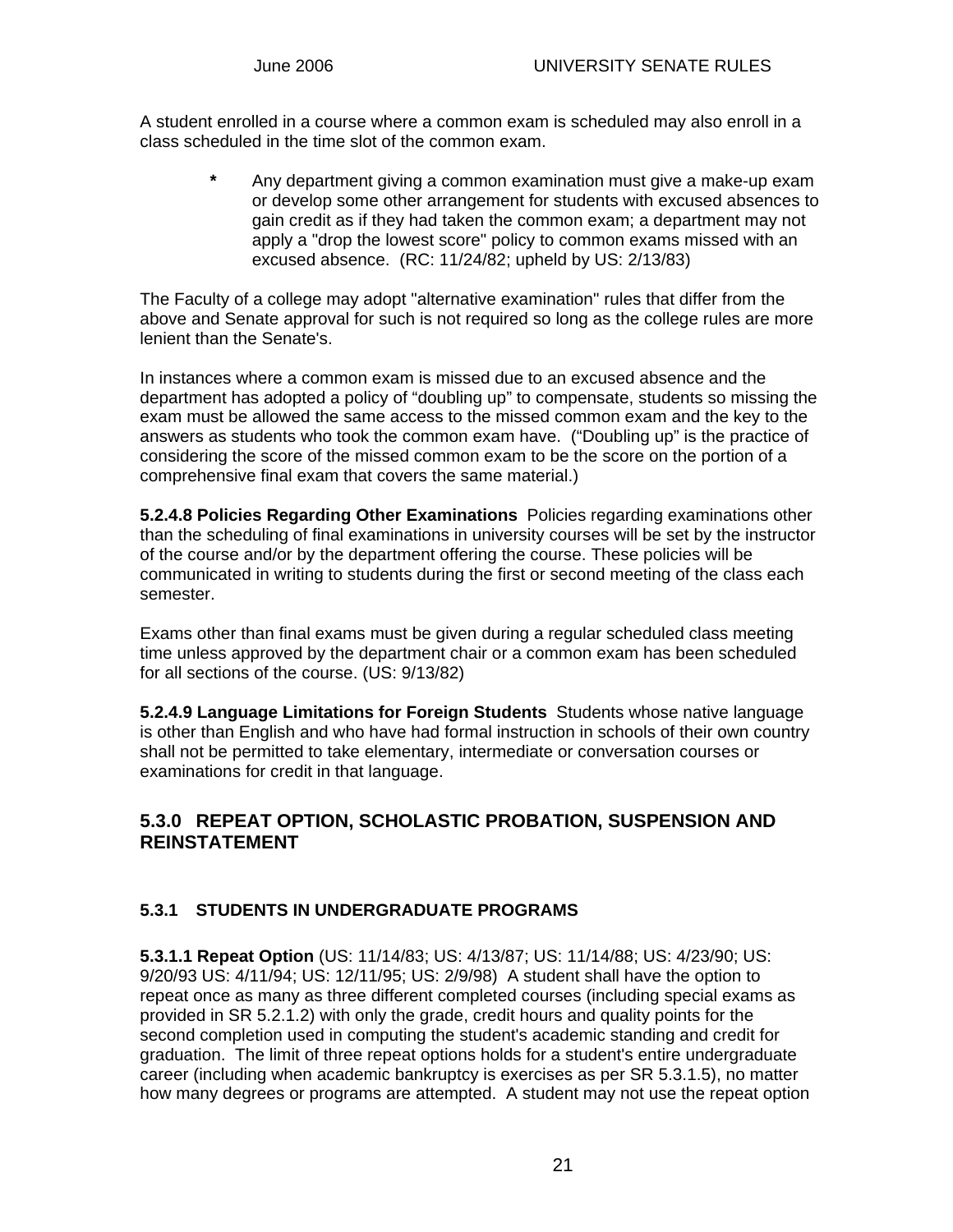A student enrolled in a course where a common exam is scheduled may also enroll in a class scheduled in the time slot of the common exam.

> **\*** Any department giving a common examination must give a make-up exam or develop some other arrangement for students with excused absences to gain credit as if they had taken the common exam; a department may not apply a "drop the lowest score" policy to common exams missed with an excused absence. (RC: 11/24/82; upheld by US: 2/13/83)

The Faculty of a college may adopt "alternative examination" rules that differ from the above and Senate approval for such is not required so long as the college rules are more lenient than the Senate's.

In instances where a common exam is missed due to an excused absence and the department has adopted a policy of "doubling up" to compensate, students so missing the exam must be allowed the same access to the missed common exam and the key to the answers as students who took the common exam have. ("Doubling up" is the practice of considering the score of the missed common exam to be the score on the portion of a comprehensive final exam that covers the same material.)

**5.2.4.8 Policies Regarding Other Examinations** Policies regarding examinations other than the scheduling of final examinations in university courses will be set by the instructor of the course and/or by the department offering the course. These policies will be communicated in writing to students during the first or second meeting of the class each semester.

Exams other than final exams must be given during a regular scheduled class meeting time unless approved by the department chair or a common exam has been scheduled for all sections of the course. (US: 9/13/82)

**5.2.4.9 Language Limitations for Foreign Students** Students whose native language is other than English and who have had formal instruction in schools of their own country shall not be permitted to take elementary, intermediate or conversation courses or examinations for credit in that language.

## 5.3.0 REPEAT OPTION, SCHOLASTIC PROBATION, SUSPENSION AND REINSTATEMENT

### 5.3.1 STUDENTS IN UNDERGRADUATE PROGRAMS

**5.3.1.1 Repeat Option** (US: 11/14/83; US: 4/13/87; US: 11/14/88; US: 4/23/90; US: 9/20/93 US: 4/11/94; US: 12/11/95; US: 2/9/98) A student shall have the option to repeat once as many as three different completed courses (including special exams as provided in SR 5.2.1.2) with only the grade, credit hours and quality points for the second completion used in computing the student's academic standing and credit for graduation. The limit of three repeat options holds for a student's entire undergraduate career (including when academic bankruptcy is exercises as per SR 5.3.1.5), no matter how many degrees or programs are attempted. A student may not use the repeat option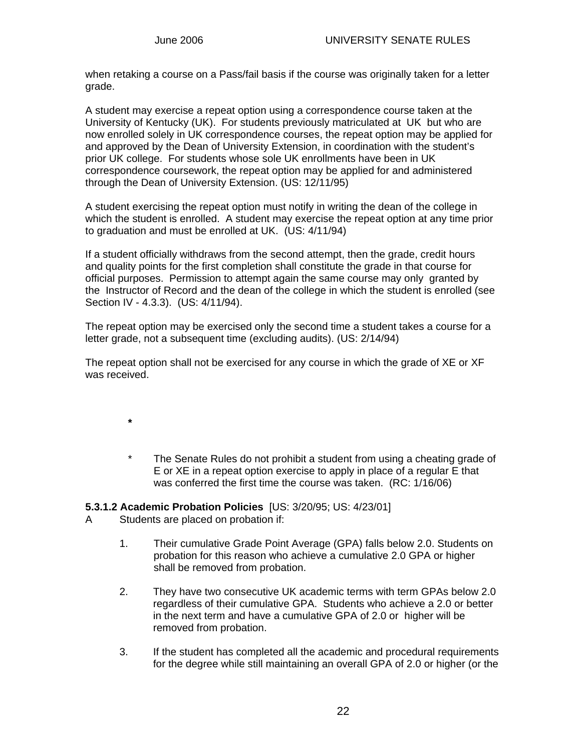when retaking a course on a Pass/fail basis if the course was originally taken for a letter grade.

A student may exercise a repeat option using a correspondence course taken at the University of Kentucky (UK). For students previously matriculated at UK but who are now enrolled solely in UK correspondence courses, the repeat option may be applied for and approved by the Dean of University Extension, in coordination with the student's prior UK college. For students whose sole UK enrollments have been in UK correspondence coursework, the repeat option may be applied for and administered through the Dean of University Extension. (US: 12/11/95)

A student exercising the repeat option must notify in writing the dean of the college in which the student is enrolled. A student may exercise the repeat option at any time prior to graduation and must be enrolled at UK. (US: 4/11/94)

If a student officially withdraws from the second attempt, then the grade, credit hours and quality points for the first completion shall constitute the grade in that course for official purposes. Permission to attempt again the same course may only granted by the Instructor of Record and the dean of the college in which the student is enrolled (see Section IV - 4.3.3). (US: 4/11/94).

The repeat option may be exercised only the second time a student takes a course for a letter grade, not a subsequent time (excluding audits). (US: 2/14/94)

The repeat option shall not be exercised for any course in which the grade of XE or XF was received.

**\***

\* The Senate Rules do not prohibit a student from using a cheating grade of E or XE in a repeat option exercise to apply in place of a regular E that was conferred the first time the course was taken. (RC: 1/16/06)

**5.3.1.2 Academic Probation Policies** [US: 3/20/95; US: 4/23/01]

A Students are placed on probation if:

1. Their cumulative Grade Point Average (GPA) falls below 2.0. Students on probation for this reason who achieve a cumulative 2.0 GPA or higher shall be removed from probation.

2. They have two consecutive UK academic terms with term GPAs below 2.0 regardless of their cumulative GPA. Students who achieve a 2.0 or better in the next term and have a cumulative GPA of 2.0 or higher will be removed from probation.

3. If the student has completed all the academic and procedural requirements for the degree while still maintaining an overall GPA of 2.0 or higher (or the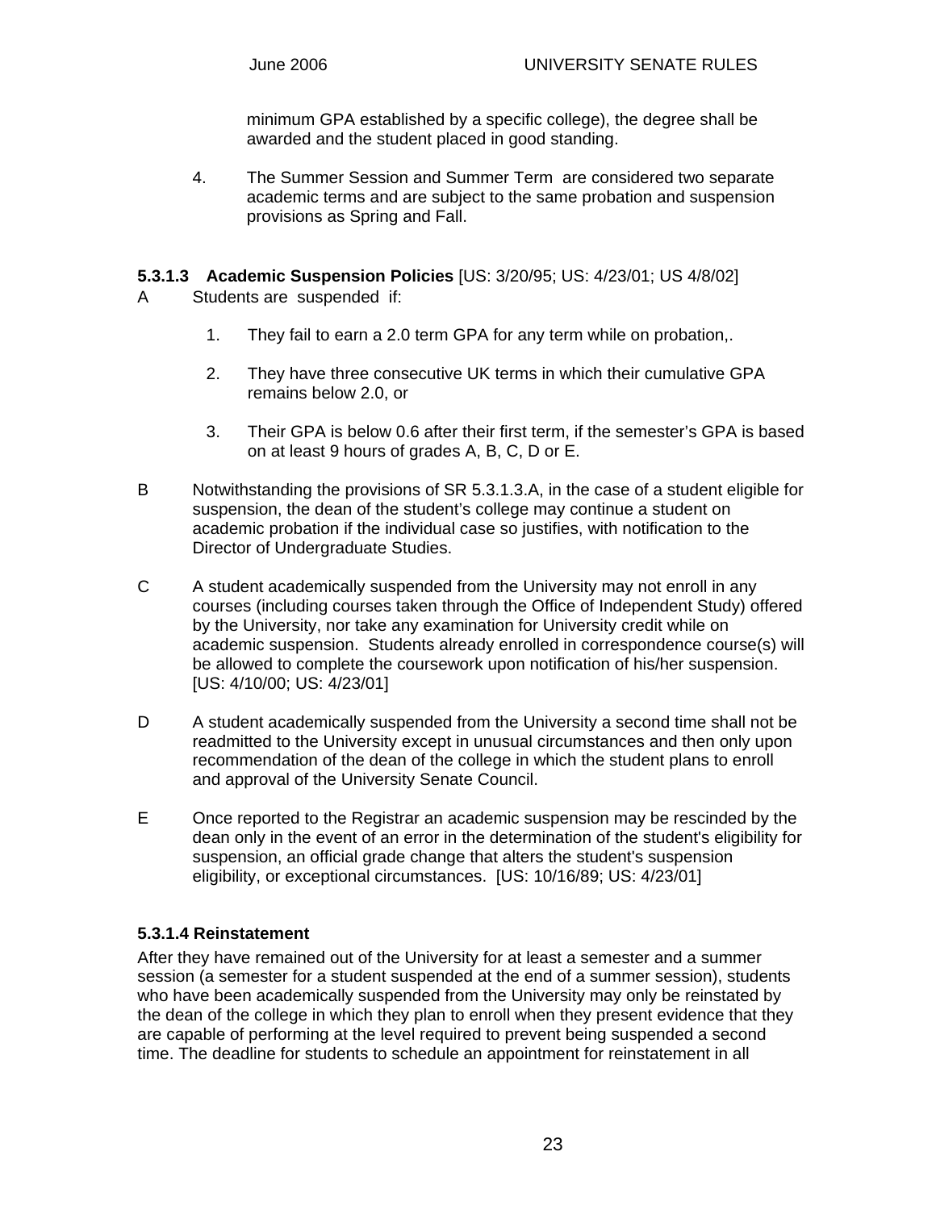minimum GPA established by a specific college), the degree shall be awarded and the student placed in good standing.

4. The Summer Session and Summer Term are considered two separate academic terms and are subject to the same probation and suspension provisions as Spring and Fall.

**5.3.1.3 Academic Suspension Policies** [US: 3/20/95; US: 4/23/01; US 4/8/02]

A Students are suspended if:

1. They fail to earn a 2.0 term GPA for any term while on probation,.
2. They have three consecutive UK terms in which their cumulative GPA remains below 2.0, or
3. Their GPA is below 0.6 after their first term, if the semester's GPA is based on at least 9 hours of grades A, B, C, D or E.

B Notwithstanding the provisions of SR 5.3.1.3.A, in the case of a student eligible for suspension, the dean of the student's college may continue a student on academic probation if the individual case so justifies, with notification to the Director of Undergraduate Studies.

C A student academically suspended from the University may not enroll in any courses (including courses taken through the Office of Independent Study) offered by the University, nor take any examination for University credit while on academic suspension. Students already enrolled in correspondence course(s) will be allowed to complete the coursework upon notification of his/her suspension. [US: 4/10/00; US: 4/23/01]

D A student academically suspended from the University a second time shall not be readmitted to the University except in unusual circumstances and then only upon recommendation of the dean of the college in which the student plans to enroll and approval of the University Senate Council.

E Once reported to the Registrar an academic suspension may be rescinded by the dean only in the event of an error in the determination of the student's eligibility for suspension, an official grade change that alters the student's suspension eligibility, or exceptional circumstances. [US: 10/16/89; US: 4/23/01]

**5.3.1.4 Reinstatement**

After they have remained out of the University for at least a semester and a summer session (a semester for a student suspended at the end of a summer session), students who have been academically suspended from the University may only be reinstated by the dean of the college in which they plan to enroll when they present evidence that they are capable of performing at the level required to prevent being suspended a second time. The deadline for students to schedule an appointment for reinstatement in all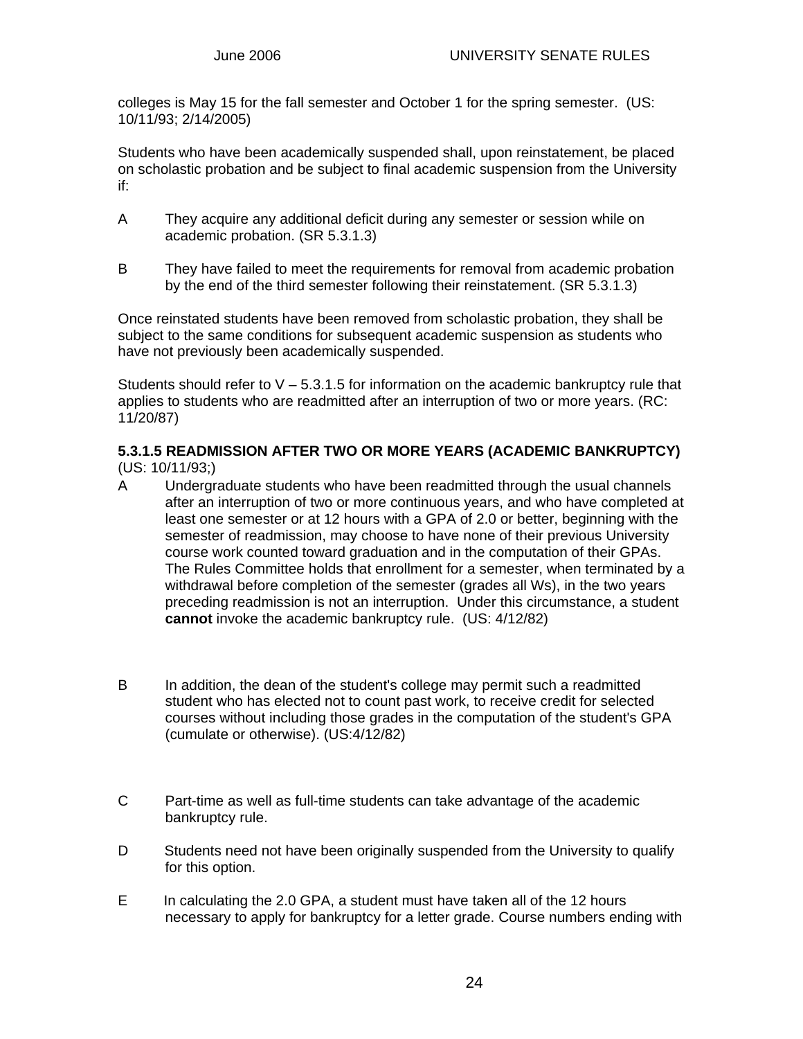colleges is May 15 for the fall semester and October 1 for the spring semester. (US: 10/11/93; 2/14/2005)

Students who have been academically suspended shall, upon reinstatement, be placed on scholastic probation and be subject to final academic suspension from the University if:

A They acquire any additional deficit during any semester or session while on academic probation. (SR 5.3.1.3)

B They have failed to meet the requirements for removal from academic probation by the end of the third semester following their reinstatement. (SR 5.3.1.3)

Once reinstated students have been removed from scholastic probation, they shall be subject to the same conditions for subsequent academic suspension as students who have not previously been academically suspended.

Students should refer to V – 5.3.1.5 for information on the academic bankruptcy rule that applies to students who are readmitted after an interruption of two or more years. (RC: 11/20/87)

**5.3.1.5 READMISSION AFTER TWO OR MORE YEARS (ACADEMIC BANKRUPTCY)** (US: 10/11/93;)

A Undergraduate students who have been readmitted through the usual channels after an interruption of two or more continuous years, and who have completed at least one semester or at 12 hours with a GPA of 2.0 or better, beginning with the semester of readmission, may choose to have none of their previous University course work counted toward graduation and in the computation of their GPAs. The Rules Committee holds that enrollment for a semester, when terminated by a withdrawal before completion of the semester (grades all Ws), in the two years preceding readmission is not an interruption. Under this circumstance, a student **cannot** invoke the academic bankruptcy rule. (US: 4/12/82)

B In addition, the dean of the student's college may permit such a readmitted student who has elected not to count past work, to receive credit for selected courses without including those grades in the computation of the student's GPA (cumulate or otherwise). (US:4/12/82)

C Part-time as well as full-time students can take advantage of the academic bankruptcy rule.

D Students need not have been originally suspended from the University to qualify for this option.

E In calculating the 2.0 GPA, a student must have taken all of the 12 hours necessary to apply for bankruptcy for a letter grade. Course numbers ending with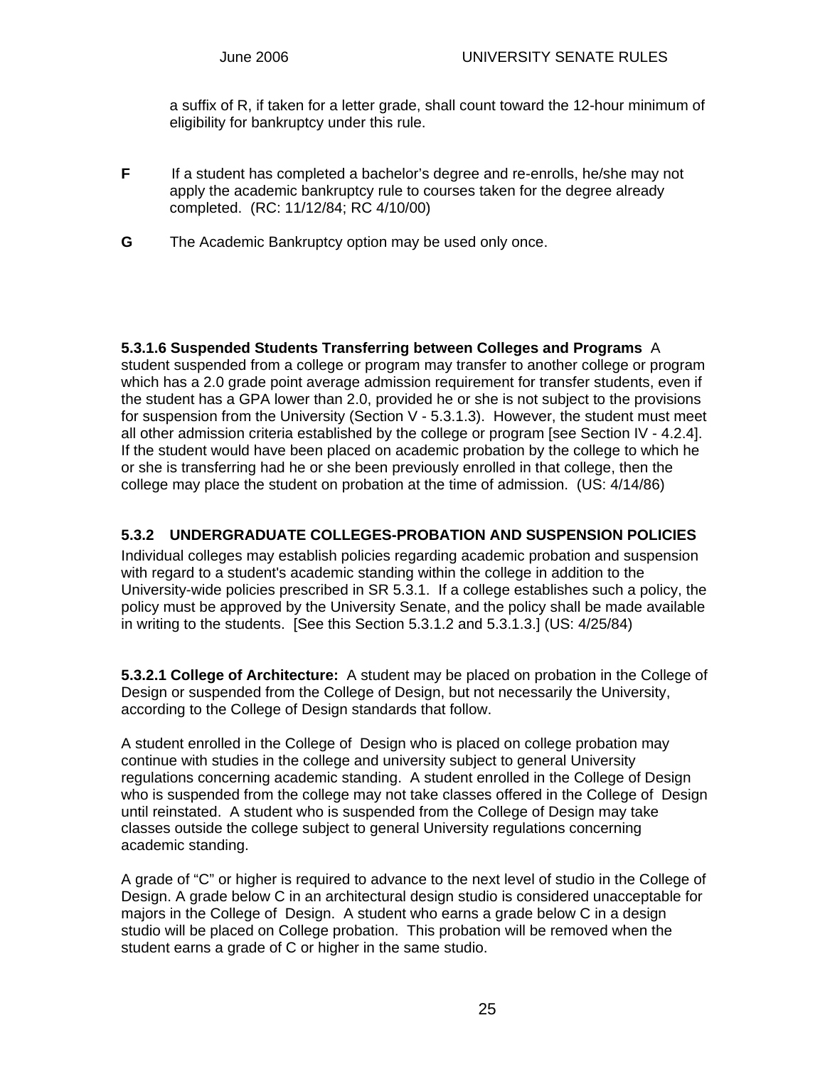a suffix of R, if taken for a letter grade, shall count toward the 12-hour minimum of eligibility for bankruptcy under this rule.

**F** If a student has completed a bachelor's degree and re-enrolls, he/she may not apply the academic bankruptcy rule to courses taken for the degree already completed. (RC: 11/12/84; RC 4/10/00)

**G** The Academic Bankruptcy option may be used only once.

**5.3.1.6 Suspended Students Transferring between Colleges and Programs** A student suspended from a college or program may transfer to another college or program which has a 2.0 grade point average admission requirement for transfer students, even if the student has a GPA lower than 2.0, provided he or she is not subject to the provisions for suspension from the University (Section V - 5.3.1.3). However, the student must meet all other admission criteria established by the college or program [see Section IV - 4.2.4]. If the student would have been placed on academic probation by the college to which he or she is transferring had he or she been previously enrolled in that college, then the college may place the student on probation at the time of admission. (US: 4/14/86)

### 5.3.2 UNDERGRADUATE COLLEGES-PROBATION AND SUSPENSION POLICIES

Individual colleges may establish policies regarding academic probation and suspension with regard to a student's academic standing within the college in addition to the University-wide policies prescribed in SR 5.3.1. If a college establishes such a policy, the policy must be approved by the University Senate, and the policy shall be made available in writing to the students. [See this Section 5.3.1.2 and 5.3.1.3.] (US: 4/25/84)

**5.3.2.1 College of Architecture:** A student may be placed on probation in the College of Design or suspended from the College of Design, but not necessarily the University, according to the College of Design standards that follow.

A student enrolled in the College of Design who is placed on college probation may continue with studies in the college and university subject to general University regulations concerning academic standing. A student enrolled in the College of Design who is suspended from the college may not take classes offered in the College of Design until reinstated. A student who is suspended from the College of Design may take classes outside the college subject to general University regulations concerning academic standing.

A grade of "C" or higher is required to advance to the next level of studio in the College of Design. A grade below C in an architectural design studio is considered unacceptable for majors in the College of Design. A student who earns a grade below C in a design studio will be placed on College probation. This probation will be removed when the student earns a grade of C or higher in the same studio.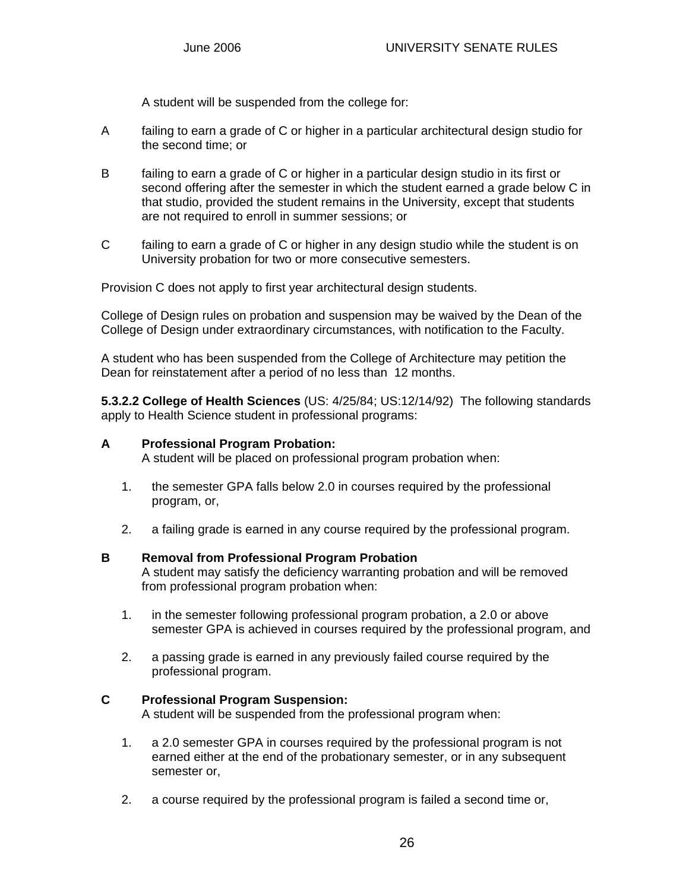A student will be suspended from the college for:

A failing to earn a grade of C or higher in a particular architectural design studio for the second time; or

B failing to earn a grade of C or higher in a particular design studio in its first or second offering after the semester in which the student earned a grade below C in that studio, provided the student remains in the University, except that students are not required to enroll in summer sessions; or

C failing to earn a grade of C or higher in any design studio while the student is on University probation for two or more consecutive semesters.

Provision C does not apply to first year architectural design students.

College of Design rules on probation and suspension may be waived by the Dean of the College of Design under extraordinary circumstances, with notification to the Faculty.

A student who has been suspended from the College of Architecture may petition the Dean for reinstatement after a period of no less than 12 months.

**5.3.2.2 College of Health Sciences** (US: 4/25/84; US:12/14/92) The following standards apply to Health Science student in professional programs:

**A Professional Program Probation:**
A student will be placed on professional program probation when:

1. the semester GPA falls below 2.0 in courses required by the professional program, or,

2. a failing grade is earned in any course required by the professional program.

**B Removal from Professional Program Probation**
A student may satisfy the deficiency warranting probation and will be removed from professional program probation when:

1. in the semester following professional program probation, a 2.0 or above semester GPA is achieved in courses required by the professional program, and

2. a passing grade is earned in any previously failed course required by the professional program.

**C Professional Program Suspension:**
A student will be suspended from the professional program when:

1. a 2.0 semester GPA in courses required by the professional program is not earned either at the end of the probationary semester, or in any subsequent semester or,

2. a course required by the professional program is failed a second time or,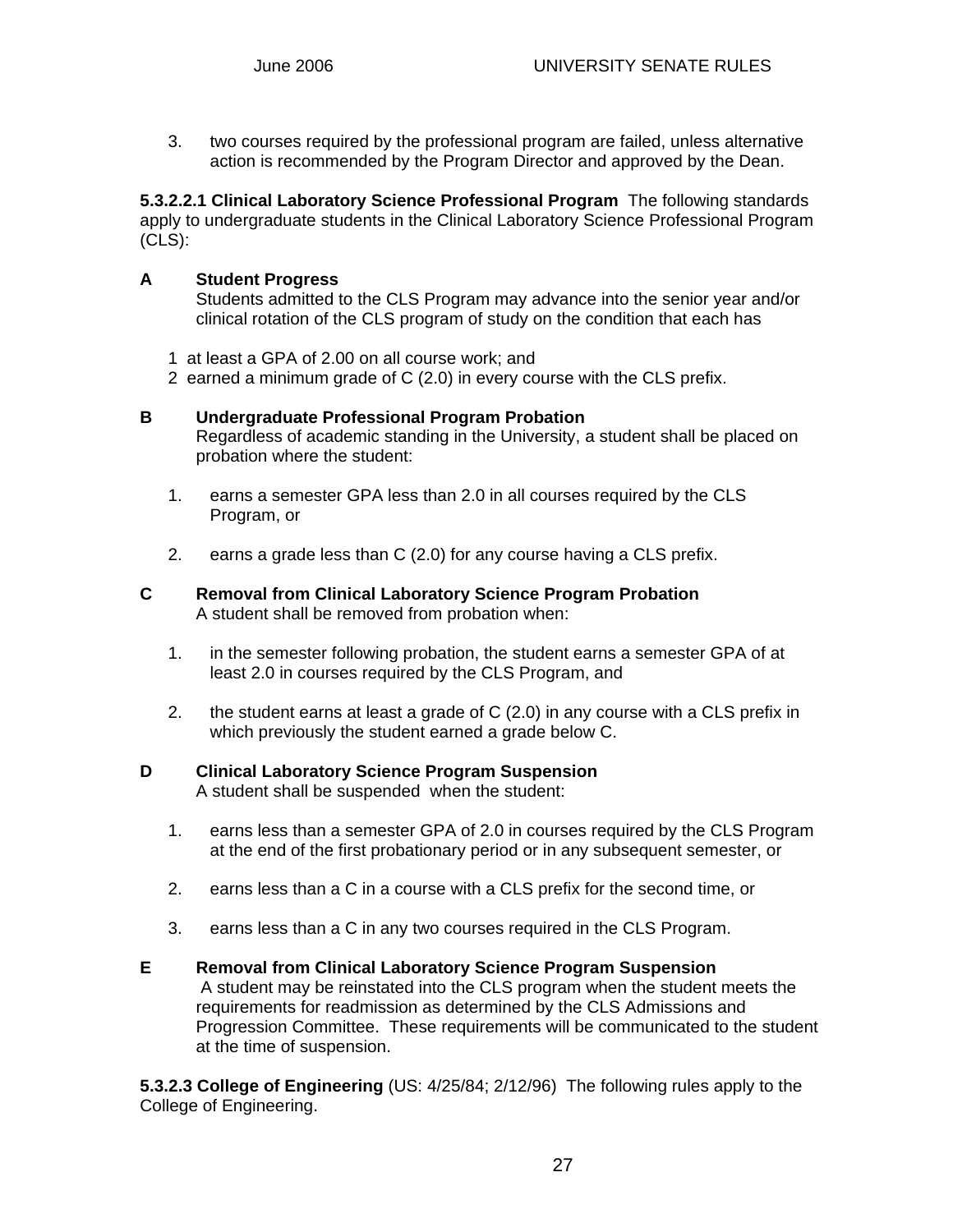3. two courses required by the professional program are failed, unless alternative action is recommended by the Program Director and approved by the Dean.

**5.3.2.2.1 Clinical Laboratory Science Professional Program** The following standards apply to undergraduate students in the Clinical Laboratory Science Professional Program (CLS):

**A Student Progress**

Students admitted to the CLS Program may advance into the senior year and/or clinical rotation of the CLS program of study on the condition that each has

1 at least a GPA of 2.00 on all course work; and
2 earned a minimum grade of C (2.0) in every course with the CLS prefix.

**B Undergraduate Professional Program Probation**

Regardless of academic standing in the University, a student shall be placed on probation where the student:

1. earns a semester GPA less than 2.0 in all courses required by the CLS Program, or

2. earns a grade less than C (2.0) for any course having a CLS prefix.

**C Removal from Clinical Laboratory Science Program Probation**

A student shall be removed from probation when:

1. in the semester following probation, the student earns a semester GPA of at least 2.0 in courses required by the CLS Program, and

2. the student earns at least a grade of C (2.0) in any course with a CLS prefix in which previously the student earned a grade below C.

**D Clinical Laboratory Science Program Suspension**

A student shall be suspended when the student:

1. earns less than a semester GPA of 2.0 in courses required by the CLS Program at the end of the first probationary period or in any subsequent semester, or

2. earns less than a C in a course with a CLS prefix for the second time, or

3. earns less than a C in any two courses required in the CLS Program.

**E Removal from Clinical Laboratory Science Program Suspension**

A student may be reinstated into the CLS program when the student meets the requirements for readmission as determined by the CLS Admissions and Progression Committee. These requirements will be communicated to the student at the time of suspension.

**5.3.2.3 College of Engineering** (US: 4/25/84; 2/12/96) The following rules apply to the College of Engineering.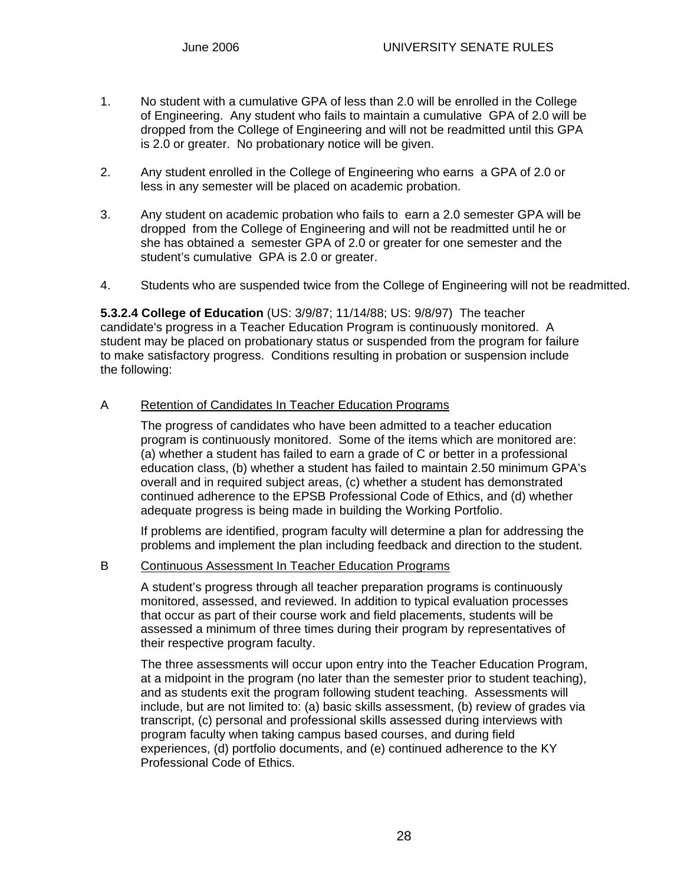1. No student with a cumulative GPA of less than 2.0 will be enrolled in the College of Engineering. Any student who fails to maintain a cumulative GPA of 2.0 will be dropped from the College of Engineering and will not be readmitted until this GPA is 2.0 or greater. No probationary notice will be given.

2. Any student enrolled in the College of Engineering who earns a GPA of 2.0 or less in any semester will be placed on academic probation.

3. Any student on academic probation who fails to earn a 2.0 semester GPA will be dropped from the College of Engineering and will not be readmitted until he or she has obtained a semester GPA of 2.0 or greater for one semester and the student's cumulative GPA is 2.0 or greater.

4. Students who are suspended twice from the College of Engineering will not be readmitted.

**5.3.2.4 College of Education** (US: 3/9/87; 11/14/88; US: 9/8/97) The teacher candidate's progress in a Teacher Education Program is continuously monitored. A student may be placed on probationary status or suspended from the program for failure to make satisfactory progress. Conditions resulting in probation or suspension include the following:

A <u>Retention of Candidates In Teacher Education Programs</u>

The progress of candidates who have been admitted to a teacher education program is continuously monitored. Some of the items which are monitored are: (a) whether a student has failed to earn a grade of C or better in a professional education class, (b) whether a student has failed to maintain 2.50 minimum GPA's overall and in required subject areas, (c) whether a student has demonstrated continued adherence to the EPSB Professional Code of Ethics, and (d) whether adequate progress is being made in building the Working Portfolio.

If problems are identified, program faculty will determine a plan for addressing the problems and implement the plan including feedback and direction to the student.

B <u>Continuous Assessment In Teacher Education Programs</u>

A student's progress through all teacher preparation programs is continuously monitored, assessed, and reviewed. In addition to typical evaluation processes that occur as part of their course work and field placements, students will be assessed a minimum of three times during their program by representatives of their respective program faculty.

The three assessments will occur upon entry into the Teacher Education Program, at a midpoint in the program (no later than the semester prior to student teaching), and as students exit the program following student teaching. Assessments will include, but are not limited to: (a) basic skills assessment, (b) review of grades via transcript, (c) personal and professional skills assessed during interviews with program faculty when taking campus based courses, and during field experiences, (d) portfolio documents, and (e) continued adherence to the KY Professional Code of Ethics.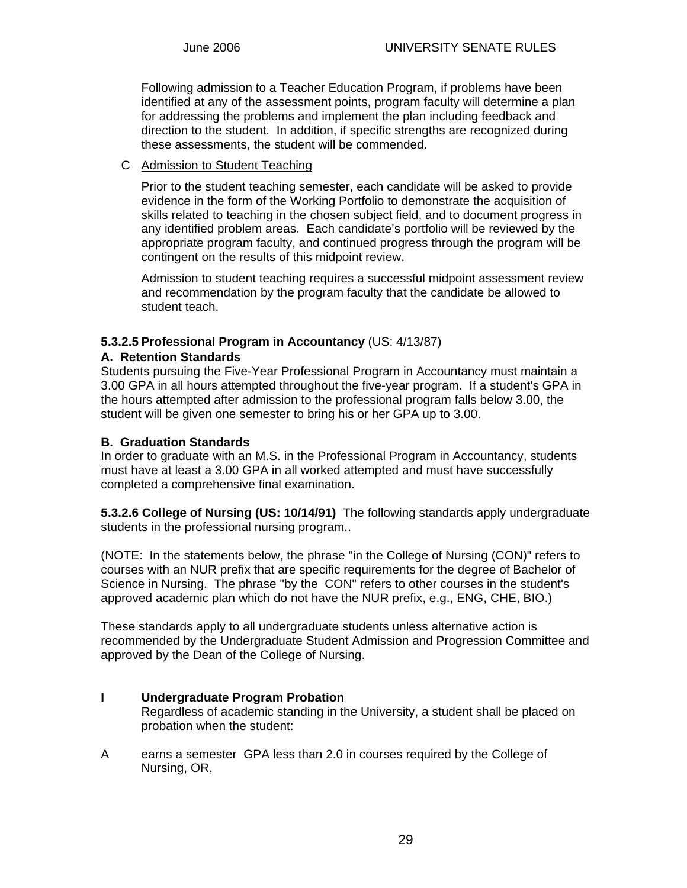Following admission to a Teacher Education Program, if problems have been identified at any of the assessment points, program faculty will determine a plan for addressing the problems and implement the plan including feedback and direction to the student. In addition, if specific strengths are recognized during these assessments, the student will be commended.

C Admission to Student Teaching

Prior to the student teaching semester, each candidate will be asked to provide evidence in the form of the Working Portfolio to demonstrate the acquisition of skills related to teaching in the chosen subject field, and to document progress in any identified problem areas. Each candidate's portfolio will be reviewed by the appropriate program faculty, and continued progress through the program will be contingent on the results of this midpoint review.

Admission to student teaching requires a successful midpoint assessment review and recommendation by the program faculty that the candidate be allowed to student teach.

**5.3.2.5 Professional Program in Accountancy** (US: 4/13/87)

**A. Retention Standards**

Students pursuing the Five-Year Professional Program in Accountancy must maintain a 3.00 GPA in all hours attempted throughout the five-year program. If a student's GPA in the hours attempted after admission to the professional program falls below 3.00, the student will be given one semester to bring his or her GPA up to 3.00.

**B. Graduation Standards**

In order to graduate with an M.S. in the Professional Program in Accountancy, students must have at least a 3.00 GPA in all worked attempted and must have successfully completed a comprehensive final examination.

**5.3.2.6 College of Nursing (US: 10/14/91)** The following standards apply undergraduate students in the professional nursing program..

(NOTE: In the statements below, the phrase "in the College of Nursing (CON)" refers to courses with an NUR prefix that are specific requirements for the degree of Bachelor of Science in Nursing. The phrase "by the CON" refers to other courses in the student's approved academic plan which do not have the NUR prefix, e.g., ENG, CHE, BIO.)

These standards apply to all undergraduate students unless alternative action is recommended by the Undergraduate Student Admission and Progression Committee and approved by the Dean of the College of Nursing.

**I Undergraduate Program Probation**

Regardless of academic standing in the University, a student shall be placed on probation when the student:

A earns a semester GPA less than 2.0 in courses required by the College of Nursing, OR,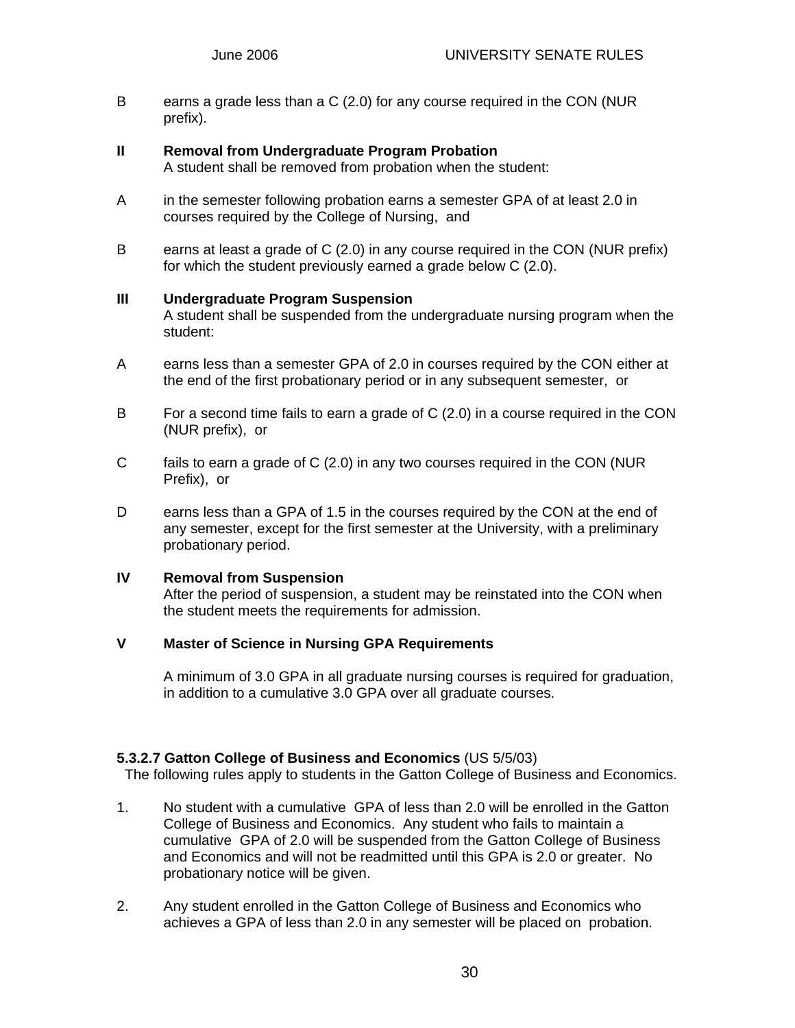B earns a grade less than a C (2.0) for any course required in the CON (NUR prefix).

**II Removal from Undergraduate Program Probation**
A student shall be removed from probation when the student:

A in the semester following probation earns a semester GPA of at least 2.0 in courses required by the College of Nursing, and

B earns at least a grade of C (2.0) in any course required in the CON (NUR prefix) for which the student previously earned a grade below C (2.0).

**III Undergraduate Program Suspension**
A student shall be suspended from the undergraduate nursing program when the student:

A earns less than a semester GPA of 2.0 in courses required by the CON either at the end of the first probationary period or in any subsequent semester, or

B For a second time fails to earn a grade of C (2.0) in a course required in the CON (NUR prefix), or

C fails to earn a grade of C (2.0) in any two courses required in the CON (NUR Prefix), or

D earns less than a GPA of 1.5 in the courses required by the CON at the end of any semester, except for the first semester at the University, with a preliminary probationary period.

**IV Removal from Suspension**
After the period of suspension, a student may be reinstated into the CON when the student meets the requirements for admission.

**V Master of Science in Nursing GPA Requirements**

A minimum of 3.0 GPA in all graduate nursing courses is required for graduation, in addition to a cumulative 3.0 GPA over all graduate courses.

**5.3.2.7 Gatton College of Business and Economics** (US 5/5/03)
The following rules apply to students in the Gatton College of Business and Economics.

1. No student with a cumulative GPA of less than 2.0 will be enrolled in the Gatton College of Business and Economics. Any student who fails to maintain a cumulative GPA of 2.0 will be suspended from the Gatton College of Business and Economics and will not be readmitted until this GPA is 2.0 or greater. No probationary notice will be given.

2. Any student enrolled in the Gatton College of Business and Economics who achieves a GPA of less than 2.0 in any semester will be placed on probation.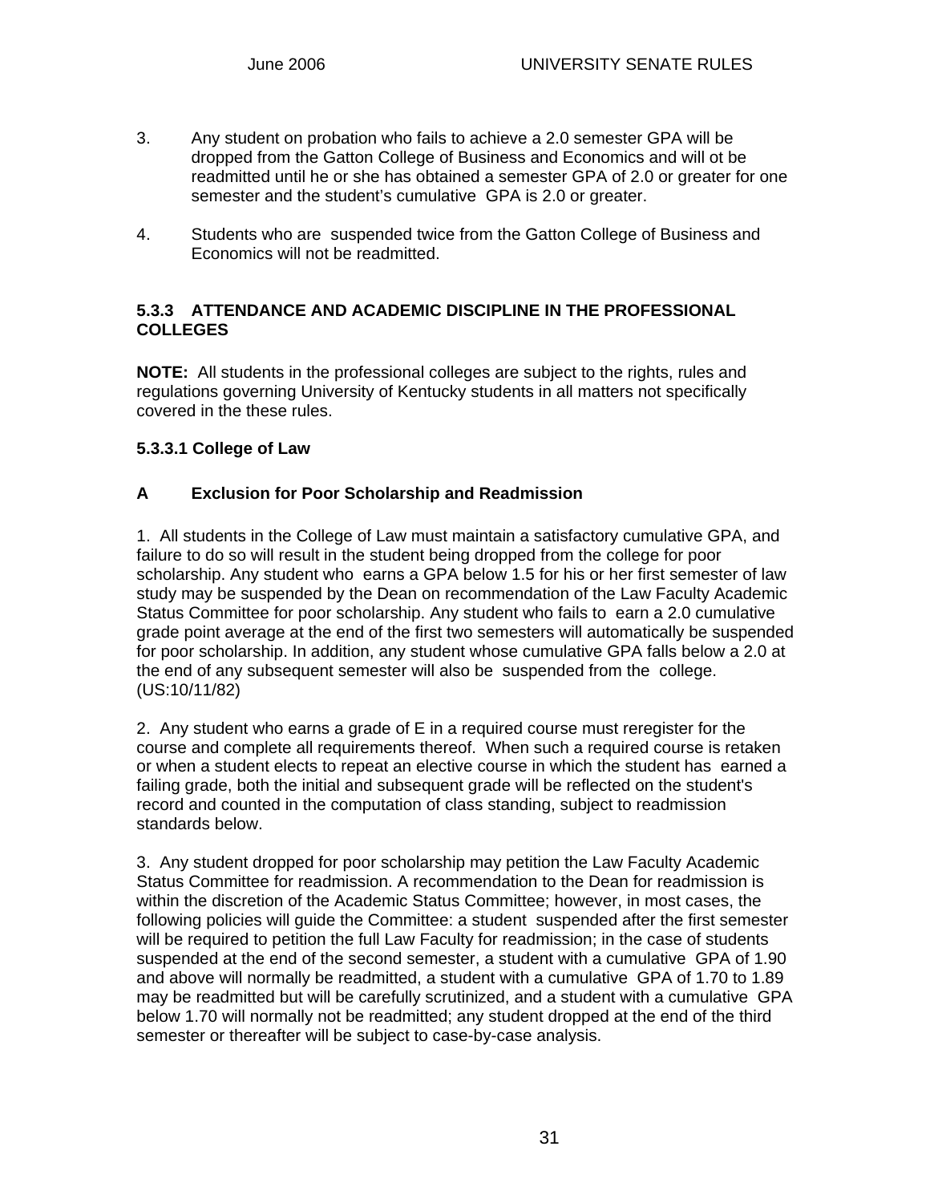3. Any student on probation who fails to achieve a 2.0 semester GPA will be dropped from the Gatton College of Business and Economics and will ot be readmitted until he or she has obtained a semester GPA of 2.0 or greater for one semester and the student's cumulative GPA is 2.0 or greater.

4. Students who are suspended twice from the Gatton College of Business and Economics will not be readmitted.

### 5.3.3 ATTENDANCE AND ACADEMIC DISCIPLINE IN THE PROFESSIONAL COLLEGES

**NOTE:** All students in the professional colleges are subject to the rights, rules and regulations governing University of Kentucky students in all matters not specifically covered in the these rules.

#### 5.3.3.1 College of Law

#### A Exclusion for Poor Scholarship and Readmission

1. All students in the College of Law must maintain a satisfactory cumulative GPA, and failure to do so will result in the student being dropped from the college for poor scholarship. Any student who earns a GPA below 1.5 for his or her first semester of law study may be suspended by the Dean on recommendation of the Law Faculty Academic Status Committee for poor scholarship. Any student who fails to earn a 2.0 cumulative grade point average at the end of the first two semesters will automatically be suspended for poor scholarship. In addition, any student whose cumulative GPA falls below a 2.0 at the end of any subsequent semester will also be suspended from the college. (US:10/11/82)

2. Any student who earns a grade of E in a required course must reregister for the course and complete all requirements thereof. When such a required course is retaken or when a student elects to repeat an elective course in which the student has earned a failing grade, both the initial and subsequent grade will be reflected on the student's record and counted in the computation of class standing, subject to readmission standards below.

3. Any student dropped for poor scholarship may petition the Law Faculty Academic Status Committee for readmission. A recommendation to the Dean for readmission is within the discretion of the Academic Status Committee; however, in most cases, the following policies will guide the Committee: a student suspended after the first semester will be required to petition the full Law Faculty for readmission; in the case of students suspended at the end of the second semester, a student with a cumulative GPA of 1.90 and above will normally be readmitted, a student with a cumulative GPA of 1.70 to 1.89 may be readmitted but will be carefully scrutinized, and a student with a cumulative GPA below 1.70 will normally not be readmitted; any student dropped at the end of the third semester or thereafter will be subject to case-by-case analysis.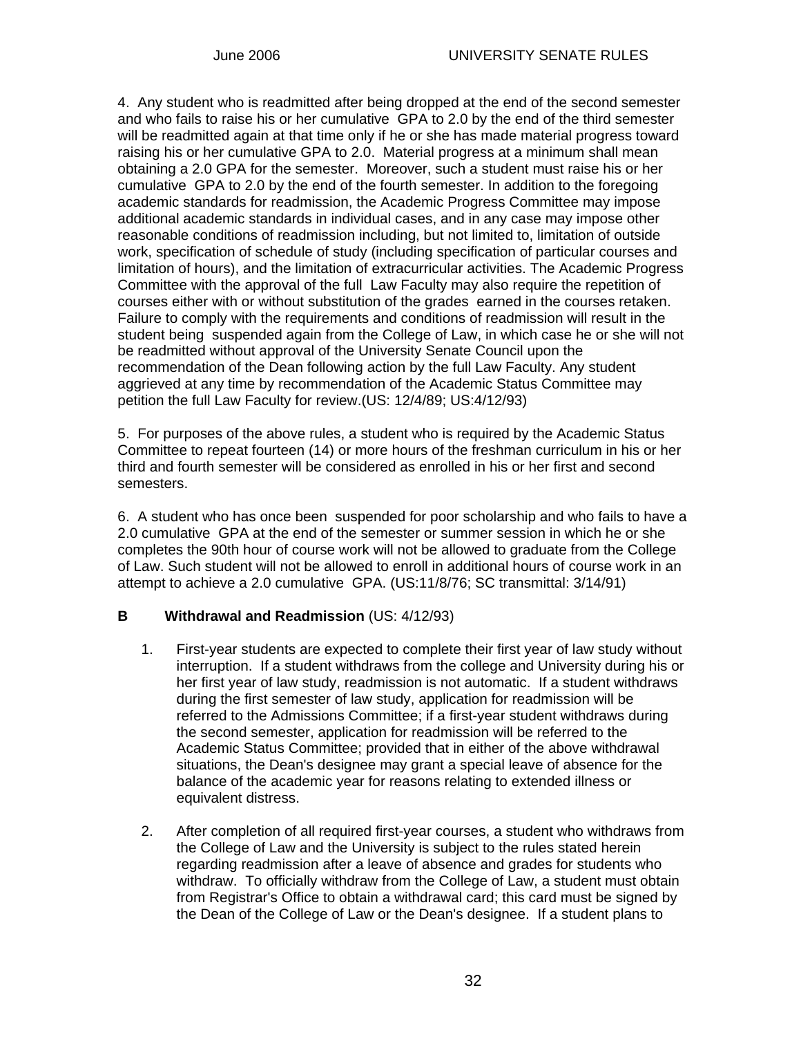4. Any student who is readmitted after being dropped at the end of the second semester and who fails to raise his or her cumulative GPA to 2.0 by the end of the third semester will be readmitted again at that time only if he or she has made material progress toward raising his or her cumulative GPA to 2.0. Material progress at a minimum shall mean obtaining a 2.0 GPA for the semester. Moreover, such a student must raise his or her cumulative GPA to 2.0 by the end of the fourth semester. In addition to the foregoing academic standards for readmission, the Academic Progress Committee may impose additional academic standards in individual cases, and in any case may impose other reasonable conditions of readmission including, but not limited to, limitation of outside work, specification of schedule of study (including specification of particular courses and limitation of hours), and the limitation of extracurricular activities. The Academic Progress Committee with the approval of the full Law Faculty may also require the repetition of courses either with or without substitution of the grades earned in the courses retaken. Failure to comply with the requirements and conditions of readmission will result in the student being suspended again from the College of Law, in which case he or she will not be readmitted without approval of the University Senate Council upon the recommendation of the Dean following action by the full Law Faculty. Any student aggrieved at any time by recommendation of the Academic Status Committee may petition the full Law Faculty for review.(US: 12/4/89; US:4/12/93)

5. For purposes of the above rules, a student who is required by the Academic Status Committee to repeat fourteen (14) or more hours of the freshman curriculum in his or her third and fourth semester will be considered as enrolled in his or her first and second semesters.

6. A student who has once been suspended for poor scholarship and who fails to have a 2.0 cumulative GPA at the end of the semester or summer session in which he or she completes the 90th hour of course work will not be allowed to graduate from the College of Law. Such student will not be allowed to enroll in additional hours of course work in an attempt to achieve a 2.0 cumulative GPA. (US:11/8/76; SC transmittal: 3/14/91)

**B Withdrawal and Readmission** (US: 4/12/93)

1. First-year students are expected to complete their first year of law study without interruption. If a student withdraws from the college and University during his or her first year of law study, readmission is not automatic. If a student withdraws during the first semester of law study, application for readmission will be referred to the Admissions Committee; if a first-year student withdraws during the second semester, application for readmission will be referred to the Academic Status Committee; provided that in either of the above withdrawal situations, the Dean's designee may grant a special leave of absence for the balance of the academic year for reasons relating to extended illness or equivalent distress.

2. After completion of all required first-year courses, a student who withdraws from the College of Law and the University is subject to the rules stated herein regarding readmission after a leave of absence and grades for students who withdraw. To officially withdraw from the College of Law, a student must obtain from Registrar's Office to obtain a withdrawal card; this card must be signed by the Dean of the College of Law or the Dean's designee. If a student plans to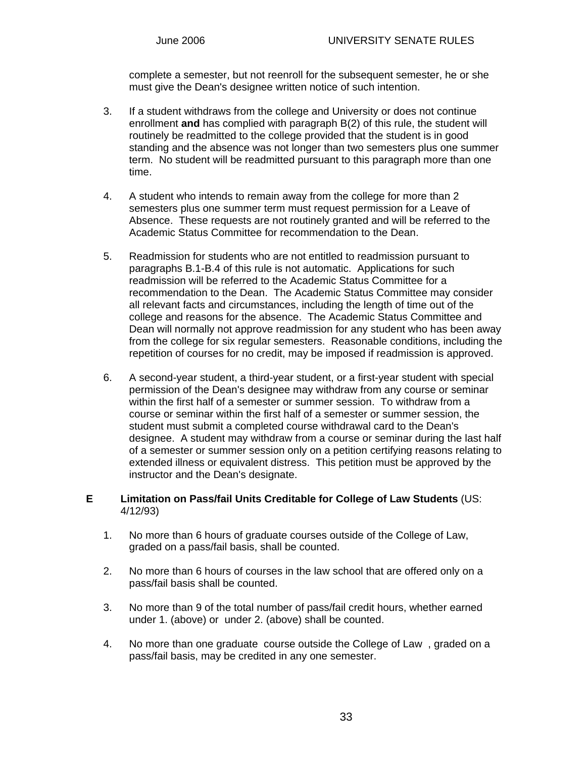complete a semester, but not reenroll for the subsequent semester, he or she must give the Dean's designee written notice of such intention.

3. If a student withdraws from the college and University or does not continue enrollment **and** has complied with paragraph B(2) of this rule, the student will routinely be readmitted to the college provided that the student is in good standing and the absence was not longer than two semesters plus one summer term. No student will be readmitted pursuant to this paragraph more than one time.

4. A student who intends to remain away from the college for more than 2 semesters plus one summer term must request permission for a Leave of Absence. These requests are not routinely granted and will be referred to the Academic Status Committee for recommendation to the Dean.

5. Readmission for students who are not entitled to readmission pursuant to paragraphs B.1-B.4 of this rule is not automatic. Applications for such readmission will be referred to the Academic Status Committee for a recommendation to the Dean. The Academic Status Committee may consider all relevant facts and circumstances, including the length of time out of the college and reasons for the absence. The Academic Status Committee and Dean will normally not approve readmission for any student who has been away from the college for six regular semesters. Reasonable conditions, including the repetition of courses for no credit, may be imposed if readmission is approved.

6. A second-year student, a third-year student, or a first-year student with special permission of the Dean's designee may withdraw from any course or seminar within the first half of a semester or summer session. To withdraw from a course or seminar within the first half of a semester or summer session, the student must submit a completed course withdrawal card to the Dean's designee. A student may withdraw from a course or seminar during the last half of a semester or summer session only on a petition certifying reasons relating to extended illness or equivalent distress. This petition must be approved by the instructor and the Dean's designate.

**E Limitation on Pass/fail Units Creditable for College of Law Students** (US: 4/12/93)

1. No more than 6 hours of graduate courses outside of the College of Law, graded on a pass/fail basis, shall be counted.

2. No more than 6 hours of courses in the law school that are offered only on a pass/fail basis shall be counted.

3. No more than 9 of the total number of pass/fail credit hours, whether earned under 1. (above) or under 2. (above) shall be counted.

4. No more than one graduate course outside the College of Law , graded on a pass/fail basis, may be credited in any one semester.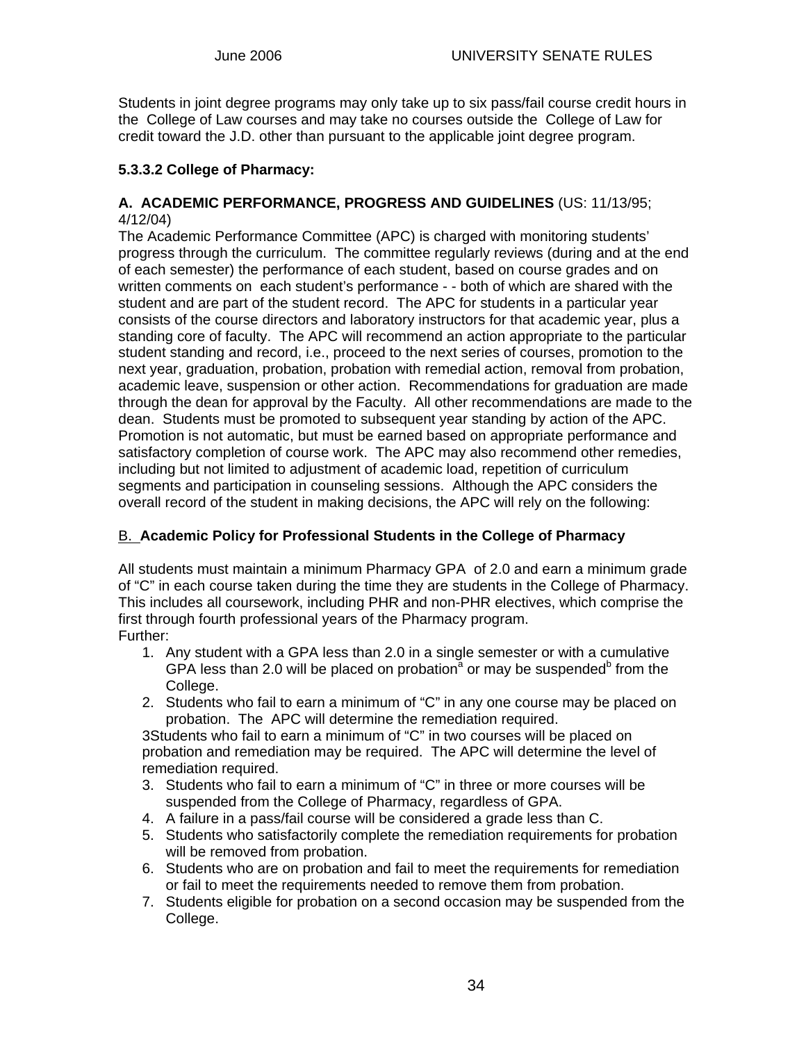Students in joint degree programs may only take up to six pass/fail course credit hours in the College of Law courses and may take no courses outside the College of Law for credit toward the J.D. other than pursuant to the applicable joint degree program.

**5.3.3.2 College of Pharmacy:**

**A. ACADEMIC PERFORMANCE, PROGRESS AND GUIDELINES** (US: 11/13/95; 4/12/04)

The Academic Performance Committee (APC) is charged with monitoring students' progress through the curriculum. The committee regularly reviews (during and at the end of each semester) the performance of each student, based on course grades and on written comments on each student's performance - - both of which are shared with the student and are part of the student record. The APC for students in a particular year consists of the course directors and laboratory instructors for that academic year, plus a standing core of faculty. The APC will recommend an action appropriate to the particular student standing and record, i.e., proceed to the next series of courses, promotion to the next year, graduation, probation, probation with remedial action, removal from probation, academic leave, suspension or other action. Recommendations for graduation are made through the dean for approval by the Faculty. All other recommendations are made to the dean. Students must be promoted to subsequent year standing by action of the APC. Promotion is not automatic, but must be earned based on appropriate performance and satisfactory completion of course work. The APC may also recommend other remedies, including but not limited to adjustment of academic load, repetition of curriculum segments and participation in counseling sessions. Although the APC considers the overall record of the student in making decisions, the APC will rely on the following:

B. **Academic Policy for Professional Students in the College of Pharmacy**

All students must maintain a minimum Pharmacy GPA of 2.0 and earn a minimum grade of "C" in each course taken during the time they are students in the College of Pharmacy. This includes all coursework, including PHR and non-PHR electives, which comprise the first through fourth professional years of the Pharmacy program.
Further:

1. Any student with a GPA less than 2.0 in a single semester or with a cumulative GPA less than 2.0 will be placed on probation[a] or may be suspended[b] from the College.
2. Students who fail to earn a minimum of "C" in any one course may be placed on probation. The APC will determine the remediation required.

3Students who fail to earn a minimum of "C" in two courses will be placed on probation and remediation may be required. The APC will determine the level of remediation required.

3. Students who fail to earn a minimum of "C" in three or more courses will be suspended from the College of Pharmacy, regardless of GPA.
4. A failure in a pass/fail course will be considered a grade less than C.
5. Students who satisfactorily complete the remediation requirements for probation will be removed from probation.
6. Students who are on probation and fail to meet the requirements for remediation or fail to meet the requirements needed to remove them from probation.
7. Students eligible for probation on a second occasion may be suspended from the College.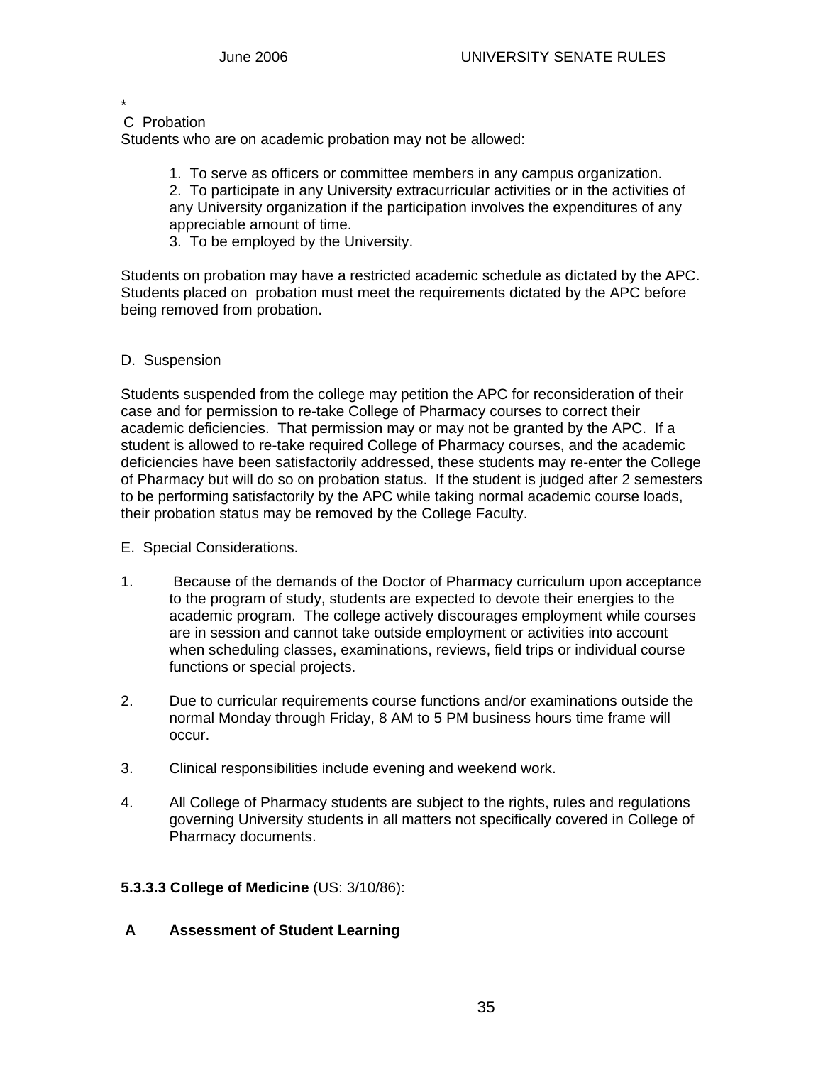*

C Probation

Students who are on academic probation may not be allowed:

1. To serve as officers or committee members in any campus organization.
2. To participate in any University extracurricular activities or in the activities of any University organization if the participation involves the expenditures of any appreciable amount of time.
3. To be employed by the University.

Students on probation may have a restricted academic schedule as dictated by the APC. Students placed on probation must meet the requirements dictated by the APC before being removed from probation.

D. Suspension

Students suspended from the college may petition the APC for reconsideration of their case and for permission to re-take College of Pharmacy courses to correct their academic deficiencies. That permission may or may not be granted by the APC. If a student is allowed to re-take required College of Pharmacy courses, and the academic deficiencies have been satisfactorily addressed, these students may re-enter the College of Pharmacy but will do so on probation status. If the student is judged after 2 semesters to be performing satisfactorily by the APC while taking normal academic course loads, their probation status may be removed by the College Faculty.

E. Special Considerations.

1. Because of the demands of the Doctor of Pharmacy curriculum upon acceptance to the program of study, students are expected to devote their energies to the academic program. The college actively discourages employment while courses are in session and cannot take outside employment or activities into account when scheduling classes, examinations, reviews, field trips or individual course functions or special projects.

2. Due to curricular requirements course functions and/or examinations outside the normal Monday through Friday, 8 AM to 5 PM business hours time frame will occur.

3. Clinical responsibilities include evening and weekend work.

4. All College of Pharmacy students are subject to the rights, rules and regulations governing University students in all matters not specifically covered in College of Pharmacy documents.

**5.3.3.3 College of Medicine** (US: 3/10/86):

**A Assessment of Student Learning**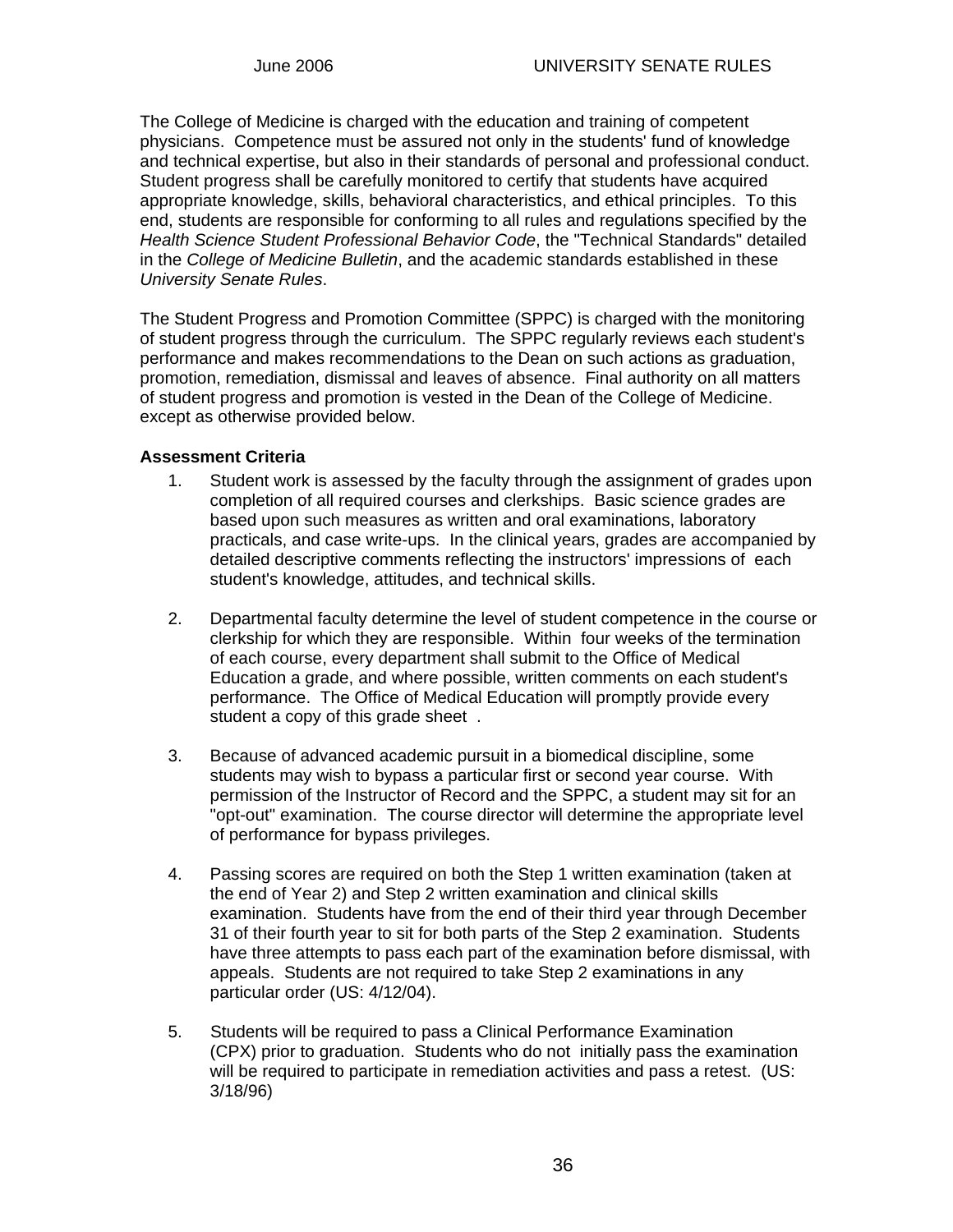The College of Medicine is charged with the education and training of competent physicians. Competence must be assured not only in the students' fund of knowledge and technical expertise, but also in their standards of personal and professional conduct. Student progress shall be carefully monitored to certify that students have acquired appropriate knowledge, skills, behavioral characteristics, and ethical principles. To this end, students are responsible for conforming to all rules and regulations specified by the *Health Science Student Professional Behavior Code*, the "Technical Standards" detailed in the *College of Medicine Bulletin*, and the academic standards established in these *University Senate Rules*.

The Student Progress and Promotion Committee (SPPC) is charged with the monitoring of student progress through the curriculum. The SPPC regularly reviews each student's performance and makes recommendations to the Dean on such actions as graduation, promotion, remediation, dismissal and leaves of absence. Final authority on all matters of student progress and promotion is vested in the Dean of the College of Medicine. except as otherwise provided below.

**Assessment Criteria**

1. Student work is assessed by the faculty through the assignment of grades upon completion of all required courses and clerkships. Basic science grades are based upon such measures as written and oral examinations, laboratory practicals, and case write-ups. In the clinical years, grades are accompanied by detailed descriptive comments reflecting the instructors' impressions of each student's knowledge, attitudes, and technical skills.

2. Departmental faculty determine the level of student competence in the course or clerkship for which they are responsible. Within four weeks of the termination of each course, every department shall submit to the Office of Medical Education a grade, and where possible, written comments on each student's performance. The Office of Medical Education will promptly provide every student a copy of this grade sheet .

3. Because of advanced academic pursuit in a biomedical discipline, some students may wish to bypass a particular first or second year course. With permission of the Instructor of Record and the SPPC, a student may sit for an "opt-out" examination. The course director will determine the appropriate level of performance for bypass privileges.

4. Passing scores are required on both the Step 1 written examination (taken at the end of Year 2) and Step 2 written examination and clinical skills examination. Students have from the end of their third year through December 31 of their fourth year to sit for both parts of the Step 2 examination. Students have three attempts to pass each part of the examination before dismissal, with appeals. Students are not required to take Step 2 examinations in any particular order (US: 4/12/04).

5. Students will be required to pass a Clinical Performance Examination (CPX) prior to graduation. Students who do not initially pass the examination will be required to participate in remediation activities and pass a retest. (US: 3/18/96)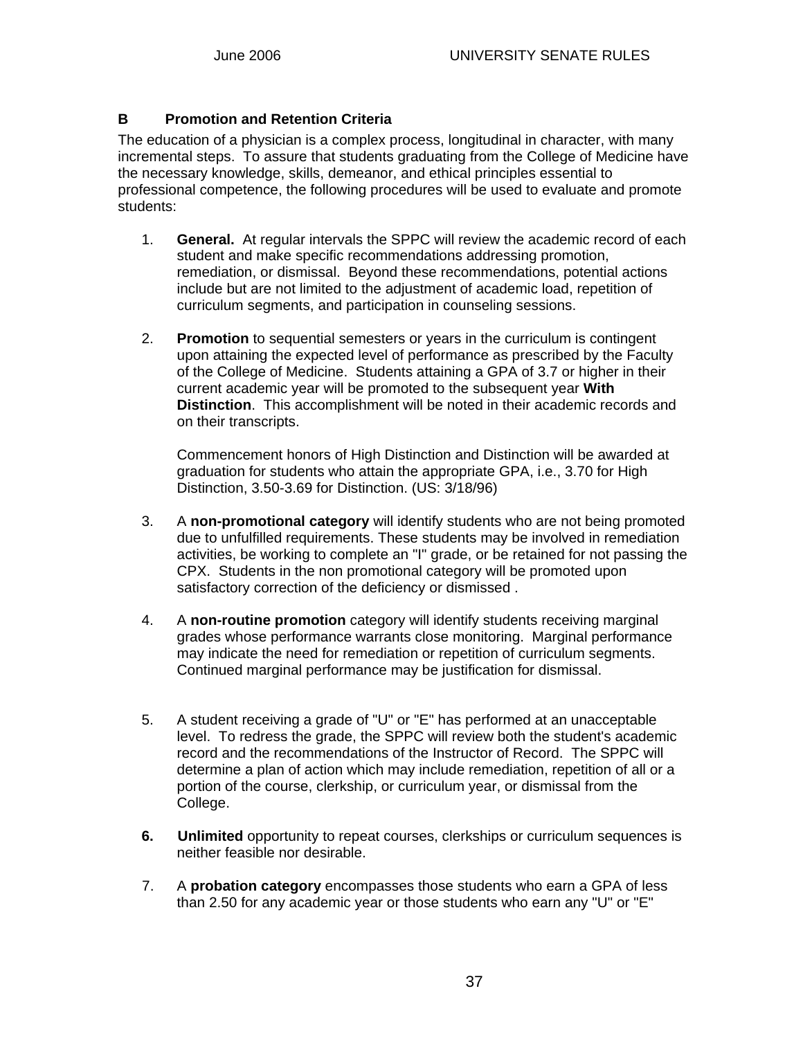### B Promotion and Retention Criteria

The education of a physician is a complex process, longitudinal in character, with many incremental steps. To assure that students graduating from the College of Medicine have the necessary knowledge, skills, demeanor, and ethical principles essential to professional competence, the following procedures will be used to evaluate and promote students:

1. **General.** At regular intervals the SPPC will review the academic record of each student and make specific recommendations addressing promotion, remediation, or dismissal. Beyond these recommendations, potential actions include but are not limited to the adjustment of academic load, repetition of curriculum segments, and participation in counseling sessions.

2. **Promotion** to sequential semesters or years in the curriculum is contingent upon attaining the expected level of performance as prescribed by the Faculty of the College of Medicine. Students attaining a GPA of 3.7 or higher in their current academic year will be promoted to the subsequent year **With Distinction**. This accomplishment will be noted in their academic records and on their transcripts.

   Commencement honors of High Distinction and Distinction will be awarded at graduation for students who attain the appropriate GPA, i.e., 3.70 for High Distinction, 3.50-3.69 for Distinction. (US: 3/18/96)

3. A **non-promotional category** will identify students who are not being promoted due to unfulfilled requirements. These students may be involved in remediation activities, be working to complete an "I" grade, or be retained for not passing the CPX. Students in the non promotional category will be promoted upon satisfactory correction of the deficiency or dismissed .

4. A **non-routine promotion** category will identify students receiving marginal grades whose performance warrants close monitoring. Marginal performance may indicate the need for remediation or repetition of curriculum segments. Continued marginal performance may be justification for dismissal.

5. A student receiving a grade of "U" or "E" has performed at an unacceptable level. To redress the grade, the SPPC will review both the student's academic record and the recommendations of the Instructor of Record. The SPPC will determine a plan of action which may include remediation, repetition of all or a portion of the course, clerkship, or curriculum year, or dismissal from the College.

6. **Unlimited** opportunity to repeat courses, clerkships or curriculum sequences is neither feasible nor desirable.

7. A **probation category** encompasses those students who earn a GPA of less than 2.50 for any academic year or those students who earn any "U" or "E"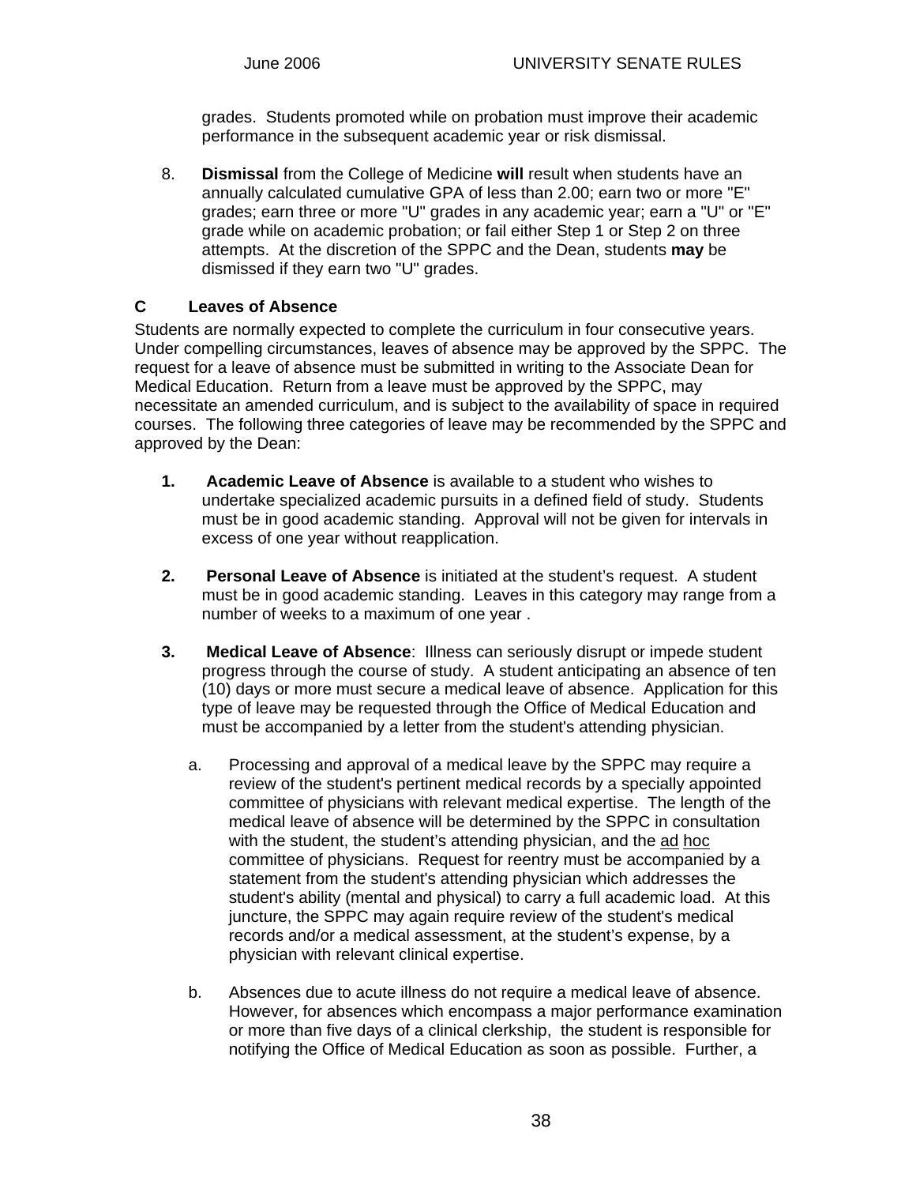grades. Students promoted while on probation must improve their academic performance in the subsequent academic year or risk dismissal.

8. **Dismissal** from the College of Medicine **will** result when students have an annually calculated cumulative GPA of less than 2.00; earn two or more "E" grades; earn three or more "U" grades in any academic year; earn a "U" or "E" grade while on academic probation; or fail either Step 1 or Step 2 on three attempts. At the discretion of the SPPC and the Dean, students **may** be dismissed if they earn two "U" grades.

### C Leaves of Absence

Students are normally expected to complete the curriculum in four consecutive years. Under compelling circumstances, leaves of absence may be approved by the SPPC. The request for a leave of absence must be submitted in writing to the Associate Dean for Medical Education. Return from a leave must be approved by the SPPC, may necessitate an amended curriculum, and is subject to the availability of space in required courses. The following three categories of leave may be recommended by the SPPC and approved by the Dean:

1. **Academic Leave of Absence** is available to a student who wishes to undertake specialized academic pursuits in a defined field of study. Students must be in good academic standing. Approval will not be given for intervals in excess of one year without reapplication.

2. **Personal Leave of Absence** is initiated at the student's request. A student must be in good academic standing. Leaves in this category may range from a number of weeks to a maximum of one year .

3. **Medical Leave of Absence**: Illness can seriously disrupt or impede student progress through the course of study. A student anticipating an absence of ten (10) days or more must secure a medical leave of absence. Application for this type of leave may be requested through the Office of Medical Education and must be accompanied by a letter from the student's attending physician.

   a. Processing and approval of a medical leave by the SPPC may require a review of the student's pertinent medical records by a specially appointed committee of physicians with relevant medical expertise. The length of the medical leave of absence will be determined by the SPPC in consultation with the student, the student's attending physician, and the ad hoc committee of physicians. Request for reentry must be accompanied by a statement from the student's attending physician which addresses the student's ability (mental and physical) to carry a full academic load. At this juncture, the SPPC may again require review of the student's medical records and/or a medical assessment, at the student's expense, by a physician with relevant clinical expertise.

   b. Absences due to acute illness do not require a medical leave of absence. However, for absences which encompass a major performance examination or more than five days of a clinical clerkship, the student is responsible for notifying the Office of Medical Education as soon as possible. Further, a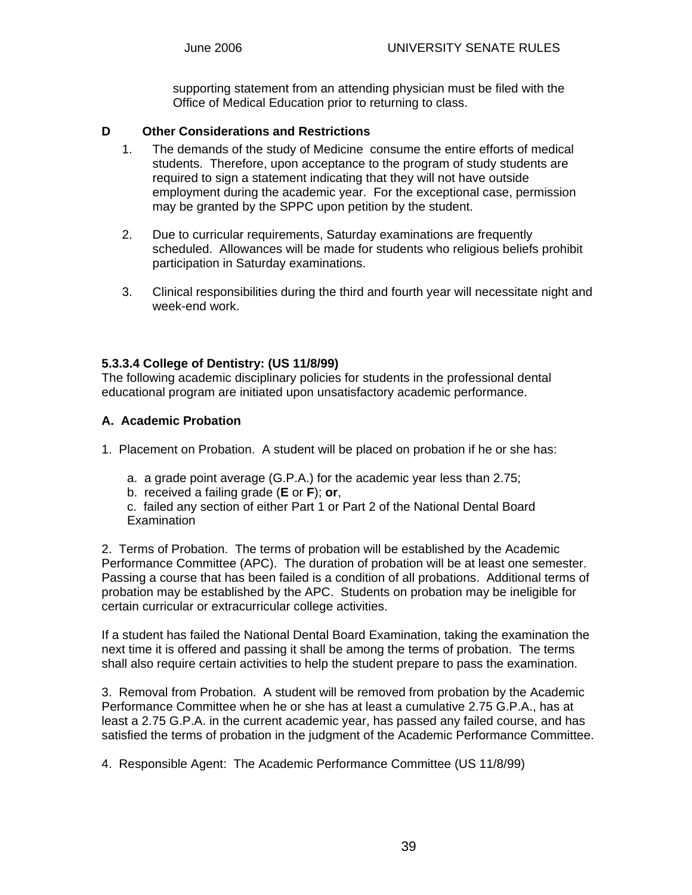supporting statement from an attending physician must be filed with the Office of Medical Education prior to returning to class.

**D Other Considerations and Restrictions**

1. The demands of the study of Medicine consume the entire efforts of medical students. Therefore, upon acceptance to the program of study students are required to sign a statement indicating that they will not have outside employment during the academic year. For the exceptional case, permission may be granted by the SPPC upon petition by the student.

2. Due to curricular requirements, Saturday examinations are frequently scheduled. Allowances will be made for students who religious beliefs prohibit participation in Saturday examinations.

3. Clinical responsibilities during the third and fourth year will necessitate night and week-end work.

**5.3.3.4 College of Dentistry: (US 11/8/99)**

The following academic disciplinary policies for students in the professional dental educational program are initiated upon unsatisfactory academic performance.

**A. Academic Probation**

1. Placement on Probation. A student will be placed on probation if he or she has:

   a. a grade point average (G.P.A.) for the academic year less than 2.75;
   b. received a failing grade (**E** or **F**); **or**,
   c. failed any section of either Part 1 or Part 2 of the National Dental Board Examination

2. Terms of Probation. The terms of probation will be established by the Academic Performance Committee (APC). The duration of probation will be at least one semester. Passing a course that has been failed is a condition of all probations. Additional terms of probation may be established by the APC. Students on probation may be ineligible for certain curricular or extracurricular college activities.

If a student has failed the National Dental Board Examination, taking the examination the next time it is offered and passing it shall be among the terms of probation. The terms shall also require certain activities to help the student prepare to pass the examination.

3. Removal from Probation. A student will be removed from probation by the Academic Performance Committee when he or she has at least a cumulative 2.75 G.P.A., has at least a 2.75 G.P.A. in the current academic year, has passed any failed course, and has satisfied the terms of probation in the judgment of the Academic Performance Committee.

4. Responsible Agent: The Academic Performance Committee (US 11/8/99)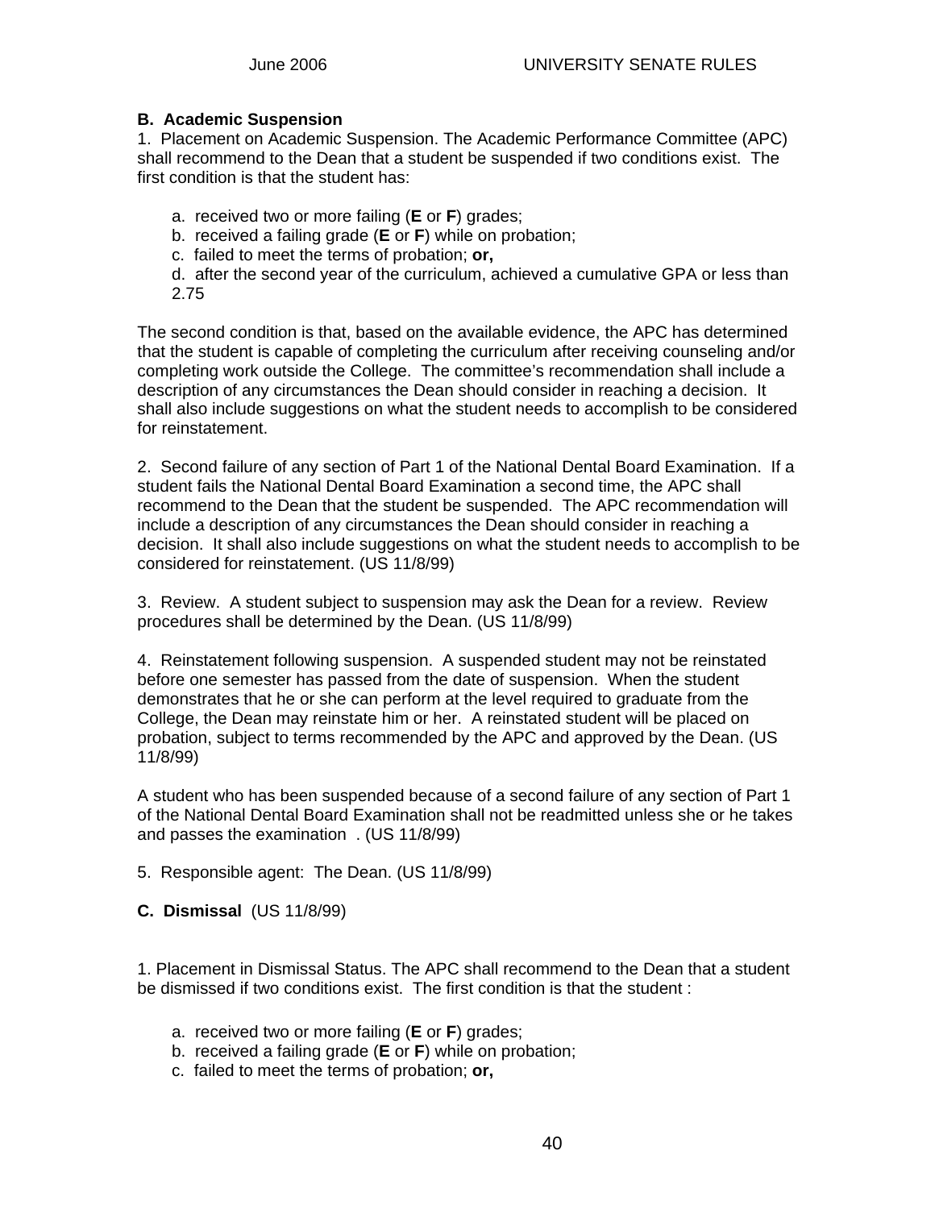**B. Academic Suspension**

1. Placement on Academic Suspension. The Academic Performance Committee (APC) shall recommend to the Dean that a student be suspended if two conditions exist. The first condition is that the student has:

   a. received two or more failing (**E** or **F**) grades;
   b. received a failing grade (**E** or **F**) while on probation;
   c. failed to meet the terms of probation; **or,**
   d. after the second year of the curriculum, achieved a cumulative GPA or less than 2.75

The second condition is that, based on the available evidence, the APC has determined that the student is capable of completing the curriculum after receiving counseling and/or completing work outside the College. The committee's recommendation shall include a description of any circumstances the Dean should consider in reaching a decision. It shall also include suggestions on what the student needs to accomplish to be considered for reinstatement.

2. Second failure of any section of Part 1 of the National Dental Board Examination. If a student fails the National Dental Board Examination a second time, the APC shall recommend to the Dean that the student be suspended. The APC recommendation will include a description of any circumstances the Dean should consider in reaching a decision. It shall also include suggestions on what the student needs to accomplish to be considered for reinstatement. (US 11/8/99)

3. Review. A student subject to suspension may ask the Dean for a review. Review procedures shall be determined by the Dean. (US 11/8/99)

4. Reinstatement following suspension. A suspended student may not be reinstated before one semester has passed from the date of suspension. When the student demonstrates that he or she can perform at the level required to graduate from the College, the Dean may reinstate him or her. A reinstated student will be placed on probation, subject to terms recommended by the APC and approved by the Dean. (US 11/8/99)

A student who has been suspended because of a second failure of any section of Part 1 of the National Dental Board Examination shall not be readmitted unless she or he takes and passes the examination . (US 11/8/99)

5. Responsible agent: The Dean. (US 11/8/99)

**C. Dismissal** (US 11/8/99)

1. Placement in Dismissal Status. The APC shall recommend to the Dean that a student be dismissed if two conditions exist. The first condition is that the student :

   a. received two or more failing (**E** or **F**) grades;
   b. received a failing grade (**E** or **F**) while on probation;
   c. failed to meet the terms of probation; **or,**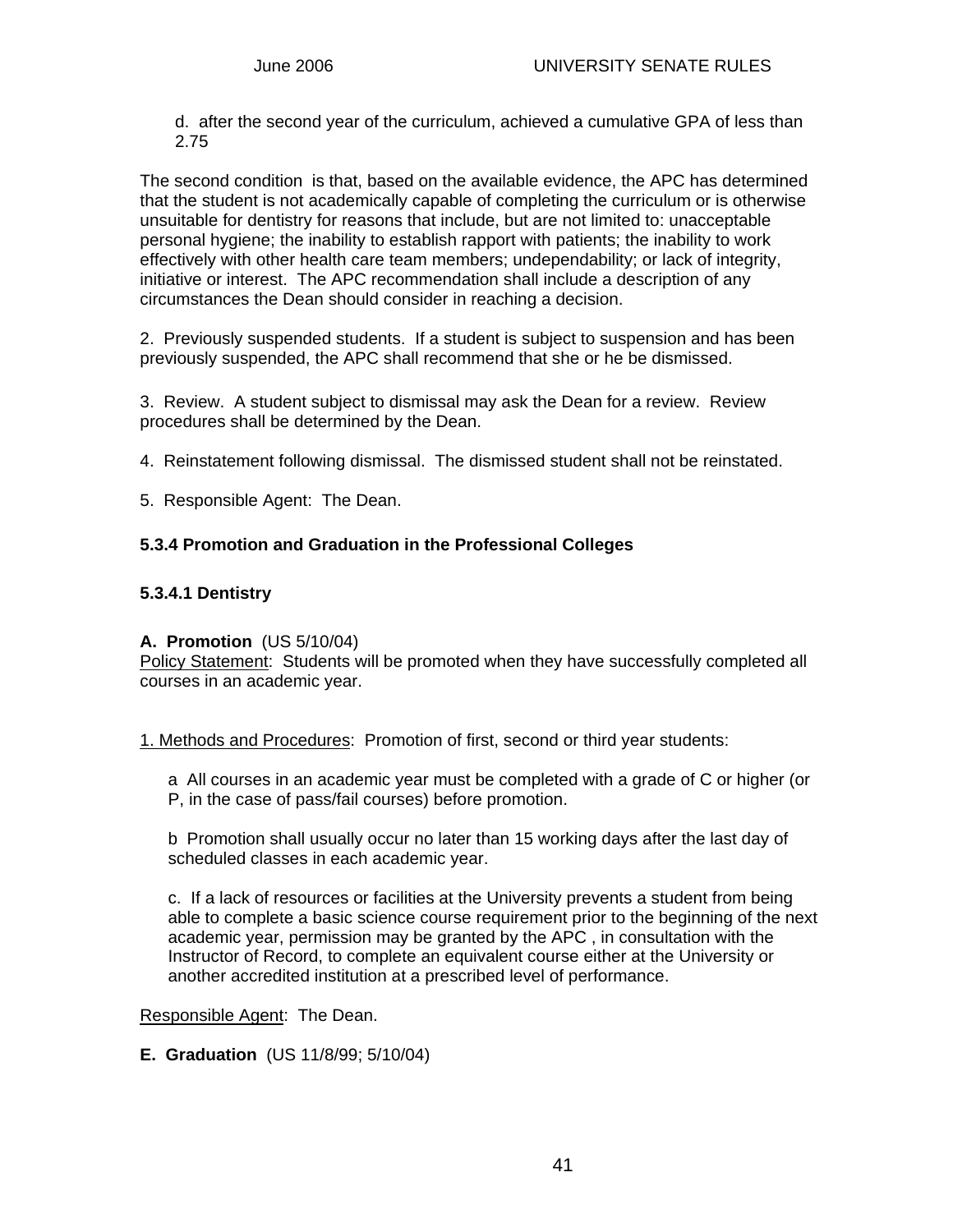d. after the second year of the curriculum, achieved a cumulative GPA of less than 2.75

The second condition is that, based on the available evidence, the APC has determined that the student is not academically capable of completing the curriculum or is otherwise unsuitable for dentistry for reasons that include, but are not limited to: unacceptable personal hygiene; the inability to establish rapport with patients; the inability to work effectively with other health care team members; undependability; or lack of integrity, initiative or interest. The APC recommendation shall include a description of any circumstances the Dean should consider in reaching a decision.

2. Previously suspended students. If a student is subject to suspension and has been previously suspended, the APC shall recommend that she or he be dismissed.

3. Review. A student subject to dismissal may ask the Dean for a review. Review procedures shall be determined by the Dean.

4. Reinstatement following dismissal. The dismissed student shall not be reinstated.

5. Responsible Agent: The Dean.

### 5.3.4 Promotion and Graduation in the Professional Colleges

#### 5.3.4.1 Dentistry

**A. Promotion** (US 5/10/04)
Policy Statement: Students will be promoted when they have successfully completed all courses in an academic year.

1. Methods and Procedures: Promotion of first, second or third year students:

a All courses in an academic year must be completed with a grade of C or higher (or P, in the case of pass/fail courses) before promotion.

b Promotion shall usually occur no later than 15 working days after the last day of scheduled classes in each academic year.

c. If a lack of resources or facilities at the University prevents a student from being able to complete a basic science course requirement prior to the beginning of the next academic year, permission may be granted by the APC , in consultation with the Instructor of Record, to complete an equivalent course either at the University or another accredited institution at a prescribed level of performance.

Responsible Agent: The Dean.

**E. Graduation** (US 11/8/99; 5/10/04)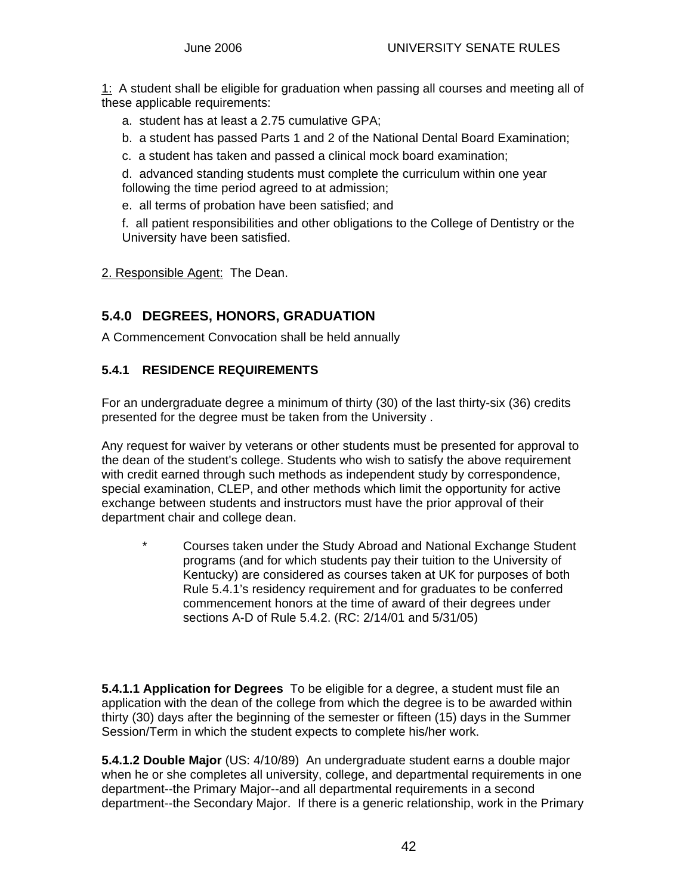1: A student shall be eligible for graduation when passing all courses and meeting all of these applicable requirements:

a. student has at least a 2.75 cumulative GPA;

b. a student has passed Parts 1 and 2 of the National Dental Board Examination;

c. a student has taken and passed a clinical mock board examination;

d. advanced standing students must complete the curriculum within one year following the time period agreed to at admission;

e. all terms of probation have been satisfied; and

f. all patient responsibilities and other obligations to the College of Dentistry or the University have been satisfied.

2. Responsible Agent: The Dean.

## 5.4.0 DEGREES, HONORS, GRADUATION

A Commencement Convocation shall be held annually

### 5.4.1 RESIDENCE REQUIREMENTS

For an undergraduate degree a minimum of thirty (30) of the last thirty-six (36) credits presented for the degree must be taken from the University .

Any request for waiver by veterans or other students must be presented for approval to the dean of the student's college. Students who wish to satisfy the above requirement with credit earned through such methods as independent study by correspondence, special examination, CLEP, and other methods which limit the opportunity for active exchange between students and instructors must have the prior approval of their department chair and college dean.

\* Courses taken under the Study Abroad and National Exchange Student programs (and for which students pay their tuition to the University of Kentucky) are considered as courses taken at UK for purposes of both Rule 5.4.1's residency requirement and for graduates to be conferred commencement honors at the time of award of their degrees under sections A-D of Rule 5.4.2. (RC: 2/14/01 and 5/31/05)

**5.4.1.1 Application for Degrees** To be eligible for a degree, a student must file an application with the dean of the college from which the degree is to be awarded within thirty (30) days after the beginning of the semester or fifteen (15) days in the Summer Session/Term in which the student expects to complete his/her work.

**5.4.1.2 Double Major** (US: 4/10/89) An undergraduate student earns a double major when he or she completes all university, college, and departmental requirements in one department--the Primary Major--and all departmental requirements in a second department--the Secondary Major. If there is a generic relationship, work in the Primary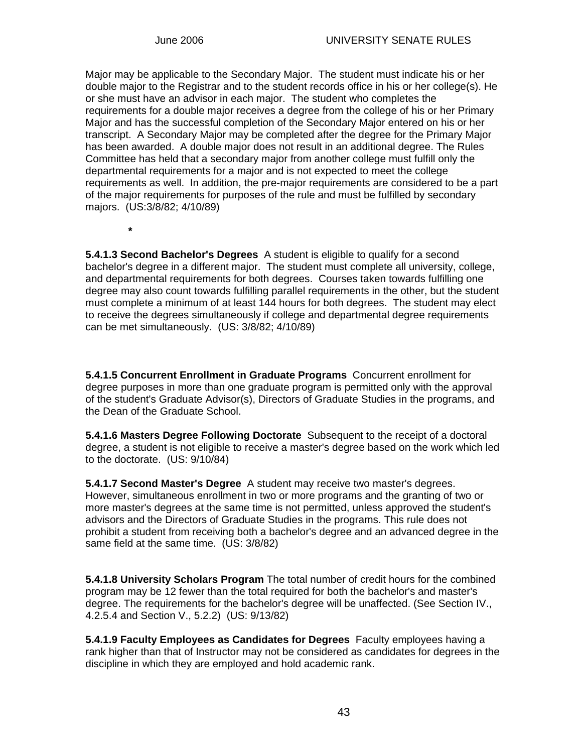Major may be applicable to the Secondary Major. The student must indicate his or her double major to the Registrar and to the student records office in his or her college(s). He or she must have an advisor in each major. The student who completes the requirements for a double major receives a degree from the college of his or her Primary Major and has the successful completion of the Secondary Major entered on his or her transcript. A Secondary Major may be completed after the degree for the Primary Major has been awarded. A double major does not result in an additional degree. The Rules Committee has held that a secondary major from another college must fulfill only the departmental requirements for a major and is not expected to meet the college requirements as well. In addition, the pre-major requirements are considered to be a part of the major requirements for purposes of the rule and must be fulfilled by secondary majors. (US:3/8/82; 4/10/89)

*

**5.4.1.3 Second Bachelor's Degrees** A student is eligible to qualify for a second bachelor's degree in a different major. The student must complete all university, college, and departmental requirements for both degrees. Courses taken towards fulfilling one degree may also count towards fulfilling parallel requirements in the other, but the student must complete a minimum of at least 144 hours for both degrees. The student may elect to receive the degrees simultaneously if college and departmental degree requirements can be met simultaneously. (US: 3/8/82; 4/10/89)

**5.4.1.5 Concurrent Enrollment in Graduate Programs** Concurrent enrollment for degree purposes in more than one graduate program is permitted only with the approval of the student's Graduate Advisor(s), Directors of Graduate Studies in the programs, and the Dean of the Graduate School.

**5.4.1.6 Masters Degree Following Doctorate** Subsequent to the receipt of a doctoral degree, a student is not eligible to receive a master's degree based on the work which led to the doctorate. (US: 9/10/84)

**5.4.1.7 Second Master's Degree** A student may receive two master's degrees. However, simultaneous enrollment in two or more programs and the granting of two or more master's degrees at the same time is not permitted, unless approved the student's advisors and the Directors of Graduate Studies in the programs. This rule does not prohibit a student from receiving both a bachelor's degree and an advanced degree in the same field at the same time. (US: 3/8/82)

**5.4.1.8 University Scholars Program** The total number of credit hours for the combined program may be 12 fewer than the total required for both the bachelor's and master's degree. The requirements for the bachelor's degree will be unaffected. (See Section IV., 4.2.5.4 and Section V., 5.2.2) (US: 9/13/82)

**5.4.1.9 Faculty Employees as Candidates for Degrees** Faculty employees having a rank higher than that of Instructor may not be considered as candidates for degrees in the discipline in which they are employed and hold academic rank.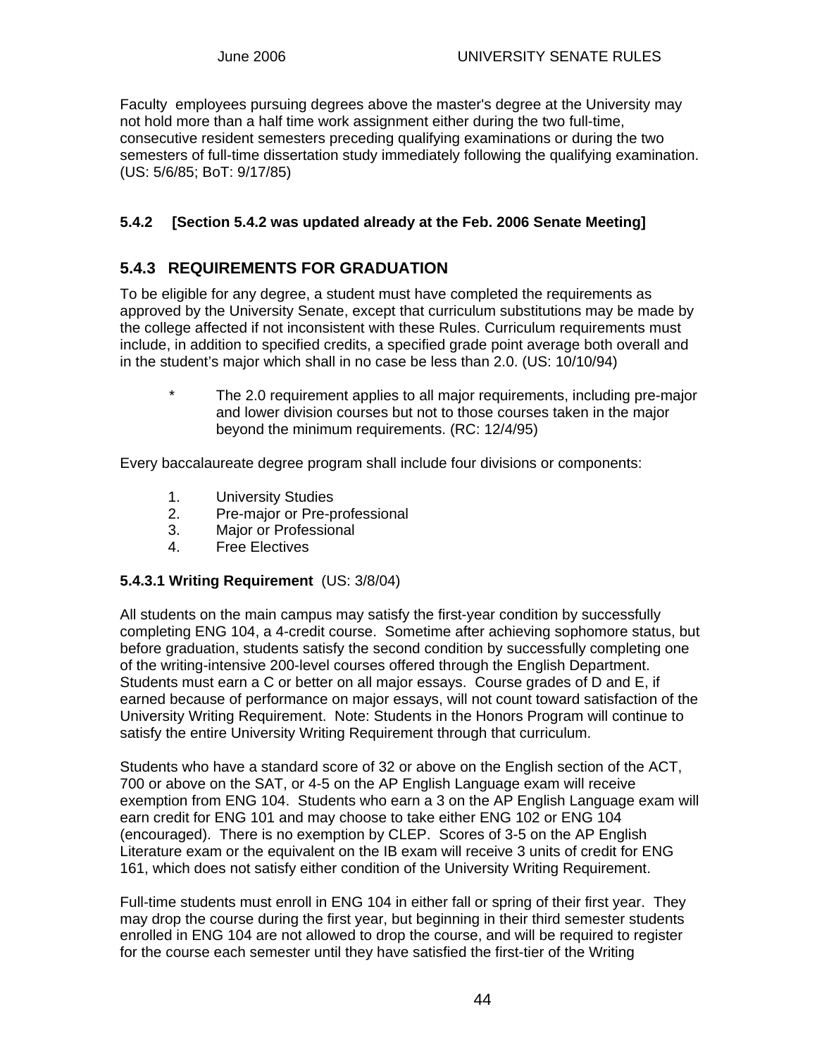Faculty employees pursuing degrees above the master's degree at the University may not hold more than a half time work assignment either during the two full-time, consecutive resident semesters preceding qualifying examinations or during the two semesters of full-time dissertation study immediately following the qualifying examination. (US: 5/6/85; BoT: 9/17/85)

### 5.4.2 [Section 5.4.2 was updated already at the Feb. 2006 Senate Meeting]

## 5.4.3 REQUIREMENTS FOR GRADUATION

To be eligible for any degree, a student must have completed the requirements as approved by the University Senate, except that curriculum substitutions may be made by the college affected if not inconsistent with these Rules. Curriculum requirements must include, in addition to specified credits, a specified grade point average both overall and in the student's major which shall in no case be less than 2.0. (US: 10/10/94)

> * The 2.0 requirement applies to all major requirements, including pre-major and lower division courses but not to those courses taken in the major beyond the minimum requirements. (RC: 12/4/95)

Every baccalaureate degree program shall include four divisions or components:

1. University Studies
2. Pre-major or Pre-professional
3. Major or Professional
4. Free Electives

**5.4.3.1 Writing Requirement** (US: 3/8/04)

All students on the main campus may satisfy the first-year condition by successfully completing ENG 104, a 4-credit course. Sometime after achieving sophomore status, but before graduation, students satisfy the second condition by successfully completing one of the writing-intensive 200-level courses offered through the English Department. Students must earn a C or better on all major essays. Course grades of D and E, if earned because of performance on major essays, will not count toward satisfaction of the University Writing Requirement. Note: Students in the Honors Program will continue to satisfy the entire University Writing Requirement through that curriculum.

Students who have a standard score of 32 or above on the English section of the ACT, 700 or above on the SAT, or 4-5 on the AP English Language exam will receive exemption from ENG 104. Students who earn a 3 on the AP English Language exam will earn credit for ENG 101 and may choose to take either ENG 102 or ENG 104 (encouraged). There is no exemption by CLEP. Scores of 3-5 on the AP English Literature exam or the equivalent on the IB exam will receive 3 units of credit for ENG 161, which does not satisfy either condition of the University Writing Requirement.

Full-time students must enroll in ENG 104 in either fall or spring of their first year. They may drop the course during the first year, but beginning in their third semester students enrolled in ENG 104 are not allowed to drop the course, and will be required to register for the course each semester until they have satisfied the first-tier of the Writing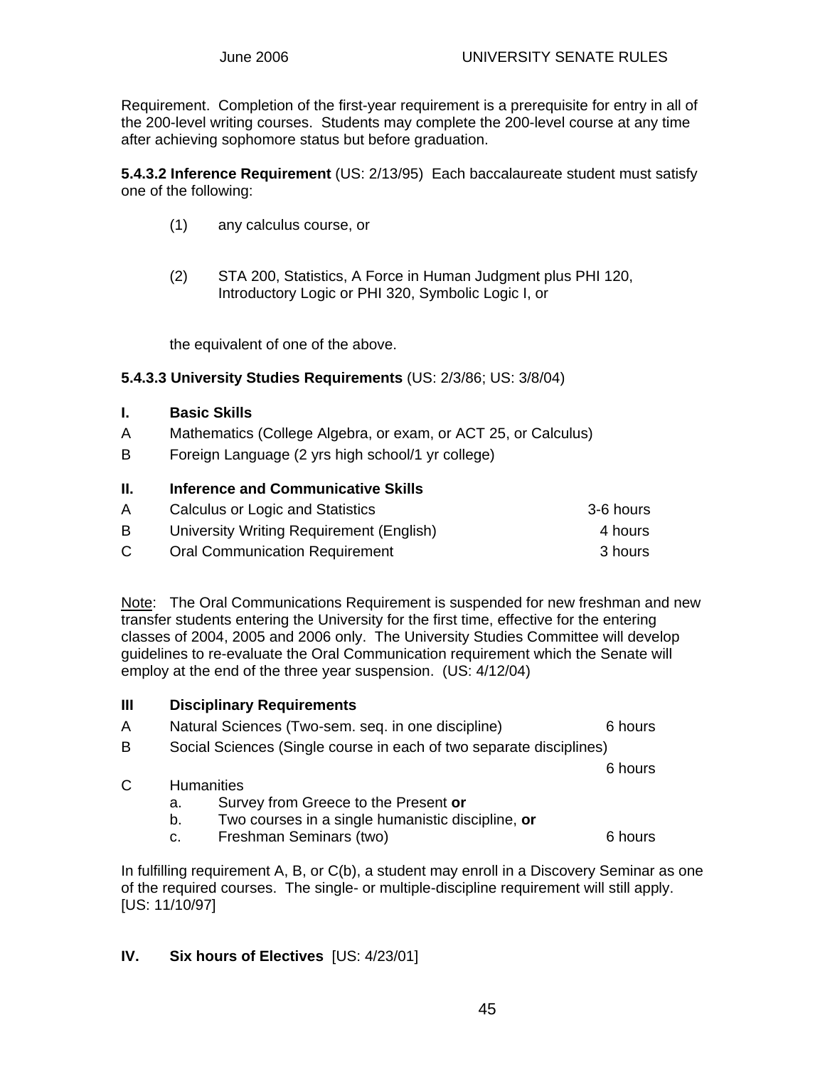Requirement. Completion of the first-year requirement is a prerequisite for entry in all of the 200-level writing courses. Students may complete the 200-level course at any time after achieving sophomore status but before graduation.

**5.4.3.2 Inference Requirement** (US: 2/13/95) Each baccalaureate student must satisfy one of the following:

(1) any calculus course, or

(2) STA 200, Statistics, A Force in Human Judgment plus PHI 120, Introductory Logic or PHI 320, Symbolic Logic I, or

the equivalent of one of the above.

**5.4.3.3 University Studies Requirements** (US: 2/3/86; US: 3/8/04)

**I. Basic Skills**

A Mathematics (College Algebra, or exam, or ACT 25, or Calculus)

B Foreign Language (2 yrs high school/1 yr college)

**II. Inference and Communicative Skills**

| | | |
|---|---|---|
| A | Calculus or Logic and Statistics | 3-6 hours |
| B | University Writing Requirement (English) | 4 hours |
| C | Oral Communication Requirement | 3 hours |

Note: The Oral Communications Requirement is suspended for new freshman and new transfer students entering the University for the first time, effective for the entering classes of 2004, 2005 and 2006 only. The University Studies Committee will develop guidelines to re-evaluate the Oral Communication requirement which the Senate will employ at the end of the three year suspension. (US: 4/12/04)

**III Disciplinary Requirements**

| | | |
|---|---|---|
| A | Natural Sciences (Two-sem. seq. in one discipline) | 6 hours |
| B | Social Sciences (Single course in each of two separate disciplines) | 6 hours |
| C | Humanities<br>a. Survey from Greece to the Present **or**<br>b. Two courses in a single humanistic discipline, **or**<br>c. Freshman Seminars (two) | 6 hours |

In fulfilling requirement A, B, or C(b), a student may enroll in a Discovery Seminar as one of the required courses. The single- or multiple-discipline requirement will still apply. [US: 11/10/97]

**IV. Six hours of Electives** [US: 4/23/01]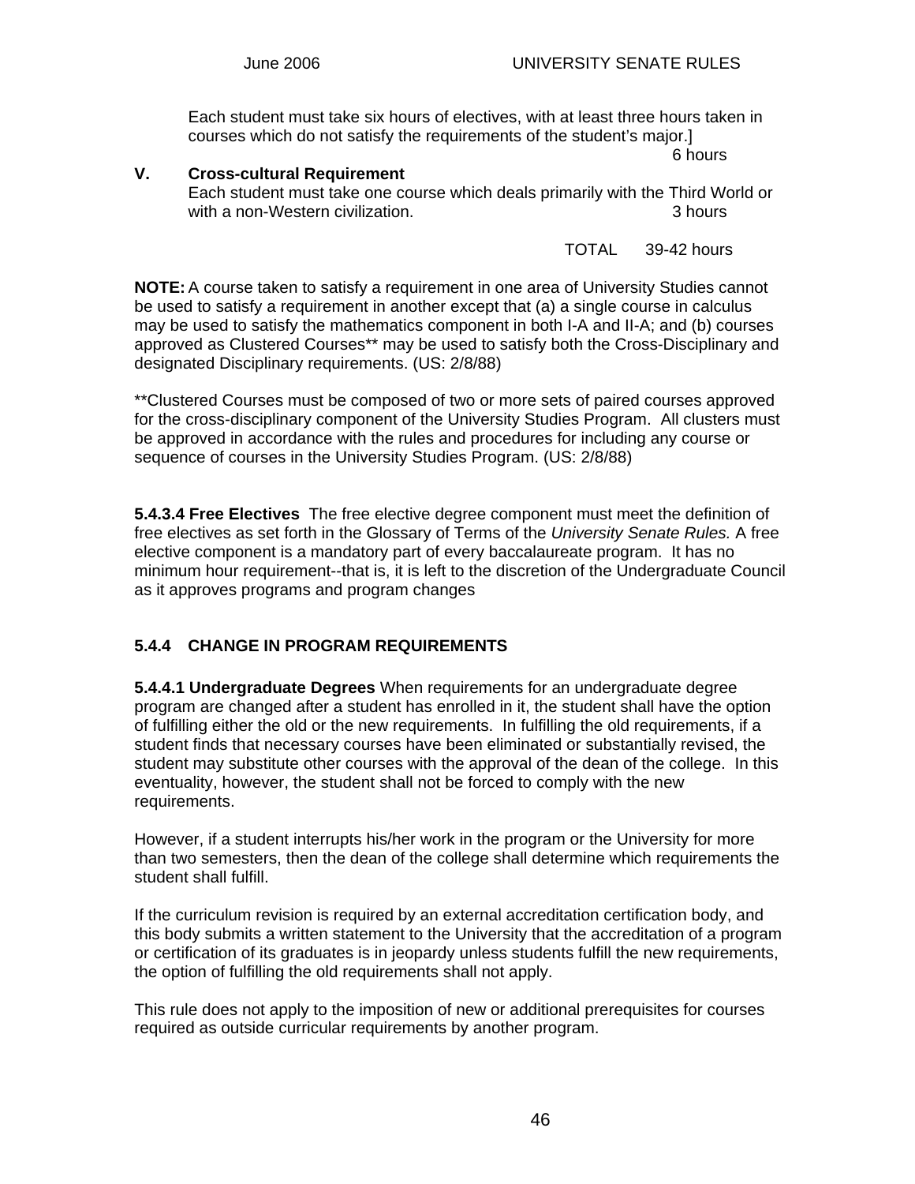Each student must take six hours of electives, with at least three hours taken in courses which do not satisfy the requirements of the student's major.]

6 hours

**V. Cross-cultural Requirement**

Each student must take one course which deals primarily with the Third World or with a non-Western civilization. 3 hours

TOTAL 39-42 hours

**NOTE:** A course taken to satisfy a requirement in one area of University Studies cannot be used to satisfy a requirement in another except that (a) a single course in calculus may be used to satisfy the mathematics component in both I-A and II-A; and (b) courses approved as Clustered Courses** may be used to satisfy both the Cross-Disciplinary and designated Disciplinary requirements. (US: 2/8/88)

**Clustered Courses must be composed of two or more sets of paired courses approved for the cross-disciplinary component of the University Studies Program. All clusters must be approved in accordance with the rules and procedures for including any course or sequence of courses in the University Studies Program. (US: 2/8/88)

**5.4.3.4 Free Electives** The free elective degree component must meet the definition of free electives as set forth in the Glossary of Terms of the *University Senate Rules.* A free elective component is a mandatory part of every baccalaureate program. It has no minimum hour requirement--that is, it is left to the discretion of the Undergraduate Council as it approves programs and program changes

### 5.4.4 CHANGE IN PROGRAM REQUIREMENTS

**5.4.4.1 Undergraduate Degrees** When requirements for an undergraduate degree program are changed after a student has enrolled in it, the student shall have the option of fulfilling either the old or the new requirements. In fulfilling the old requirements, if a student finds that necessary courses have been eliminated or substantially revised, the student may substitute other courses with the approval of the dean of the college. In this eventuality, however, the student shall not be forced to comply with the new requirements.

However, if a student interrupts his/her work in the program or the University for more than two semesters, then the dean of the college shall determine which requirements the student shall fulfill.

If the curriculum revision is required by an external accreditation certification body, and this body submits a written statement to the University that the accreditation of a program or certification of its graduates is in jeopardy unless students fulfill the new requirements, the option of fulfilling the old requirements shall not apply.

This rule does not apply to the imposition of new or additional prerequisites for courses required as outside curricular requirements by another program.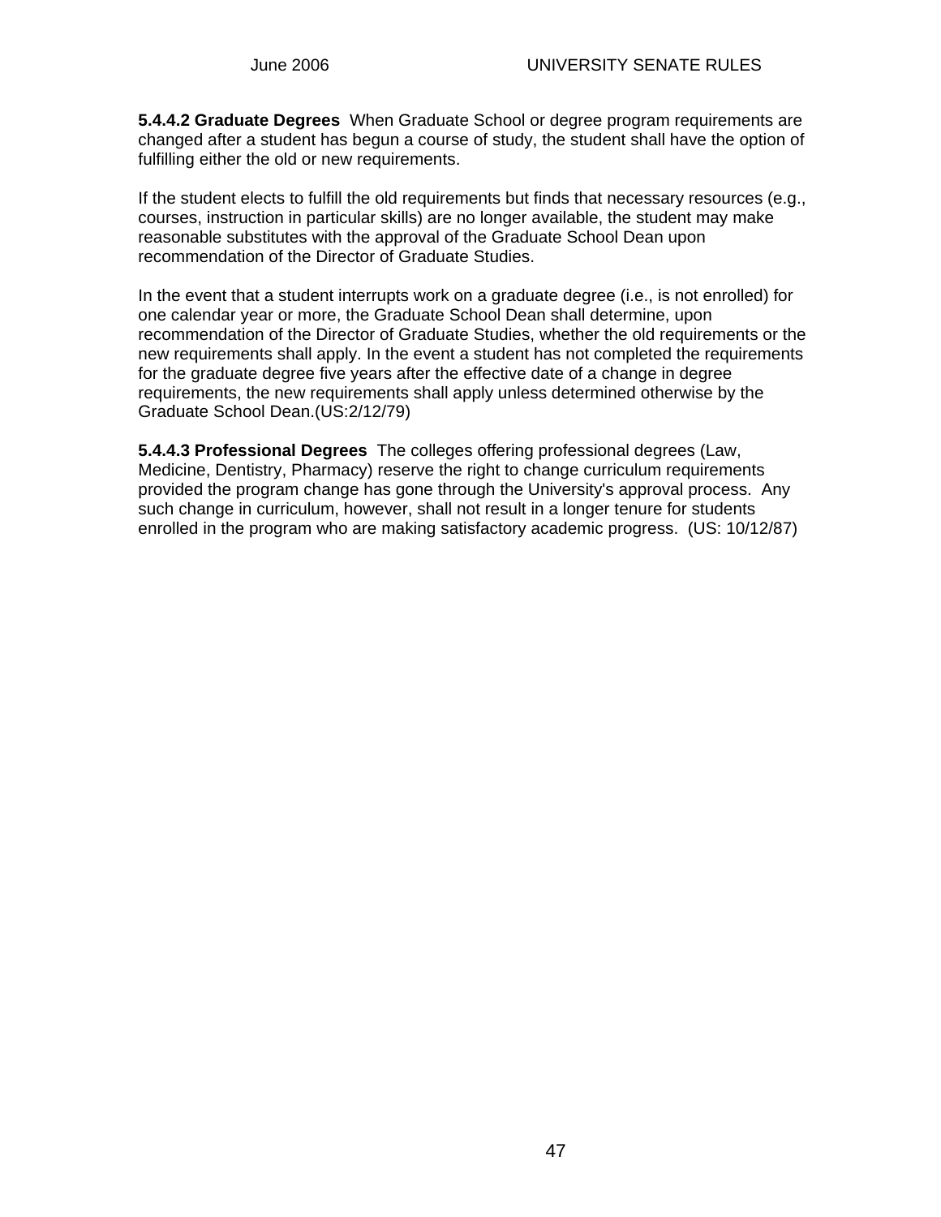**5.4.4.2 Graduate Degrees** When Graduate School or degree program requirements are changed after a student has begun a course of study, the student shall have the option of fulfilling either the old or new requirements.

If the student elects to fulfill the old requirements but finds that necessary resources (e.g., courses, instruction in particular skills) are no longer available, the student may make reasonable substitutes with the approval of the Graduate School Dean upon recommendation of the Director of Graduate Studies.

In the event that a student interrupts work on a graduate degree (i.e., is not enrolled) for one calendar year or more, the Graduate School Dean shall determine, upon recommendation of the Director of Graduate Studies, whether the old requirements or the new requirements shall apply. In the event a student has not completed the requirements for the graduate degree five years after the effective date of a change in degree requirements, the new requirements shall apply unless determined otherwise by the Graduate School Dean.(US:2/12/79)

**5.4.4.3 Professional Degrees** The colleges offering professional degrees (Law, Medicine, Dentistry, Pharmacy) reserve the right to change curriculum requirements provided the program change has gone through the University's approval process. Any such change in curriculum, however, shall not result in a longer tenure for students enrolled in the program who are making satisfactory academic progress. (US: 10/12/87)